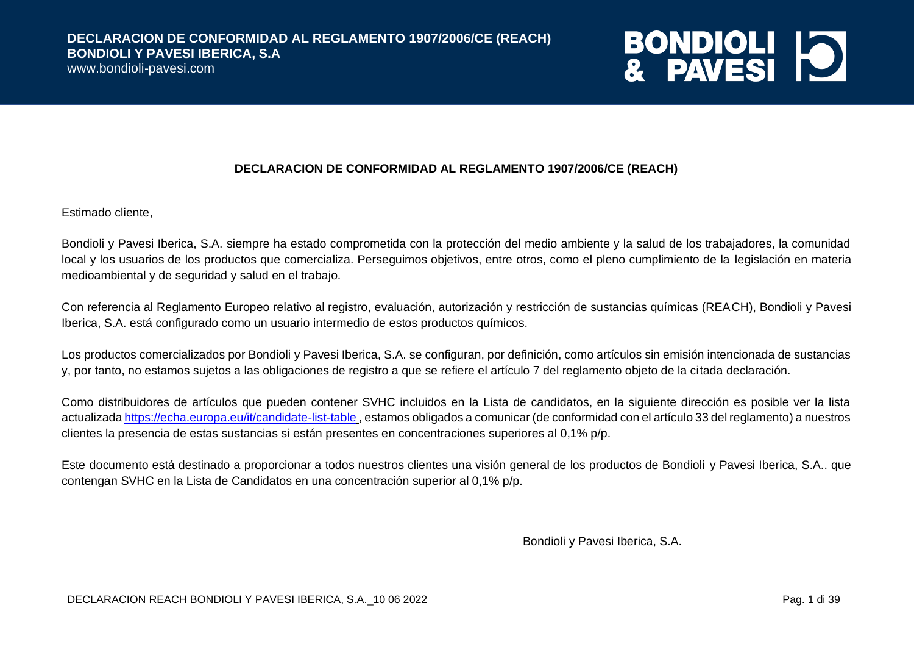# DECLARACION DE CONFORMIDAD AL REGLAMENTO 1907/2006/CE (REACH)

Estimado cliente,

Bondioli y Pavesi Iberica, S.A. siempre ha estado comprometida con la protección del medio ambiente y la salud de los trabajadores, la comunidad local y los usuarios de los productos que comercializa. Perseguimos objetivos, entre otros, como el pleno cumplimiento de la legislación en materia medioambiental y de seguridad y salud en el trabajo.

Con referencia al Reglamento Europeo relativo al registro, evaluación, autorización y restricción de sustancias químicas (REACH), Bondioli y Pavesi Iberica, S.A. está configurado como un usuario intermedio de estos productos químicos.

Los productos comercializados por Bondioli y Pavesi Iberica, S.A. se configuran, por definición, como artículos sin emisión intencionada de sustancias y, por tanto, no estamos sujetos a las obligaciones de registro a que se refiere el artículo 7 del reglamento objeto de la citada declaración.

Como distribuidores de artículos que pueden contener SVHC incluidos en la Lista de candidatos, en la siguiente dirección es posible ver la lista actualizada https://echa.europa.eu/it/candidate-list-table, estamos obligados a comunicar (de conformidad con el artículo 33 del reglamento) a nuestros clientes la presencia de estas sustancias si están presentes en concentraciones superiores al 0,1% p/p.

Este documento está destinado a proporcionar a todos nuestros clientes una visión general de los productos de Bondioli y Pavesi Iberica, S.A.. que contengan SVHC en la Lista de Candidatos en una concentración superior al 0,1% p/p.

Bondioli y Pavesi Iberica, S.A.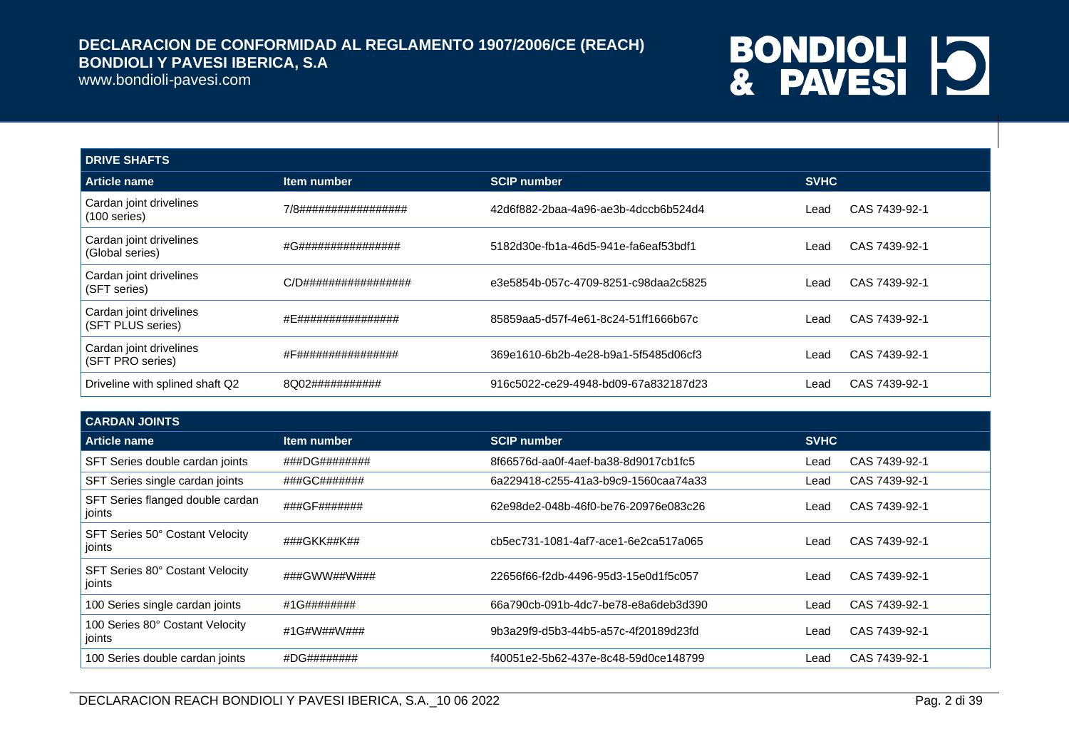| DRIVE SHAFTS | | | | |
|---|---|---|---|---|
| **Article name** | **Item number** | **SCIP number** | **SVHC** | |
| Cardan joint drivelines (100 series) | 7/8################# | 42d6f882-2baa-4a96-ae3b-4dccb6b524d4 | Lead | CAS 7439-92-1 |
| Cardan joint drivelines (Global series) | #G################ | 5182d30e-fb1a-46d5-941e-fa6eaf53bdf1 | Lead | CAS 7439-92-1 |
| Cardan joint drivelines (SFT series) | C/D################# | e3e5854b-057c-4709-8251-c98daa2c5825 | Lead | CAS 7439-92-1 |
| Cardan joint drivelines (SFT PLUS series) | #E################ | 85859aa5-d57f-4e61-8c24-51ff1666b67c | Lead | CAS 7439-92-1 |
| Cardan joint drivelines (SFT PRO series) | #F################ | 369e1610-6b2b-4e28-b9a1-5f5485d06cf3 | Lead | CAS 7439-92-1 |
| Driveline with splined shaft Q2 | 8Q02########### | 916c5022-ce29-4948-bd09-67a832187d23 | Lead | CAS 7439-92-1 |

| CARDAN JOINTS | | | | |
|---|---|---|---|---|
| **Article name** | **Item number** | **SCIP number** | **SVHC** | |
| SFT Series double cardan joints | ###DG######## | 8f66576d-aa0f-4aef-ba38-8d9017cb1fc5 | Lead | CAS 7439-92-1 |
| SFT Series single cardan joints | ###GC####### | 6a229418-c255-41a3-b9c9-1560caa74a33 | Lead | CAS 7439-92-1 |
| SFT Series flanged double cardan joints | ###GF####### | 62e98de2-048b-46f0-be76-20976e083c26 | Lead | CAS 7439-92-1 |
| SFT Series 50° Costant Velocity joints | ###GKK##K## | cb5ec731-1081-4af7-ace1-6e2ca517a065 | Lead | CAS 7439-92-1 |
| SFT Series 80° Costant Velocity joints | ###GWW##W### | 22656f66-f2db-4496-95d3-15e0d1f5c057 | Lead | CAS 7439-92-1 |
| 100 Series single cardan joints | #1G######## | 66a790cb-091b-4dc7-be78-e8a6deb3d390 | Lead | CAS 7439-92-1 |
| 100 Series 80° Costant Velocity joints | #1G#W##W### | 9b3a29f9-d5b3-44b5-a57c-4f20189d23fd | Lead | CAS 7439-92-1 |
| 100 Series double cardan joints | #DG######## | f40051e2-5b62-437e-8c48-59d0ce148799 | Lead | CAS 7439-92-1 |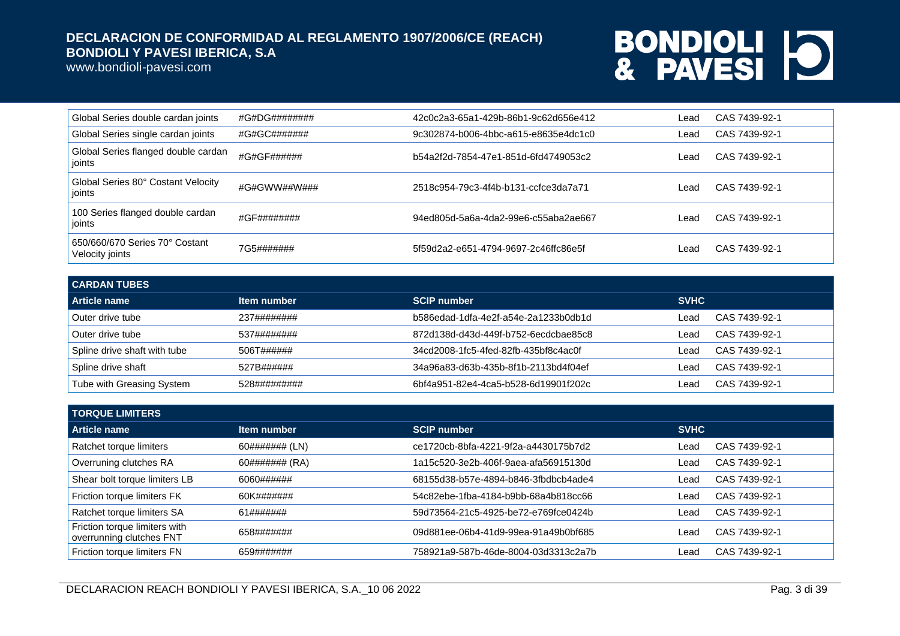| Global Series double cardan joints | #G#DG######## | 42c0c2a3-65a1-429b-86b1-9c62d656e412 | Lead | CAS 7439-92-1 |
|---|---|---|---|---|
| Global Series single cardan joints | #G#GC####### | 9c302874-b006-4bbc-a615-e8635e4dc1c0 | Lead | CAS 7439-92-1 |
| Global Series flanged double cardan joints | #G#GF###### | b54a2f2d-7854-47e1-851d-6fd4749053c2 | Lead | CAS 7439-92-1 |
| Global Series 80° Costant Velocity joints | #G#GWW##W### | 2518c954-79c3-4f4b-b131-ccfce3da7a71 | Lead | CAS 7439-92-1 |
| 100 Series flanged double cardan joints | #GF######## | 94ed805d-5a6a-4da2-99e6-c55aba2ae667 | Lead | CAS 7439-92-1 |
| 650/660/670 Series 70° Costant Velocity joints | 7G5####### | 5f59d2a2-e651-4794-9697-2c46ffc86e5f | Lead | CAS 7439-92-1 |

| CARDAN TUBES | | | | |
|---|---|---|---|---|
| **Article name** | **Item number** | **SCIP number** | **SVHC** | |
| Outer drive tube | 237######## | b586edad-1dfa-4e2f-a54e-2a1233b0db1d | Lead | CAS 7439-92-1 |
| Outer drive tube | 537######## | 872d138d-d43d-449f-b752-6ecdcbae85c8 | Lead | CAS 7439-92-1 |
| Spline drive shaft with tube | 506T###### | 34cd2008-1fc5-4fed-82fb-435bf8c4ac0f | Lead | CAS 7439-92-1 |
| Spline drive shaft | 527B###### | 34a96a83-d63b-435b-8f1b-2113bd4f04ef | Lead | CAS 7439-92-1 |
| Tube with Greasing System | 528######### | 6bf4a951-82e4-4ca5-b528-6d19901f202c | Lead | CAS 7439-92-1 |

| TORQUE LIMITERS | | | | |
|---|---|---|---|---|
| **Article name** | **Item number** | **SCIP number** | **SVHC** | |
| Ratchet torque limiters | 60####### (LN) | ce1720cb-8bfa-4221-9f2a-a4430175b7d2 | Lead | CAS 7439-92-1 |
| Overruning clutches RA | 60####### (RA) | 1a15c520-3e2b-406f-9aea-afa56915130d | Lead | CAS 7439-92-1 |
| Shear bolt torque limiters LB | 6060###### | 68155d38-b57e-4894-b846-3fbdbcb4ade4 | Lead | CAS 7439-92-1 |
| Friction torque limiters FK | 60K####### | 54c82ebe-1fba-4184-b9bb-68a4b818cc66 | Lead | CAS 7439-92-1 |
| Ratchet torque limiters SA | 61####### | 59d73564-21c5-4925-be72-e769fce0424b | Lead | CAS 7439-92-1 |
| Friction torque limiters with overrunning clutches FNT | 658####### | 09d881ee-06b4-41d9-99ea-91a49b0bf685 | Lead | CAS 7439-92-1 |
| Friction torque limiters FN | 659####### | 758921a9-587b-46de-8004-03d3313c2a7b | Lead | CAS 7439-92-1 |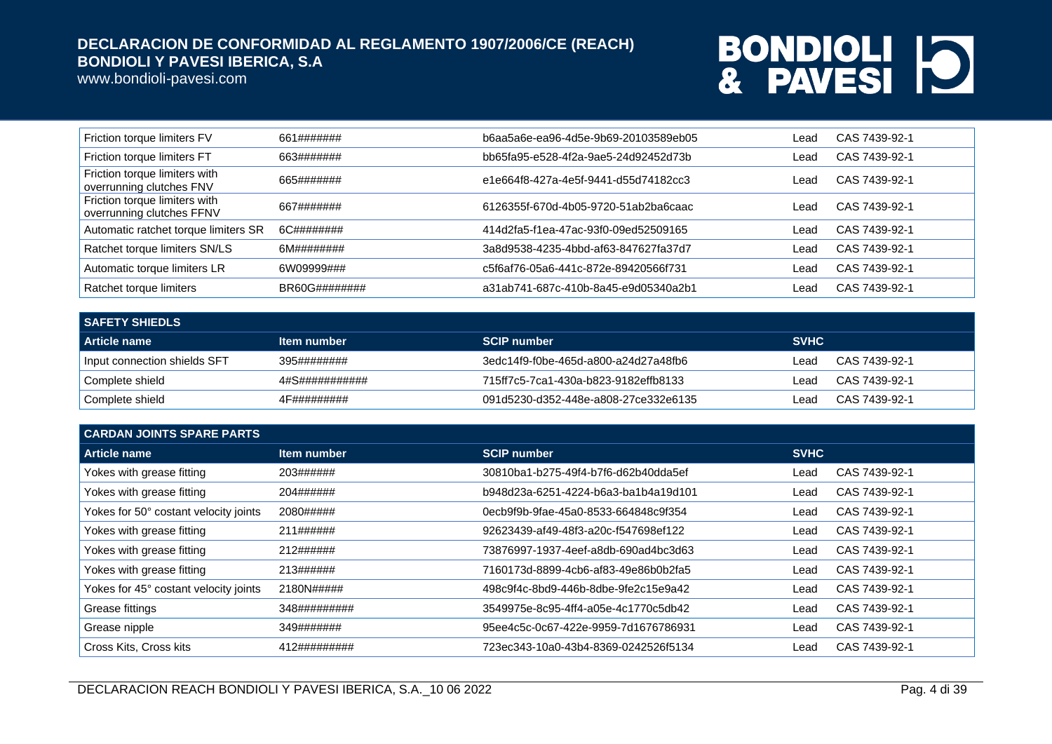| | | | | |
|---|---|---|---|---|
| Friction torque limiters FV | 661####### | b6aa5a6e-ea96-4d5e-9b69-20103589eb05 | Lead | CAS 7439-92-1 |
| Friction torque limiters FT | 663####### | bb65fa95-e528-4f2a-9ae5-24d92452d73b | Lead | CAS 7439-92-1 |
| Friction torque limiters with overrunning clutches FNV | 665####### | e1e664f8-427a-4e5f-9441-d55d74182cc3 | Lead | CAS 7439-92-1 |
| Friction torque limiters with overrunning clutches FFNV | 667####### | 6126355f-670d-4b05-9720-51ab2ba6caac | Lead | CAS 7439-92-1 |
| Automatic ratchet torque limiters SR | 6C######## | 414d2fa5-f1ea-47ac-93f0-09ed52509165 | Lead | CAS 7439-92-1 |
| Ratchet torque limiters SN/LS | 6M######## | 3a8d9538-4235-4bbd-af63-847627fa37d7 | Lead | CAS 7439-92-1 |
| Automatic torque limiters LR | 6W09999### | c5f6af76-05a6-441c-872e-89420566f731 | Lead | CAS 7439-92-1 |
| Ratchet torque limiters | BR60G######## | a31ab741-687c-410b-8a45-e9d05340a2b1 | Lead | CAS 7439-92-1 |

**SAFETY SHIEDLS**

| Article name | Item number | SCIP number | SVHC | |
|---|---|---|---|---|
| Input connection shields SFT | 395######## | 3edc14f9-f0be-465d-a800-a24d27a48fb6 | Lead | CAS 7439-92-1 |
| Complete shield | 4#S########### | 715ff7c5-7ca1-430a-b823-9182effb8133 | Lead | CAS 7439-92-1 |
| Complete shield | 4F######### | 091d5230-d352-448e-a808-27ce332e6135 | Lead | CAS 7439-92-1 |

**CARDAN JOINTS SPARE PARTS**

| Article name | Item number | SCIP number | SVHC | |
|---|---|---|---|---|
| Yokes with grease fitting | 203###### | 30810ba1-b275-49f4-b7f6-d62b40dda5ef | Lead | CAS 7439-92-1 |
| Yokes with grease fitting | 204###### | b948d23a-6251-4224-b6a3-ba1b4a19d101 | Lead | CAS 7439-92-1 |
| Yokes for 50° costant velocity joints | 2080##### | 0ecb9f9b-9fae-45a0-8533-664848c9f354 | Lead | CAS 7439-92-1 |
| Yokes with grease fitting | 211###### | 92623439-af49-48f3-a20c-f547698ef122 | Lead | CAS 7439-92-1 |
| Yokes with grease fitting | 212###### | 73876997-1937-4eef-a8db-690ad4bc3d63 | Lead | CAS 7439-92-1 |
| Yokes with grease fitting | 213###### | 7160173d-8899-4cb6-af83-49e86b0b2fa5 | Lead | CAS 7439-92-1 |
| Yokes for 45° costant velocity joints | 2180N##### | 498c9f4c-8bd9-446b-8dbe-9fe2c15e9a42 | Lead | CAS 7439-92-1 |
| Grease fittings | 348######### | 3549975e-8c95-4ff4-a05e-4c1770c5db42 | Lead | CAS 7439-92-1 |
| Grease nipple | 349####### | 95ee4c5c-0c67-422e-9959-7d1676786931 | Lead | CAS 7439-92-1 |
| Cross Kits, Cross kits | 412######### | 723ec343-10a0-43b4-8369-0242526f5134 | Lead | CAS 7439-92-1 |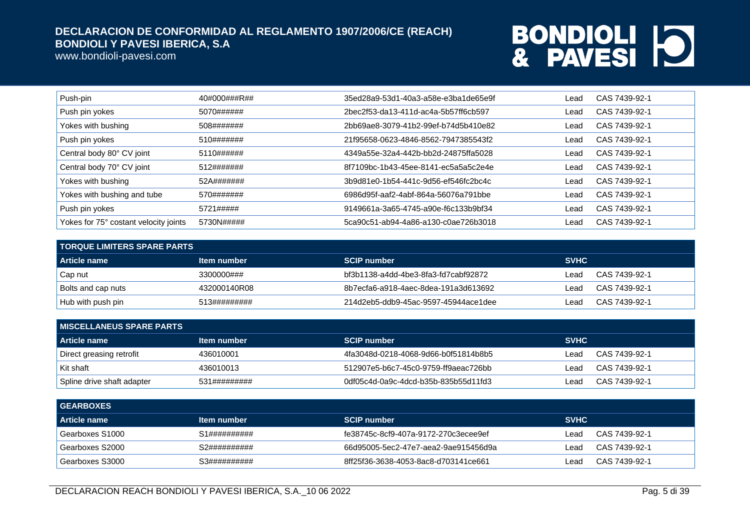| Push-pin | 40#000###R## | 35ed28a9-53d1-40a3-a58e-e3ba1de65e9f | Lead | CAS 7439-92-1 |
|---|---|---|---|---|
| Push pin yokes | 5070###### | 2bec2f53-da13-411d-ac4a-5b57ff6cb597 | Lead | CAS 7439-92-1 |
| Yokes with bushing | 508####### | 2bb69ae8-3079-41b2-99ef-b74d5b410e82 | Lead | CAS 7439-92-1 |
| Push pin yokes | 510####### | 21f95658-0623-4846-8562-7947385543f2 | Lead | CAS 7439-92-1 |
| Central body 80° CV joint | 5110###### | 4349a55e-32a4-442b-bb2d-24875ffa5028 | Lead | CAS 7439-92-1 |
| Central body 70° CV joint | 512####### | 8f7109bc-1b43-45ee-8141-ec5a5a5c2e4e | Lead | CAS 7439-92-1 |
| Yokes with bushing | 52A####### | 3b9d81e0-1b54-441c-9d56-ef546fc2bc4c | Lead | CAS 7439-92-1 |
| Yokes with bushing and tube | 570####### | 6986d95f-aaf2-4abf-864a-56076a791bbe | Lead | CAS 7439-92-1 |
| Push pin yokes | 5721##### | 9149661a-3a65-4745-a90e-f6c133b9bf34 | Lead | CAS 7439-92-1 |
| Yokes for 75° costant velocity joints | 5730N##### | 5ca90c51-ab94-4a86-a130-c0ae726b3018 | Lead | CAS 7439-92-1 |

**TORQUE LIMITERS SPARE PARTS**

| Article name | Item number | SCIP number | SVHC | |
|---|---|---|---|---|
| Cap nut | 3300000### | bf3b1138-a4dd-4be3-8fa3-fd7cabf92872 | Lead | CAS 7439-92-1 |
| Bolts and cap nuts | 432000140R08 | 8b7ecfa6-a918-4aec-8dea-191a3d613692 | Lead | CAS 7439-92-1 |
| Hub with push pin | 513######### | 214d2eb5-ddb9-45ac-9597-45944ace1dee | Lead | CAS 7439-92-1 |

**MISCELLANEUS SPARE PARTS**

| Article name | Item number | SCIP number | SVHC | |
|---|---|---|---|---|
| Direct greasing retrofit | 436010001 | 4fa3048d-0218-4068-9d66-b0f51814b8b5 | Lead | CAS 7439-92-1 |
| Kit shaft | 436010013 | 512907e5-b6c7-45c0-9759-ff9aeac726bb | Lead | CAS 7439-92-1 |
| Spline drive shaft adapter | 531######### | 0df05c4d-0a9c-4dcd-b35b-835b55d11fd3 | Lead | CAS 7439-92-1 |

**GEARBOXES**

| Article name | Item number | SCIP number | SVHC | |
|---|---|---|---|---|
| Gearboxes S1000 | S1########## | fe38745c-8cf9-407a-9172-270c3ecee9ef | Lead | CAS 7439-92-1 |
| Gearboxes S2000 | S2########## | 66d95005-5ec2-47e7-aea2-9ae915456d9a | Lead | CAS 7439-92-1 |
| Gearboxes S3000 | S3########## | 8ff25f36-3638-4053-8ac8-d703141ce661 | Lead | CAS 7439-92-1 |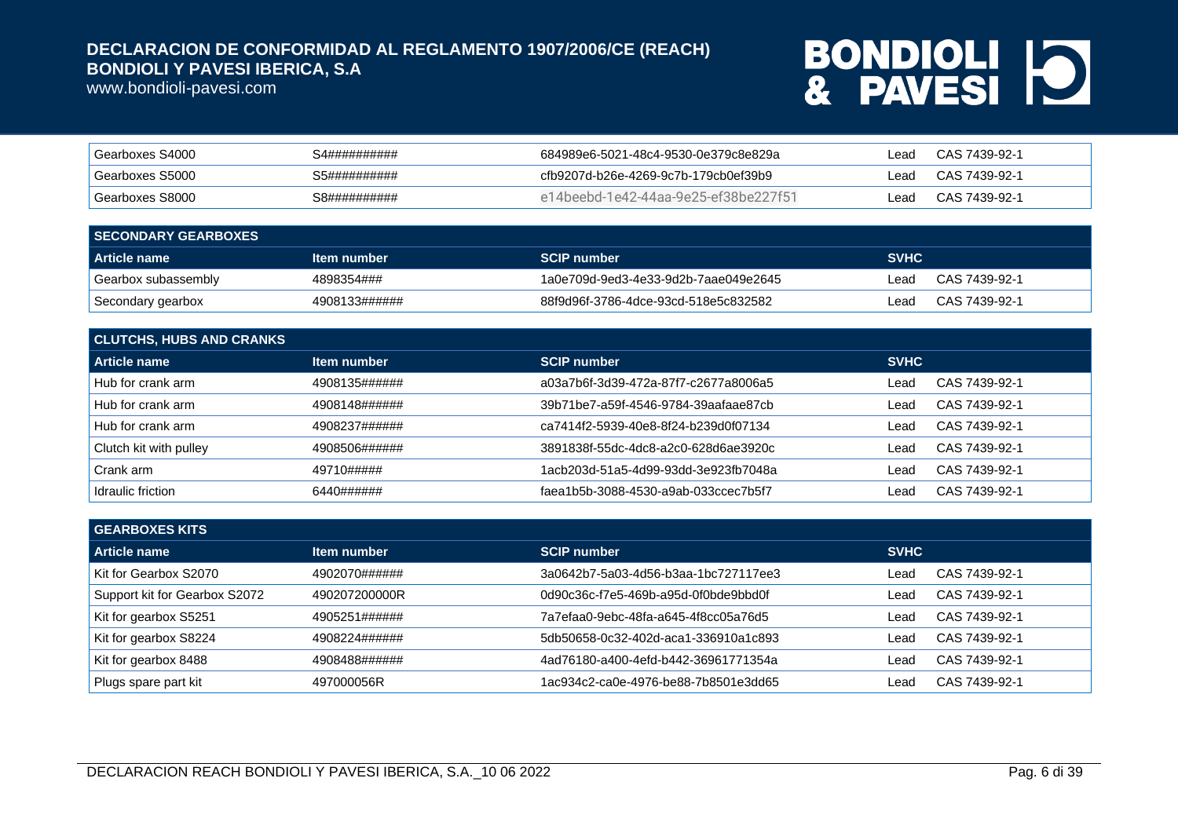| Gearboxes S4000 | S4########## | 684989e6-5021-48c4-9530-0e379c8e829a | Lead | CAS 7439-92-1 |
|---|---|---|---|---|
| Gearboxes S5000 | S5########## | cfb9207d-b26e-4269-9c7b-179cb0ef39b9 | Lead | CAS 7439-92-1 |
| Gearboxes S8000 | S8########## | e14beebd-1e42-44aa-9e25-ef38be227f51 | Lead | CAS 7439-92-1 |

| SECONDARY GEARBOXES | | | | |
|---|---|---|---|---|
| **Article name** | **Item number** | **SCIP number** | **SVHC** | |
| Gearbox subassembly | 4898354### | 1a0e709d-9ed3-4e33-9d2b-7aae049e2645 | Lead | CAS 7439-92-1 |
| Secondary gearbox | 4908133###### | 88f9d96f-3786-4dce-93cd-518e5c832582 | Lead | CAS 7439-92-1 |

| CLUTCHS, HUBS AND CRANKS | | | | |
|---|---|---|---|---|
| **Article name** | **Item number** | **SCIP number** | **SVHC** | |
| Hub for crank arm | 4908135###### | a03a7b6f-3d39-472a-87f7-c2677a8006a5 | Lead | CAS 7439-92-1 |
| Hub for crank arm | 4908148###### | 39b71be7-a59f-4546-9784-39aafaae87cb | Lead | CAS 7439-92-1 |
| Hub for crank arm | 4908237###### | ca7414f2-5939-40e8-8f24-b239d0f07134 | Lead | CAS 7439-92-1 |
| Clutch kit with pulley | 4908506###### | 3891838f-55dc-4dc8-a2c0-628d6ae3920c | Lead | CAS 7439-92-1 |
| Crank arm | 49710##### | 1acb203d-51a5-4d99-93dd-3e923fb7048a | Lead | CAS 7439-92-1 |
| Idraulic friction | 6440###### | faea1b5b-3088-4530-a9ab-033ccec7b5f7 | Lead | CAS 7439-92-1 |

| GEARBOXES KITS | | | | |
|---|---|---|---|---|
| **Article name** | **Item number** | **SCIP number** | **SVHC** | |
| Kit for Gearbox S2070 | 4902070###### | 3a0642b7-5a03-4d56-b3aa-1bc727117ee3 | Lead | CAS 7439-92-1 |
| Support kit for Gearbox S2072 | 490207200000R | 0d90c36c-f7e5-469b-a95d-0f0bde9bbd0f | Lead | CAS 7439-92-1 |
| Kit for gearbox S5251 | 4905251###### | 7a7efaa0-9ebc-48fa-a645-4f8cc05a76d5 | Lead | CAS 7439-92-1 |
| Kit for gearbox S8224 | 4908224###### | 5db50658-0c32-402d-aca1-336910a1c893 | Lead | CAS 7439-92-1 |
| Kit for gearbox 8488 | 4908488###### | 4ad76180-a400-4efd-b442-36961771354a | Lead | CAS 7439-92-1 |
| Plugs spare part kit | 497000056R | 1ac934c2-ca0e-4976-be88-7b8501e3dd65 | Lead | CAS 7439-92-1 |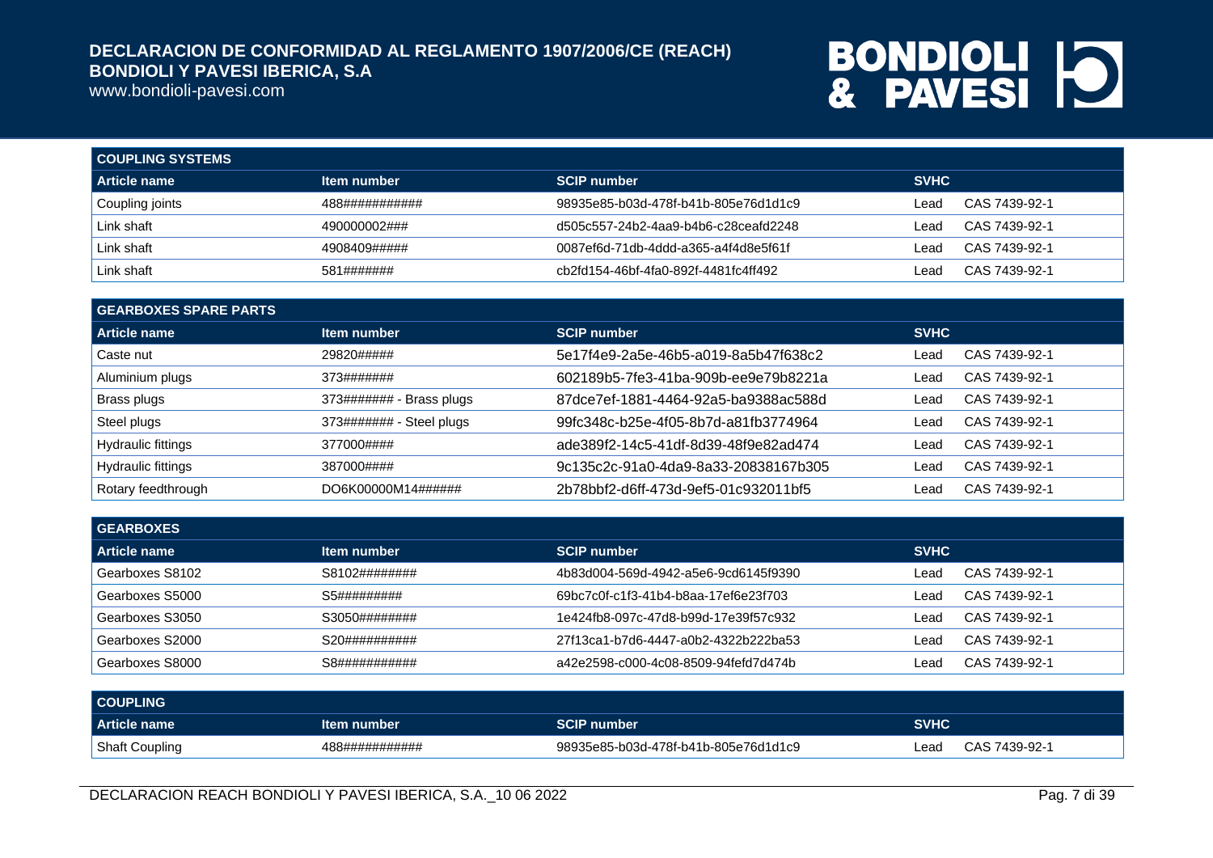## COUPLING SYSTEMS

| Article name | Item number | SCIP number | SVHC | |
|---|---|---|---|---|
| Coupling joints | 488########### | 98935e85-b03d-478f-b41b-805e76d1d1c9 | Lead | CAS 7439-92-1 |
| Link shaft | 490000002### | d505c557-24b2-4aa9-b4b6-c28ceafd2248 | Lead | CAS 7439-92-1 |
| Link shaft | 4908409##### | 0087ef6d-71db-4ddd-a365-a4f4d8e5f61f | Lead | CAS 7439-92-1 |
| Link shaft | 581####### | cb2fd154-46bf-4fa0-892f-4481fc4ff492 | Lead | CAS 7439-92-1 |

## GEARBOXES SPARE PARTS

| Article name | Item number | SCIP number | SVHC | |
|---|---|---|---|---|
| Caste nut | 29820##### | 5e17f4e9-2a5e-46b5-a019-8a5b47f638c2 | Lead | CAS 7439-92-1 |
| Aluminium plugs | 373####### | 602189b5-7fe3-41ba-909b-ee9e79b8221a | Lead | CAS 7439-92-1 |
| Brass plugs | 373####### - Brass plugs | 87dce7ef-1881-4464-92a5-ba9388ac588d | Lead | CAS 7439-92-1 |
| Steel plugs | 373####### - Steel plugs | 99fc348c-b25e-4f05-8b7d-a81fb3774964 | Lead | CAS 7439-92-1 |
| Hydraulic fittings | 377000#### | ade389f2-14c5-41df-8d39-48f9e82ad474 | Lead | CAS 7439-92-1 |
| Hydraulic fittings | 387000#### | 9c135c2c-91a0-4da9-8a33-20838167b305 | Lead | CAS 7439-92-1 |
| Rotary feedthrough | DO6K00000M14###### | 2b78bbf2-d6ff-473d-9ef5-01c932011bf5 | Lead | CAS 7439-92-1 |

## GEARBOXES

| Article name | Item number | SCIP number | SVHC | |
|---|---|---|---|---|
| Gearboxes S8102 | S8102######## | 4b83d004-569d-4942-a5e6-9cd6145f9390 | Lead | CAS 7439-92-1 |
| Gearboxes S5000 | S5######### | 69bc7c0f-c1f3-41b4-b8aa-17ef6e23f703 | Lead | CAS 7439-92-1 |
| Gearboxes S3050 | S3050######## | 1e424fb8-097c-47d8-b99d-17e39f57c932 | Lead | CAS 7439-92-1 |
| Gearboxes S2000 | S20########## | 27f13ca1-b7d6-4447-a0b2-4322b222ba53 | Lead | CAS 7439-92-1 |
| Gearboxes S8000 | S8########### | a42e2598-c000-4c08-8509-94fefd7d474b | Lead | CAS 7439-92-1 |

## COUPLING

| Article name | Item number | SCIP number | SVHC | |
|---|---|---|---|---|
| Shaft Coupling | 488########### | 98935e85-b03d-478f-b41b-805e76d1d1c9 | Lead | CAS 7439-92-1 |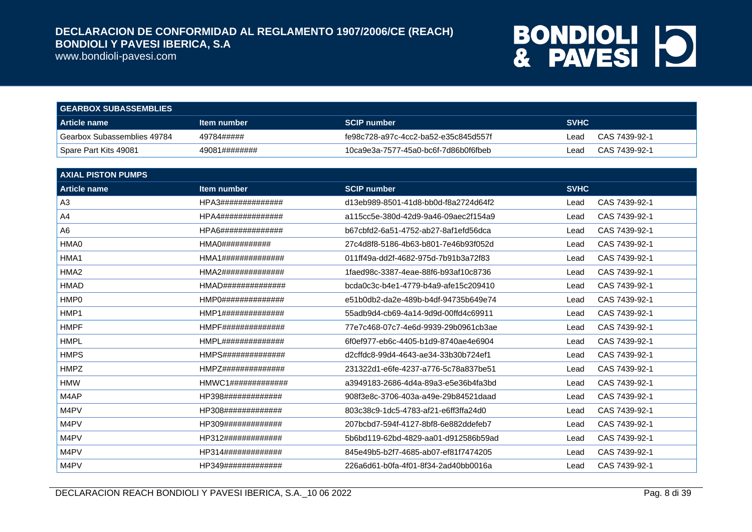| GEARBOX SUBASSEMBLIES | | | |
|---|---|---|---|
| **Article name** | **Item number** | **SCIP number** | **SVHC** |
| Gearbox Subassemblies 49784 | 49784##### | fe98c728-a97c-4cc2-ba52-e35c845d557f | Lead CAS 7439-92-1 |
| Spare Part Kits 49081 | 49081######## | 10ca9e3a-7577-45a0-bc6f-7d86b0f6fbeb | Lead CAS 7439-92-1 |

| AXIAL PISTON PUMPS | | | |
|---|---|---|---|
| **Article name** | **Item number** | **SCIP number** | **SVHC** |
| A3 | HPA3############## | d13eb989-8501-41d8-bb0d-f8a2724d64f2 | Lead CAS 7439-92-1 |
| A4 | HPA4############## | a115cc5e-380d-42d9-9a46-09aec2f154a9 | Lead CAS 7439-92-1 |
| A6 | HPA6############## | b67cbfd2-6a51-4752-ab27-8af1efd56dca | Lead CAS 7439-92-1 |
| HMA0 | HMA0########### | 27c4d8f8-5186-4b63-b801-7e46b93f052d | Lead CAS 7439-92-1 |
| HMA1 | HMA1############## | 011ff49a-dd2f-4682-975d-7b91b3a72f83 | Lead CAS 7439-92-1 |
| HMA2 | HMA2############## | 1faed98c-3387-4eae-88f6-b93af10c8736 | Lead CAS 7439-92-1 |
| HMAD | HMAD############## | bcda0c3c-b4e1-4779-b4a9-afe15c209410 | Lead CAS 7439-92-1 |
| HMP0 | HMP0############## | e51b0db2-da2e-489b-b4df-94735b649e74 | Lead CAS 7439-92-1 |
| HMP1 | HMP1############## | 55adb9d4-cb69-4a14-9d9d-00ffd4c69911 | Lead CAS 7439-92-1 |
| HMPF | HMPF############## | 77e7c468-07c7-4e6d-9939-29b0961cb3ae | Lead CAS 7439-92-1 |
| HMPL | HMPL############## | 6f0ef977-eb6c-4405-b1d9-8740ae4e6904 | Lead CAS 7439-92-1 |
| HMPS | HMPS############## | d2cffdc8-99d4-4643-ae34-33b30b724ef1 | Lead CAS 7439-92-1 |
| HMPZ | HMPZ############## | 231322d1-e6fe-4237-a776-5c78a837be51 | Lead CAS 7439-92-1 |
| HMW | HMWC1############# | a3949183-2686-4d4a-89a3-e5e36b4fa3bd | Lead CAS 7439-92-1 |
| M4AP | HP398############# | 908f3e8c-3706-403a-a49e-29b84521daad | Lead CAS 7439-92-1 |
| M4PV | HP308############# | 803c38c9-1dc5-4783-af21-e6ff3ffa24d0 | Lead CAS 7439-92-1 |
| M4PV | HP309############# | 207bcbd7-594f-4127-8bf8-6e882ddefeb7 | Lead CAS 7439-92-1 |
| M4PV | HP312############# | 5b6bd119-62bd-4829-aa01-d912586b59ad | Lead CAS 7439-92-1 |
| M4PV | HP314############# | 845e49b5-b2f7-4685-ab07-ef81f7474205 | Lead CAS 7439-92-1 |
| M4PV | HP349############# | 226a6d61-b0fa-4f01-8f34-2ad40bb0016a | Lead CAS 7439-92-1 |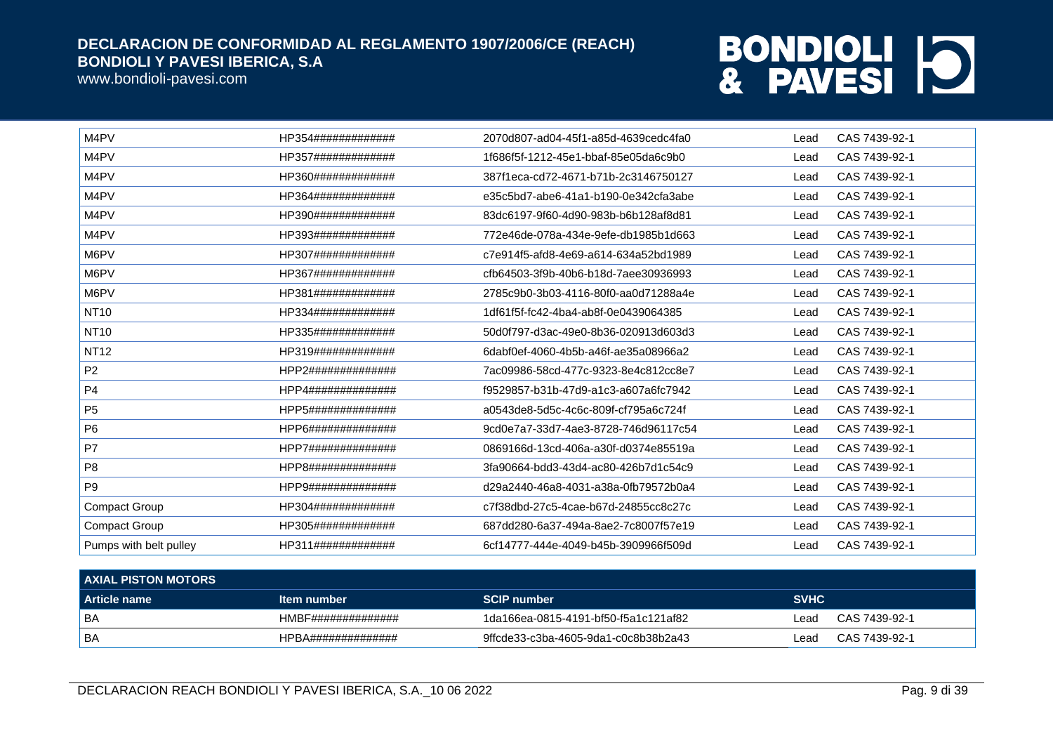| | | | | |
|---|---|---|---|---|
| M4PV | HP354############# | 2070d807-ad04-45f1-a85d-4639cedc4fa0 | Lead | CAS 7439-92-1 |
| M4PV | HP357############# | 1f686f5f-1212-45e1-bbaf-85e05da6c9b0 | Lead | CAS 7439-92-1 |
| M4PV | HP360############# | 387f1eca-cd72-4671-b71b-2c3146750127 | Lead | CAS 7439-92-1 |
| M4PV | HP364############# | e35c5bd7-abe6-41a1-b190-0e342cfa3abe | Lead | CAS 7439-92-1 |
| M4PV | HP390############# | 83dc6197-9f60-4d90-983b-b6b128af8d81 | Lead | CAS 7439-92-1 |
| M4PV | HP393############# | 772e46de-078a-434e-9efe-db1985b1d663 | Lead | CAS 7439-92-1 |
| M6PV | HP307############# | c7e914f5-afd8-4e69-a614-634a52bd1989 | Lead | CAS 7439-92-1 |
| M6PV | HP367############# | cfb64503-3f9b-40b6-b18d-7aee30936993 | Lead | CAS 7439-92-1 |
| M6PV | HP381############# | 2785c9b0-3b03-4116-80f0-aa0d71288a4e | Lead | CAS 7439-92-1 |
| NT10 | HP334############# | 1df61f5f-fc42-4ba4-ab8f-0e0439064385 | Lead | CAS 7439-92-1 |
| NT10 | HP335############# | 50d0f797-d3ac-49e0-8b36-020913d603d3 | Lead | CAS 7439-92-1 |
| NT12 | HP319############# | 6dabf0ef-4060-4b5b-a46f-ae35a08966a2 | Lead | CAS 7439-92-1 |
| P2 | HPP2############## | 7ac09986-58cd-477c-9323-8e4c812cc8e7 | Lead | CAS 7439-92-1 |
| P4 | HPP4############## | f9529857-b31b-47d9-a1c3-a607a6fc7942 | Lead | CAS 7439-92-1 |
| P5 | HPP5############## | a0543de8-5d5c-4c6c-809f-cf795a6c724f | Lead | CAS 7439-92-1 |
| P6 | HPP6############## | 9cd0e7a7-33d7-4ae3-8728-746d96117c54 | Lead | CAS 7439-92-1 |
| P7 | HPP7############## | 0869166d-13cd-406a-a30f-d0374e85519a | Lead | CAS 7439-92-1 |
| P8 | HPP8############## | 3fa90664-bdd3-43d4-ac80-426b7d1c54c9 | Lead | CAS 7439-92-1 |
| P9 | HPP9############## | d29a2440-46a8-4031-a38a-0fb79572b0a4 | Lead | CAS 7439-92-1 |
| Compact Group | HP304############# | c7f38dbd-27c5-4cae-b67d-24855cc8c27c | Lead | CAS 7439-92-1 |
| Compact Group | HP305############# | 687dd280-6a37-494a-8ae2-7c8007f57e19 | Lead | CAS 7439-92-1 |
| Pumps with belt pulley | HP311############# | 6cf14777-444e-4049-b45b-3909966f509d | Lead | CAS 7439-92-1 |

| AXIAL PISTON MOTORS | | | | |
|---|---|---|---|---|
| **Article name** | **Item number** | **SCIP number** | **SVHC** | |
| BA | HMBF############## | 1da166ea-0815-4191-bf50-f5a1c121af82 | Lead | CAS 7439-92-1 |
| BA | HPBA############## | 9ffcde33-c3ba-4605-9da1-c0c8b38b2a43 | Lead | CAS 7439-92-1 |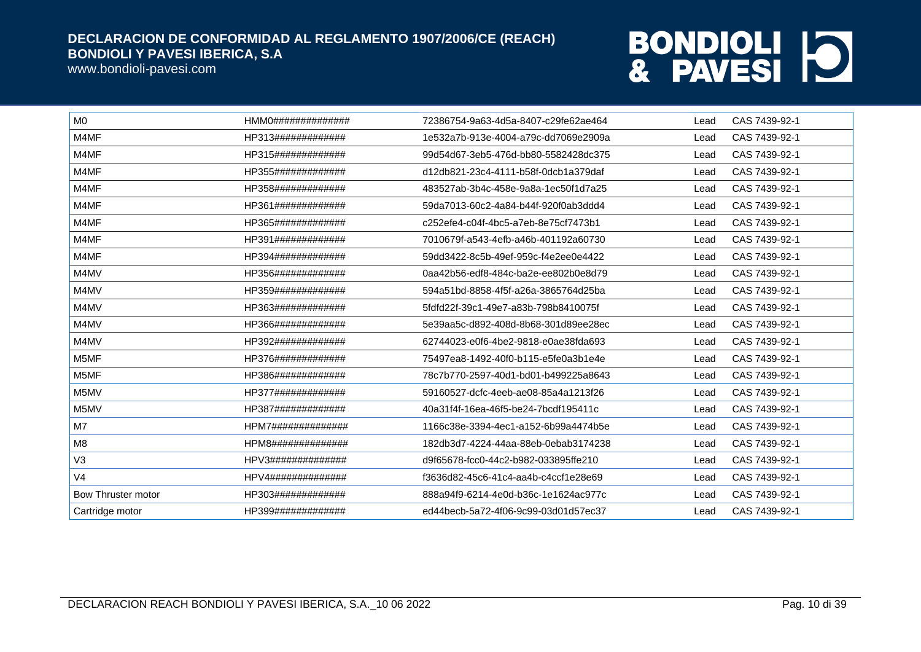| | | | | |
|---|---|---|---|---|
| M0 | HMM0############### | 72386754-9a63-4d5a-8407-c29fe62ae464 | Lead | CAS 7439-92-1 |
| M4MF | HP313############# | 1e532a7b-913e-4004-a79c-dd7069e2909a | Lead | CAS 7439-92-1 |
| M4MF | HP315############# | 99d54d67-3eb5-476d-bb80-5582428dc375 | Lead | CAS 7439-92-1 |
| M4MF | HP355############# | d12db821-23c4-4111-b58f-0dcb1a379daf | Lead | CAS 7439-92-1 |
| M4MF | HP358############# | 483527ab-3b4c-458e-9a8a-1ec50f1d7a25 | Lead | CAS 7439-92-1 |
| M4MF | HP361############# | 59da7013-60c2-4a84-b44f-920f0ab3ddd4 | Lead | CAS 7439-92-1 |
| M4MF | HP365############# | c252efe4-c04f-4bc5-a7eb-8e75cf7473b1 | Lead | CAS 7439-92-1 |
| M4MF | HP391############# | 7010679f-a543-4efb-a46b-401192a60730 | Lead | CAS 7439-92-1 |
| M4MF | HP394############# | 59dd3422-8c5b-49ef-959c-f4e2ee0e4422 | Lead | CAS 7439-92-1 |
| M4MV | HP356############# | 0aa42b56-edf8-484c-ba2e-ee802b0e8d79 | Lead | CAS 7439-92-1 |
| M4MV | HP359############# | 594a51bd-8858-4f5f-a26a-3865764d25ba | Lead | CAS 7439-92-1 |
| M4MV | HP363############# | 5fdfd22f-39c1-49e7-a83b-798b8410075f | Lead | CAS 7439-92-1 |
| M4MV | HP366############# | 5e39aa5c-d892-408d-8b68-301d89ee28ec | Lead | CAS 7439-92-1 |
| M4MV | HP392############# | 62744023-e0f6-4be2-9818-e0ae38fda693 | Lead | CAS 7439-92-1 |
| M5MF | HP376############# | 75497ea8-1492-40f0-b115-e5fe0a3b1e4e | Lead | CAS 7439-92-1 |
| M5MF | HP386############# | 78c7b770-2597-40d1-bd01-b499225a8643 | Lead | CAS 7439-92-1 |
| M5MV | HP377############# | 59160527-dcfc-4eeb-ae08-85a4a1213f26 | Lead | CAS 7439-92-1 |
| M5MV | HP387############# | 40a31f4f-16ea-46f5-be24-7bcdf195411c | Lead | CAS 7439-92-1 |
| M7 | HPM7############### | 1166c38e-3394-4ec1-a152-6b99a4474b5e | Lead | CAS 7439-92-1 |
| M8 | HPM8############### | 182db3d7-4224-44aa-88eb-0ebab3174238 | Lead | CAS 7439-92-1 |
| V3 | HPV3############### | d9f65678-fcc0-44c2-b982-033895ffe210 | Lead | CAS 7439-92-1 |
| V4 | HPV4############### | f3636d82-45c6-41c4-aa4b-c4ccf1e28e69 | Lead | CAS 7439-92-1 |
| Bow Thruster motor | HP303############# | 888a94f9-6214-4e0d-b36c-1e1624ac977c | Lead | CAS 7439-92-1 |
| Cartridge motor | HP399############# | ed44becb-5a72-4f06-9c99-03d01d57ec37 | Lead | CAS 7439-92-1 |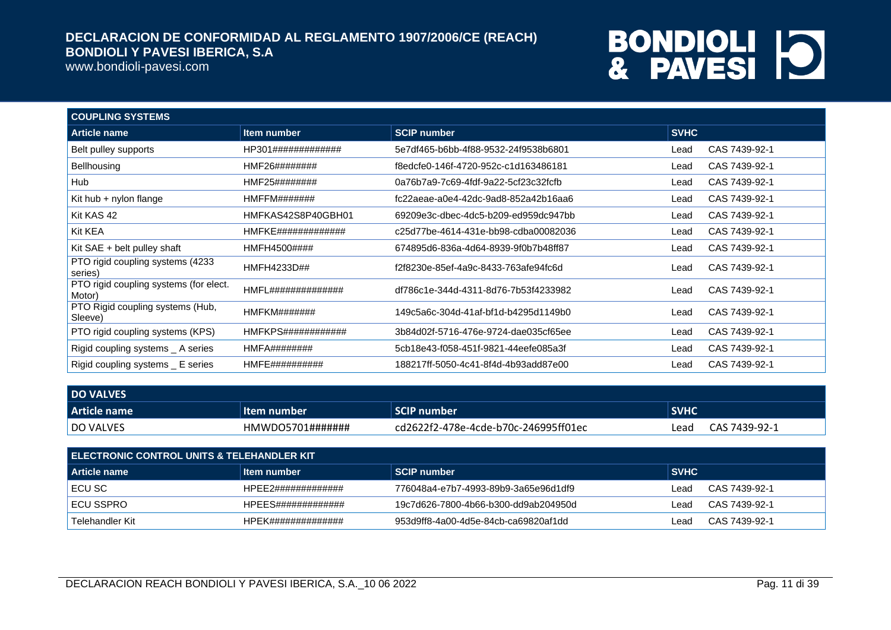| COUPLING SYSTEMS | | | | |
|---|---|---|---|---|
| **Article name** | **Item number** | **SCIP number** | **SVHC** | |
| Belt pulley supports | HP301############# | 5e7df465-b6bb-4f88-9532-24f9538b6801 | Lead | CAS 7439-92-1 |
| Bellhousing | HMF26######## | f8edcfe0-146f-4720-952c-c1d163486181 | Lead | CAS 7439-92-1 |
| Hub | HMF25######## | 0a76b7a9-7c69-4fdf-9a22-5cf23c32fcfb | Lead | CAS 7439-92-1 |
| Kit hub + nylon flange | HMFFM####### | fc22aeae-a0e4-42dc-9ad8-852a42b16aa6 | Lead | CAS 7439-92-1 |
| Kit KAS 42 | HMFKAS42S8P40GBH01 | 69209e3c-dbec-4dc5-b209-ed959dc947bb | Lead | CAS 7439-92-1 |
| Kit KEA | HMFKE############# | c25d77be-4614-431e-bb98-cdba00082036 | Lead | CAS 7439-92-1 |
| Kit SAE + belt pulley shaft | HMFH4500#### | 674895d6-836a-4d64-8939-9f0b7b48ff87 | Lead | CAS 7439-92-1 |
| PTO rigid coupling systems (4233 series) | HMFH4233D## | f2f8230e-85ef-4a9c-8433-763afe94fc6d | Lead | CAS 7439-92-1 |
| PTO rigid coupling systems (for elect. Motor) | HMFL############## | df786c1e-344d-4311-8d76-7b53f4233982 | Lead | CAS 7439-92-1 |
| PTO Rigid coupling systems (Hub, Sleeve) | HMFKM####### | 149c5a6c-304d-41af-bf1d-b4295d1149b0 | Lead | CAS 7439-92-1 |
| PTO rigid coupling systems (KPS) | HMFKPS############ | 3b84d02f-5716-476e-9724-dae035cf65ee | Lead | CAS 7439-92-1 |
| Rigid coupling systems _ A series | HMFA######## | 5cb18e43-f058-451f-9821-44eefe085a3f | Lead | CAS 7439-92-1 |
| Rigid coupling systems _ E series | HMFE########## | 188217ff-5050-4c41-8f4d-4b93add87e00 | Lead | CAS 7439-92-1 |

| DO VALVES | | | | |
|---|---|---|---|---|
| **Article name** | **Item number** | **SCIP number** | **SVHC** | |
| DO VALVES | HMWDO5701####### | cd2622f2-478e-4cde-b70c-246995ff01ec | Lead | CAS 7439-92-1 |

| ELECTRONIC CONTROL UNITS & TELEHANDLER KIT | | | | |
|---|---|---|---|---|
| **Article name** | **Item number** | **SCIP number** | **SVHC** | |
| ECU SC | HPEE2############# | 776048a4-e7b7-4993-89b9-3a65e96d1df9 | Lead | CAS 7439-92-1 |
| ECU SSPRO | HPEES############# | 19c7d626-7800-4b66-b300-dd9ab204950d | Lead | CAS 7439-92-1 |
| Telehandler Kit | HPEK############## | 953d9ff8-4a00-4d5e-84cb-ca69820af1dd | Lead | CAS 7439-92-1 |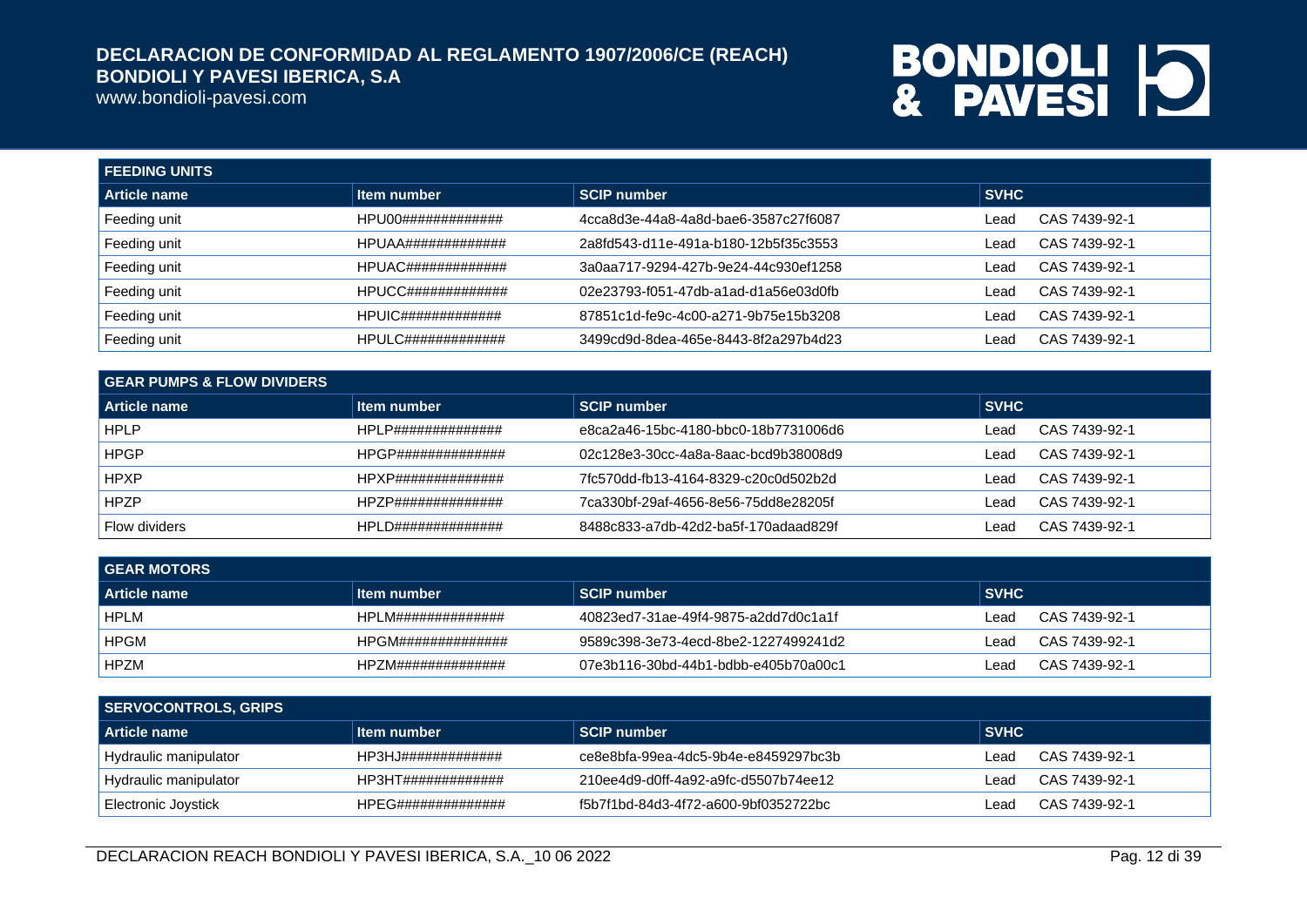| FEEDING UNITS | | | |
|---|---|---|---|
| **Article name** | **Item number** | **SCIP number** | **SVHC** |
| Feeding unit | HPU00############## | 4cca8d3e-44a8-4a8d-bae6-3587c27f6087 | Lead CAS 7439-92-1 |
| Feeding unit | HPUAA############## | 2a8fd543-d11e-491a-b180-12b5f35c3553 | Lead CAS 7439-92-1 |
| Feeding unit | HPUAC############## | 3a0aa717-9294-427b-9e24-44c930ef1258 | Lead CAS 7439-92-1 |
| Feeding unit | HPUCC############## | 02e23793-f051-47db-a1ad-d1a56e03d0fb | Lead CAS 7439-92-1 |
| Feeding unit | HPUIC############## | 87851c1d-fe9c-4c00-a271-9b75e15b3208 | Lead CAS 7439-92-1 |
| Feeding unit | HPULC############## | 3499cd9d-8dea-465e-8443-8f2a297b4d23 | Lead CAS 7439-92-1 |

| GEAR PUMPS & FLOW DIVIDERS | | | |
|---|---|---|---|
| **Article name** | **Item number** | **SCIP number** | **SVHC** |
| HPLP | HPLP############### | e8ca2a46-15bc-4180-bbc0-18b7731006d6 | Lead CAS 7439-92-1 |
| HPGP | HPGP############### | 02c128e3-30cc-4a8a-8aac-bcd9b38008d9 | Lead CAS 7439-92-1 |
| HPXP | HPXP############### | 7fc570dd-fb13-4164-8329-c20c0d502b2d | Lead CAS 7439-92-1 |
| HPZP | HPZP############### | 7ca330bf-29af-4656-8e56-75dd8e28205f | Lead CAS 7439-92-1 |
| Flow dividers | HPLD############### | 8488c833-a7db-42d2-ba5f-170adaad829f | Lead CAS 7439-92-1 |

| GEAR MOTORS | | | |
|---|---|---|---|
| **Article name** | **Item number** | **SCIP number** | **SVHC** |
| HPLM | HPLM############### | 40823ed7-31ae-49f4-9875-a2dd7d0c1a1f | Lead CAS 7439-92-1 |
| HPGM | HPGM############### | 9589c398-3e73-4ecd-8be2-1227499241d2 | Lead CAS 7439-92-1 |
| HPZM | HPZM############### | 07e3b116-30bd-44b1-bdbb-e405b70a00c1 | Lead CAS 7439-92-1 |

| SERVOCONTROLS, GRIPS | | | |
|---|---|---|---|
| **Article name** | **Item number** | **SCIP number** | **SVHC** |
| Hydraulic manipulator | HP3HJ############## | ce8e8bfa-99ea-4dc5-9b4e-e8459297bc3b | Lead CAS 7439-92-1 |
| Hydraulic manipulator | HP3HT############## | 210ee4d9-d0ff-4a92-a9fc-d5507b74ee12 | Lead CAS 7439-92-1 |
| Electronic Joystick | HPEG############### | f5b7f1bd-84d3-4f72-a600-9bf0352722bc | Lead CAS 7439-92-1 |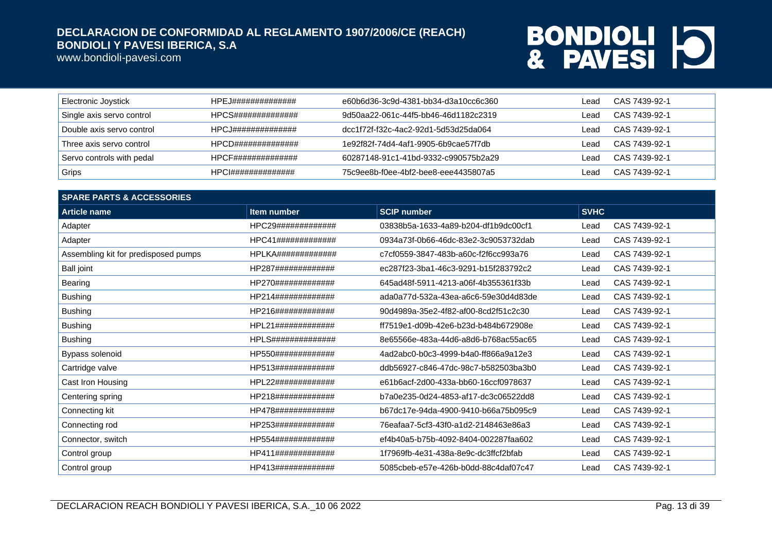| | | | | |
|---|---|---|---|---|
| Electronic Joystick | HPEJ############## | e60b6d36-3c9d-4381-bb34-d3a10cc6c360 | Lead | CAS 7439-92-1 |
| Single axis servo control | HPCS############## | 9d50aa22-061c-44f5-bb46-46d1182c2319 | Lead | CAS 7439-92-1 |
| Double axis servo control | HPCJ############## | dcc1f72f-f32c-4ac2-92d1-5d53d25da064 | Lead | CAS 7439-92-1 |
| Three axis servo control | HPCD############## | 1e92f82f-74d4-4af1-9905-6b9cae57f7db | Lead | CAS 7439-92-1 |
| Servo controls with pedal | HPCF############## | 60287148-91c1-41bd-9332-c990575b2a29 | Lead | CAS 7439-92-1 |
| Grips | HPCI############## | 75c9ee8b-f0ee-4bf2-bee8-eee4435807a5 | Lead | CAS 7439-92-1 |

**SPARE PARTS & ACCESSORIES**

| Article name | Item number | SCIP number | SVHC | |
|---|---|---|---|---|
| Adapter | HPC29############# | 03838b5a-1633-4a89-b204-df1b9dc00cf1 | Lead | CAS 7439-92-1 |
| Adapter | HPC41############# | 0934a73f-0b66-46dc-83e2-3c9053732dab | Lead | CAS 7439-92-1 |
| Assembling kit for predisposed pumps | HPLKA############# | c7cf0559-3847-483b-a60c-f2f6cc993a76 | Lead | CAS 7439-92-1 |
| Ball joint | HP287############# | ec287f23-3ba1-46c3-9291-b15f283792c2 | Lead | CAS 7439-92-1 |
| Bearing | HP270############# | 645ad48f-5911-4213-a06f-4b355361f33b | Lead | CAS 7439-92-1 |
| Bushing | HP214############# | ada0a77d-532a-43ea-a6c6-59e30d4d83de | Lead | CAS 7439-92-1 |
| Bushing | HP216############# | 90d4989a-35e2-4f82-af00-8cd2f51c2c30 | Lead | CAS 7439-92-1 |
| Bushing | HPL21############# | ff7519e1-d09b-42e6-b23d-b484b672908e | Lead | CAS 7439-92-1 |
| Bushing | HPLS############## | 8e65566e-483a-44d6-a8d6-b768ac55ac65 | Lead | CAS 7439-92-1 |
| Bypass solenoid | HP550############# | 4ad2abc0-b0c3-4999-b4a0-ff866a9a12e3 | Lead | CAS 7439-92-1 |
| Cartridge valve | HP513############# | ddb56927-c846-47dc-98c7-b582503ba3b0 | Lead | CAS 7439-92-1 |
| Cast Iron Housing | HPL22############# | e61b6acf-2d00-433a-bb60-16ccf0978637 | Lead | CAS 7439-92-1 |
| Centering spring | HP218############# | b7a0e235-0d24-4853-af17-dc3c06522dd8 | Lead | CAS 7439-92-1 |
| Connecting kit | HP478############# | b67dc17e-94da-4900-9410-b66a75b095c9 | Lead | CAS 7439-92-1 |
| Connecting rod | HP253############# | 76eafaa7-5cf3-43f0-a1d2-2148463e86a3 | Lead | CAS 7439-92-1 |
| Connector, switch | HP554############# | ef4b40a5-b75b-4092-8404-002287faa602 | Lead | CAS 7439-92-1 |
| Control group | HP411############# | 1f7969fb-4e31-438a-8e9c-dc3ffcf2bfab | Lead | CAS 7439-92-1 |
| Control group | HP413############# | 5085cbeb-e57e-426b-b0dd-88c4daf07c47 | Lead | CAS 7439-92-1 |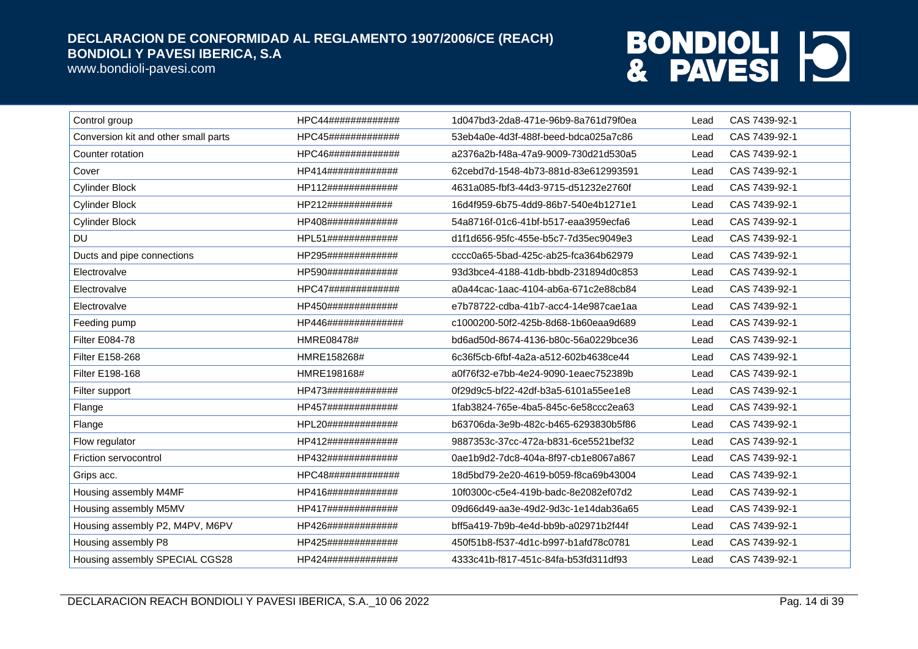| | | | | |
|---|---|---|---|---|
| Control group | HPC44############# | 1d047bd3-2da8-471e-96b9-8a761d79f0ea | Lead | CAS 7439-92-1 |
| Conversion kit and other small parts | HPC45############# | 53eb4a0e-4d3f-488f-beed-bdca025a7c86 | Lead | CAS 7439-92-1 |
| Counter rotation | HPC46############# | a2376a2b-f48a-47a9-9009-730d21d530a5 | Lead | CAS 7439-92-1 |
| Cover | HP414############# | 62cebd7d-1548-4b73-881d-83e612993591 | Lead | CAS 7439-92-1 |
| Cylinder Block | HP112############# | 4631a085-fbf3-44d3-9715-d51232e2760f | Lead | CAS 7439-92-1 |
| Cylinder Block | HP212############ | 16d4f959-6b75-4dd9-86b7-540e4b1271e1 | Lead | CAS 7439-92-1 |
| Cylinder Block | HP408############# | 54a8716f-01c6-41bf-b517-eaa3959ecfa6 | Lead | CAS 7439-92-1 |
| DU | HPL51############# | d1f1d656-95fc-455e-b5c7-7d35ec9049e3 | Lead | CAS 7439-92-1 |
| Ducts and pipe connections | HP295############# | cccc0a65-5bad-425c-ab25-fca364b62979 | Lead | CAS 7439-92-1 |
| Electrovalve | HP590############# | 93d3bce4-4188-41db-bbdb-231894d0c853 | Lead | CAS 7439-92-1 |
| Electrovalve | HPC47############# | a0a44cac-1aac-4104-ab6a-671c2e88cb84 | Lead | CAS 7439-92-1 |
| Electrovalve | HP450############# | e7b78722-cdba-41b7-acc4-14e987cae1aa | Lead | CAS 7439-92-1 |
| Feeding pump | HP446############## | c1000200-50f2-425b-8d68-1b60eaa9d689 | Lead | CAS 7439-92-1 |
| Filter E084-78 | HMRE08478# | bd6ad50d-8674-4136-b80c-56a0229bce36 | Lead | CAS 7439-92-1 |
| Filter E158-268 | HMRE158268# | 6c36f5cb-6fbf-4a2a-a512-602b4638ce44 | Lead | CAS 7439-92-1 |
| Filter E198-168 | HMRE198168# | a0f76f32-e7bb-4e24-9090-1eaec752389b | Lead | CAS 7439-92-1 |
| Filter support | HP473############# | 0f29d9c5-bf22-42df-b3a5-6101a55ee1e8 | Lead | CAS 7439-92-1 |
| Flange | HP457############# | 1fab3824-765e-4ba5-845c-6e58ccc2ea63 | Lead | CAS 7439-92-1 |
| Flange | HPL20############# | b63706da-3e9b-482c-b465-6293830b5f86 | Lead | CAS 7439-92-1 |
| Flow regulator | HP412############# | 9887353c-37cc-472a-b831-6ce5521bef32 | Lead | CAS 7439-92-1 |
| Friction servocontrol | HP432############# | 0ae1b9d2-7dc8-404a-8f97-cb1e8067a867 | Lead | CAS 7439-92-1 |
| Grips acc. | HPC48############# | 18d5bd79-2e20-4619-b059-f8ca69b43004 | Lead | CAS 7439-92-1 |
| Housing assembly M4MF | HP416############# | 10f0300c-c5e4-419b-badc-8e2082ef07d2 | Lead | CAS 7439-92-1 |
| Housing assembly M5MV | HP417############# | 09d66d49-aa3e-49d2-9d3c-1e14dab36a65 | Lead | CAS 7439-92-1 |
| Housing assembly P2, M4PV, M6PV | HP426############# | bff5a419-7b9b-4e4d-bb9b-a02971b2f44f | Lead | CAS 7439-92-1 |
| Housing assembly P8 | HP425############# | 450f51b8-f537-4d1c-b997-b1afd78c0781 | Lead | CAS 7439-92-1 |
| Housing assembly SPECIAL CGS28 | HP424############# | 4333c41b-f817-451c-84fa-b53fd311df93 | Lead | CAS 7439-92-1 |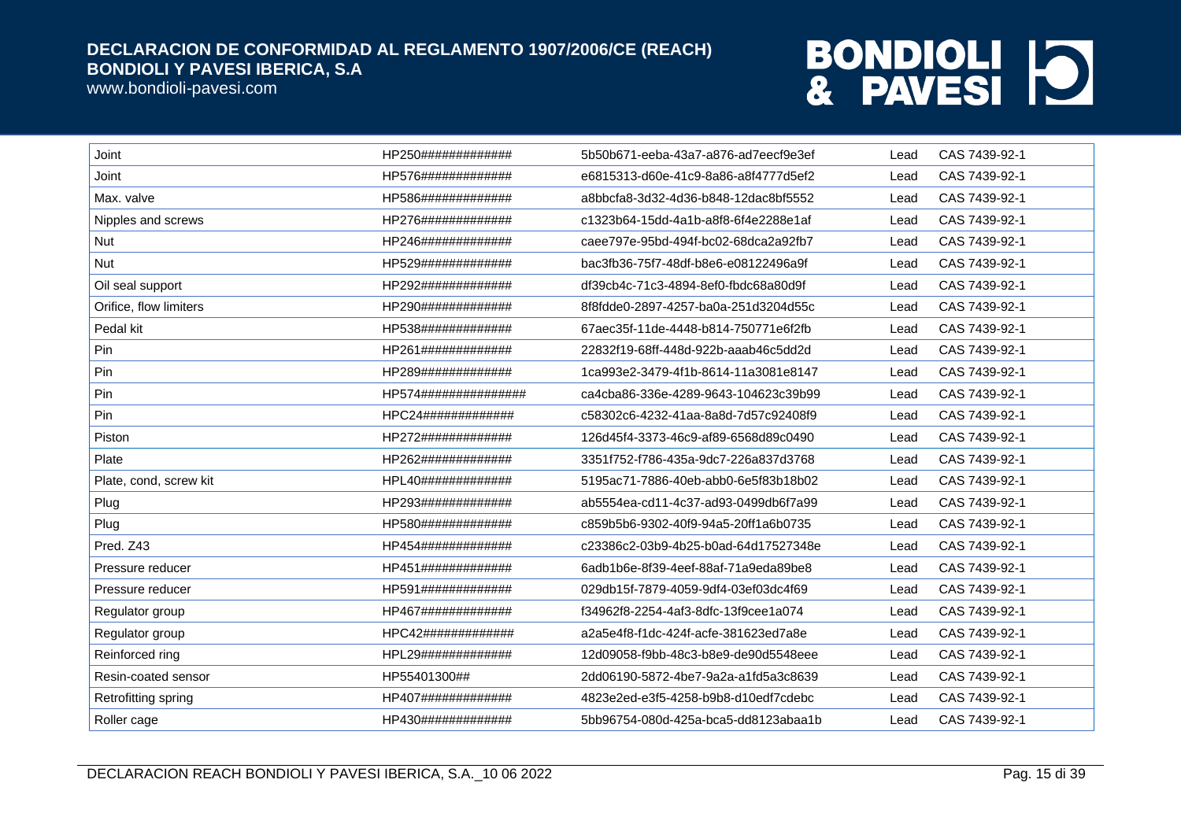| Joint | HP250############## | 5b50b671-eeba-43a7-a876-ad7eecf9e3ef | Lead | CAS 7439-92-1 |
|---|---|---|---|---|
| Joint | HP576############## | e6815313-d60e-41c9-8a86-a8f4777d5ef2 | Lead | CAS 7439-92-1 |
| Max. valve | HP586############## | a8bbcfa8-3d32-4d36-b848-12dac8bf5552 | Lead | CAS 7439-92-1 |
| Nipples and screws | HP276############## | c1323b64-15dd-4a1b-a8f8-6f4e2288e1af | Lead | CAS 7439-92-1 |
| Nut | HP246############## | caee797e-95bd-494f-bc02-68dca2a92fb7 | Lead | CAS 7439-92-1 |
| Nut | HP529############## | bac3fb36-75f7-48df-b8e6-e08122496a9f | Lead | CAS 7439-92-1 |
| Oil seal support | HP292############## | df39cb4c-71c3-4894-8ef0-fbdc68a80d9f | Lead | CAS 7439-92-1 |
| Orifice, flow limiters | HP290############## | 8f8fdde0-2897-4257-ba0a-251d3204d55c | Lead | CAS 7439-92-1 |
| Pedal kit | HP538############## | 67aec35f-11de-4448-b814-750771e6f2fb | Lead | CAS 7439-92-1 |
| Pin | HP261############## | 22832f19-68ff-448d-922b-aaab46c5dd2d | Lead | CAS 7439-92-1 |
| Pin | HP289############## | 1ca993e2-3479-4f1b-8614-11a3081e8147 | Lead | CAS 7439-92-1 |
| Pin | HP574################ | ca4cba86-336e-4289-9643-104623c39b99 | Lead | CAS 7439-92-1 |
| Pin | HPC24############## | c58302c6-4232-41aa-8a8d-7d57c92408f9 | Lead | CAS 7439-92-1 |
| Piston | HP272############## | 126d45f4-3373-46c9-af89-6568d89c0490 | Lead | CAS 7439-92-1 |
| Plate | HP262############## | 3351f752-f786-435a-9dc7-226a837d3768 | Lead | CAS 7439-92-1 |
| Plate, cond, screw kit | HPL40############## | 5195ac71-7886-40eb-abb0-6e5f83b18b02 | Lead | CAS 7439-92-1 |
| Plug | HP293############## | ab5554ea-cd11-4c37-ad93-0499db6f7a99 | Lead | CAS 7439-92-1 |
| Plug | HP580############## | c859b5b6-9302-40f9-94a5-20ff1a6b0735 | Lead | CAS 7439-92-1 |
| Pred. Z43 | HP454############## | c23386c2-03b9-4b25-b0ad-64d17527348e | Lead | CAS 7439-92-1 |
| Pressure reducer | HP451############## | 6adb1b6e-8f39-4eef-88af-71a9eda89be8 | Lead | CAS 7439-92-1 |
| Pressure reducer | HP591############## | 029db15f-7879-4059-9df4-03ef03dc4f69 | Lead | CAS 7439-92-1 |
| Regulator group | HP467############## | f34962f8-2254-4af3-8dfc-13f9cee1a074 | Lead | CAS 7439-92-1 |
| Regulator group | HPC42############## | a2a5e4f8-f1dc-424f-acfe-381623ed7a8e | Lead | CAS 7439-92-1 |
| Reinforced ring | HPL29############## | 12d09058-f9bb-48c3-b8e9-de90d5548eee | Lead | CAS 7439-92-1 |
| Resin-coated sensor | HP55401300## | 2dd06190-5872-4be7-9a2a-a1fd5a3c8639 | Lead | CAS 7439-92-1 |
| Retrofitting spring | HP407############## | 4823e2ed-e3f5-4258-b9b8-d10edf7cdebc | Lead | CAS 7439-92-1 |
| Roller cage | HP430############## | 5bb96754-080d-425a-bca5-dd8123abaa1b | Lead | CAS 7439-92-1 |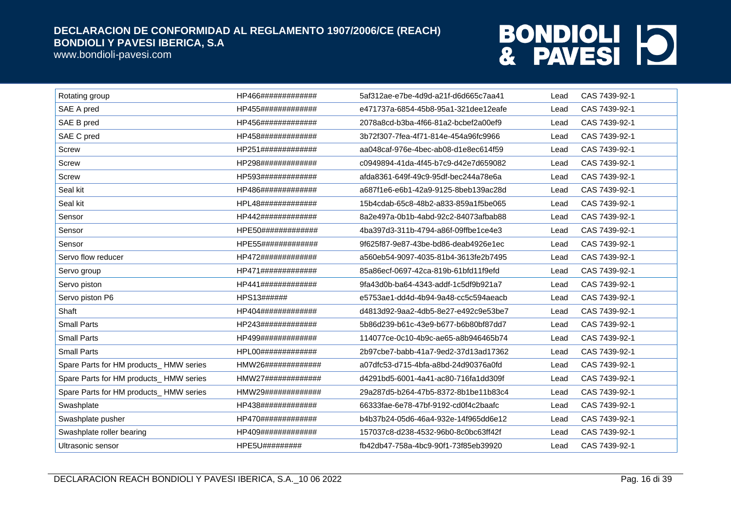| | | | | |
|---|---|---|---|---|
| Rotating group | HP466############## | 5af312ae-e7be-4d9d-a21f-d6d665c7aa41 | Lead | CAS 7439-92-1 |
| SAE A pred | HP455############## | e471737a-6854-45b8-95a1-321dee12eafe | Lead | CAS 7439-92-1 |
| SAE B pred | HP456############## | 2078a8cd-b3ba-4f66-81a2-bcbef2a00ef9 | Lead | CAS 7439-92-1 |
| SAE C pred | HP458############## | 3b72f307-7fea-4f71-814e-454a96fc9966 | Lead | CAS 7439-92-1 |
| Screw | HP251############## | aa048caf-976e-4bec-ab08-d1e8ec614f59 | Lead | CAS 7439-92-1 |
| Screw | HP298############## | c0949894-41da-4f45-b7c9-d42e7d659082 | Lead | CAS 7439-92-1 |
| Screw | HP593############## | afda8361-649f-49c9-95df-bec244a78e6a | Lead | CAS 7439-92-1 |
| Seal kit | HP486############## | a687f1e6-e6b1-42a9-9125-8beb139ac28d | Lead | CAS 7439-92-1 |
| Seal kit | HPL48############## | 15b4cdab-65c8-48b2-a833-859a1f5be065 | Lead | CAS 7439-92-1 |
| Sensor | HP442############## | 8a2e497a-0b1b-4abd-92c2-84073afbab88 | Lead | CAS 7439-92-1 |
| Sensor | HPE50############## | 4ba397d3-311b-4794-a86f-09ffbe1ce4e3 | Lead | CAS 7439-92-1 |
| Sensor | HPE55############## | 9f625f87-9e87-43be-bd86-deab4926e1ec | Lead | CAS 7439-92-1 |
| Servo flow reducer | HP472############## | a560eb54-9097-4035-81b4-3613fe2b7495 | Lead | CAS 7439-92-1 |
| Servo group | HP471############## | 85a86ecf-0697-42ca-819b-61bfd11f9efd | Lead | CAS 7439-92-1 |
| Servo piston | HP441############## | 9fa43d0b-ba64-4343-addf-1c5df9b921a7 | Lead | CAS 7439-92-1 |
| Servo piston P6 | HPS13###### | e5753ae1-dd4d-4b94-9a48-cc5c594aeacb | Lead | CAS 7439-92-1 |
| Shaft | HP404############## | d4813d92-9aa2-4db5-8e27-e492c9e53be7 | Lead | CAS 7439-92-1 |
| Small Parts | HP243############## | 5b86d239-b61c-43e9-b677-b6b80bf87dd7 | Lead | CAS 7439-92-1 |
| Small Parts | HP499############## | 114077ce-0c10-4b9c-ae65-a8b946465b74 | Lead | CAS 7439-92-1 |
| Small Parts | HPL00############## | 2b97cbe7-babb-41a7-9ed2-37d13ad17362 | Lead | CAS 7439-92-1 |
| Spare Parts for HM products_ HMW series | HMW26############## | a07dfc53-d715-4bfa-a8bd-24d90376a0fd | Lead | CAS 7439-92-1 |
| Spare Parts for HM products_ HMW series | HMW27############## | d4291bd5-6001-4a41-ac80-716fa1dd309f | Lead | CAS 7439-92-1 |
| Spare Parts for HM products_ HMW series | HMW29############## | 29a287d5-b264-47b5-8372-8b1be11b83c4 | Lead | CAS 7439-92-1 |
| Swashplate | HP438############## | 66333fae-6e78-47bf-9192-cd0f4c2baafc | Lead | CAS 7439-92-1 |
| Swashplate pusher | HP470############## | b4b37b24-05d6-46a4-932e-14f965dd6e12 | Lead | CAS 7439-92-1 |
| Swashplate roller bearing | HP409############## | 157037c8-d238-4532-96b0-8c0bc63ff42f | Lead | CAS 7439-92-1 |
| Ultrasonic sensor | HPE5U######### | fb42db47-758a-4bc9-90f1-73f85eb39920 | Lead | CAS 7439-92-1 |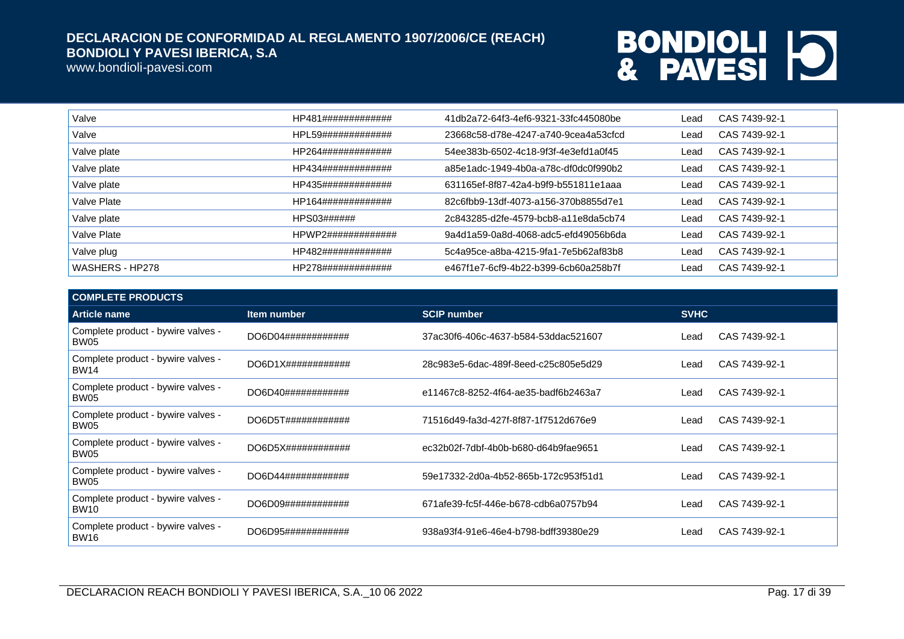| | | | | |
|---|---|---|---|---|
| Valve | HP481############## | 41db2a72-64f3-4ef6-9321-33fc445080be | Lead | CAS 7439-92-1 |
| Valve | HPL59############## | 23668c58-d78e-4247-a740-9cea4a53cfcd | Lead | CAS 7439-92-1 |
| Valve plate | HP264############## | 54ee383b-6502-4c18-9f3f-4e3efd1a0f45 | Lead | CAS 7439-92-1 |
| Valve plate | HP434############## | a85e1adc-1949-4b0a-a78c-df0dc0f990b2 | Lead | CAS 7439-92-1 |
| Valve plate | HP435############## | 631165ef-8f87-42a4-b9f9-b551811e1aaa | Lead | CAS 7439-92-1 |
| Valve Plate | HP164############## | 82c6fbb9-13df-4073-a156-370b8855d7e1 | Lead | CAS 7439-92-1 |
| Valve plate | HPS03###### | 2c843285-d2fe-4579-bcb8-a11e8da5cb74 | Lead | CAS 7439-92-1 |
| Valve Plate | HPWP2############## | 9a4d1a59-0a8d-4068-adc5-efd49056b6da | Lead | CAS 7439-92-1 |
| Valve plug | HP482############## | 5c4a95ce-a8ba-4215-9fa1-7e5b62af83b8 | Lead | CAS 7439-92-1 |
| WASHERS - HP278 | HP278############## | e467f1e7-6cf9-4b22-b399-6cb60a258b7f | Lead | CAS 7439-92-1 |

**COMPLETE PRODUCTS**

| Article name | Item number | SCIP number | SVHC | |
|---|---|---|---|---|
| Complete product - bywire valves - BW05 | DO6D04############ | 37ac30f6-406c-4637-b584-53ddac521607 | Lead | CAS 7439-92-1 |
| Complete product - bywire valves - BW14 | DO6D1X############ | 28c983e5-6dac-489f-8eed-c25c805e5d29 | Lead | CAS 7439-92-1 |
| Complete product - bywire valves - BW05 | DO6D40############ | e11467c8-8252-4f64-ae35-badf6b2463a7 | Lead | CAS 7439-92-1 |
| Complete product - bywire valves - BW05 | DO6D5T############ | 71516d49-fa3d-427f-8f87-1f7512d676e9 | Lead | CAS 7439-92-1 |
| Complete product - bywire valves - BW05 | DO6D5X############ | ec32b02f-7dbf-4b0b-b680-d64b9fae9651 | Lead | CAS 7439-92-1 |
| Complete product - bywire valves - BW05 | DO6D44############ | 59e17332-2d0a-4b52-865b-172c953f51d1 | Lead | CAS 7439-92-1 |
| Complete product - bywire valves - BW10 | DO6D09############ | 671afe39-fc5f-446e-b678-cdb6a0757b94 | Lead | CAS 7439-92-1 |
| Complete product - bywire valves - BW16 | DO6D95############ | 938a93f4-91e6-46e4-b798-bdff39380e29 | Lead | CAS 7439-92-1 |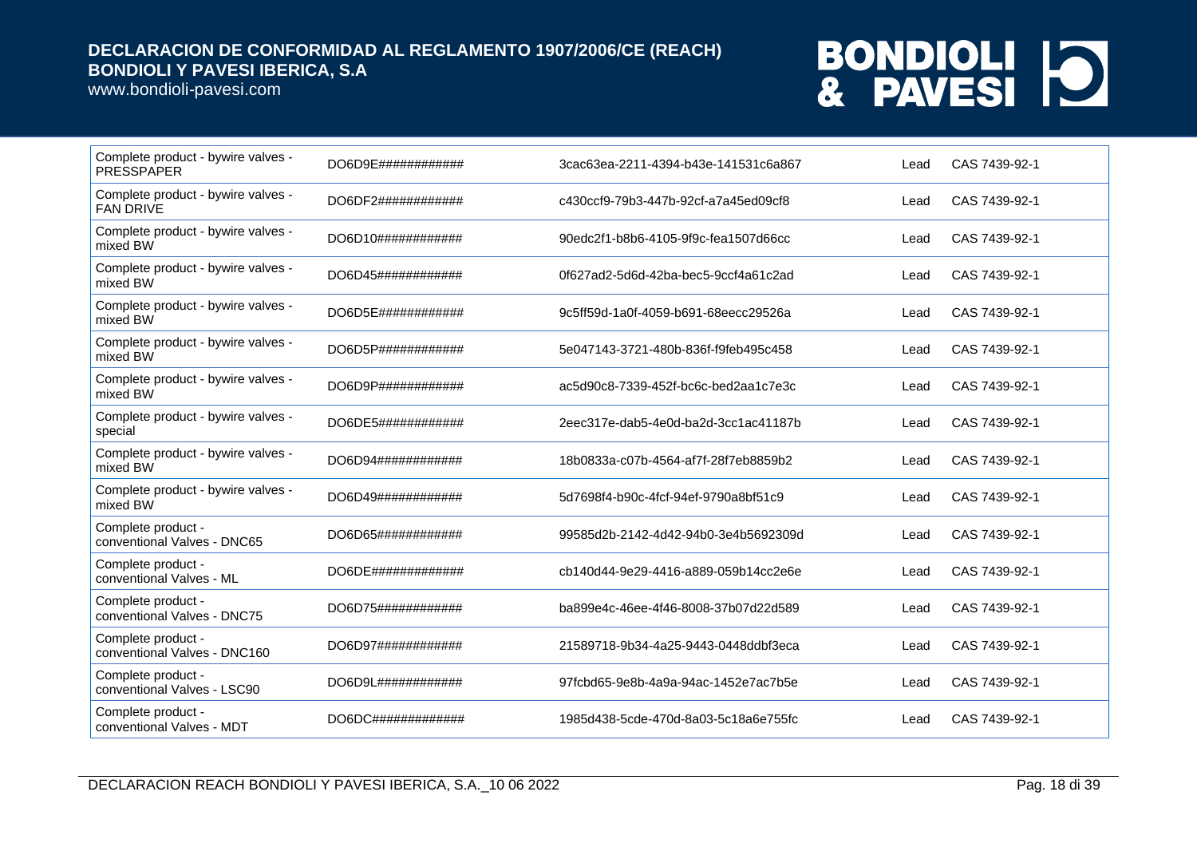| | | | | |
|---|---|---|---|---|
| Complete product - bywire valves - PRESSPAPER | DO6D9E############ | 3cac63ea-2211-4394-b43e-141531c6a867 | Lead | CAS 7439-92-1 |
| Complete product - bywire valves - FAN DRIVE | DO6DF2############ | c430ccf9-79b3-447b-92cf-a7a45ed09cf8 | Lead | CAS 7439-92-1 |
| Complete product - bywire valves - mixed BW | DO6D10############ | 90edc2f1-b8b6-4105-9f9c-fea1507d66cc | Lead | CAS 7439-92-1 |
| Complete product - bywire valves - mixed BW | DO6D45############ | 0f627ad2-5d6d-42ba-bec5-9ccf4a61c2ad | Lead | CAS 7439-92-1 |
| Complete product - bywire valves - mixed BW | DO6D5E############ | 9c5ff59d-1a0f-4059-b691-68eecc29526a | Lead | CAS 7439-92-1 |
| Complete product - bywire valves - mixed BW | DO6D5P############ | 5e047143-3721-480b-836f-f9feb495c458 | Lead | CAS 7439-92-1 |
| Complete product - bywire valves - mixed BW | DO6D9P############ | ac5d90c8-7339-452f-bc6c-bed2aa1c7e3c | Lead | CAS 7439-92-1 |
| Complete product - bywire valves - special | DO6DE5############ | 2eec317e-dab5-4e0d-ba2d-3cc1ac41187b | Lead | CAS 7439-92-1 |
| Complete product - bywire valves - mixed BW | DO6D94############ | 18b0833a-c07b-4564-af7f-28f7eb8859b2 | Lead | CAS 7439-92-1 |
| Complete product - bywire valves - mixed BW | DO6D49############ | 5d7698f4-b90c-4fcf-94ef-9790a8bf51c9 | Lead | CAS 7439-92-1 |
| Complete product - conventional Valves - DNC65 | DO6D65############ | 99585d2b-2142-4d42-94b0-3e4b5692309d | Lead | CAS 7439-92-1 |
| Complete product - conventional Valves - ML | DO6DE############# | cb140d44-9e29-4416-a889-059b14cc2e6e | Lead | CAS 7439-92-1 |
| Complete product - conventional Valves - DNC75 | DO6D75############ | ba899e4c-46ee-4f46-8008-37b07d22d589 | Lead | CAS 7439-92-1 |
| Complete product - conventional Valves - DNC160 | DO6D97############ | 21589718-9b34-4a25-9443-0448ddbf3eca | Lead | CAS 7439-92-1 |
| Complete product - conventional Valves - LSC90 | DO6D9L############ | 97fcbd65-9e8b-4a9a-94ac-1452e7ac7b5e | Lead | CAS 7439-92-1 |
| Complete product - conventional Valves - MDT | DO6DC############# | 1985d438-5cde-470d-8a03-5c18a6e755fc | Lead | CAS 7439-92-1 |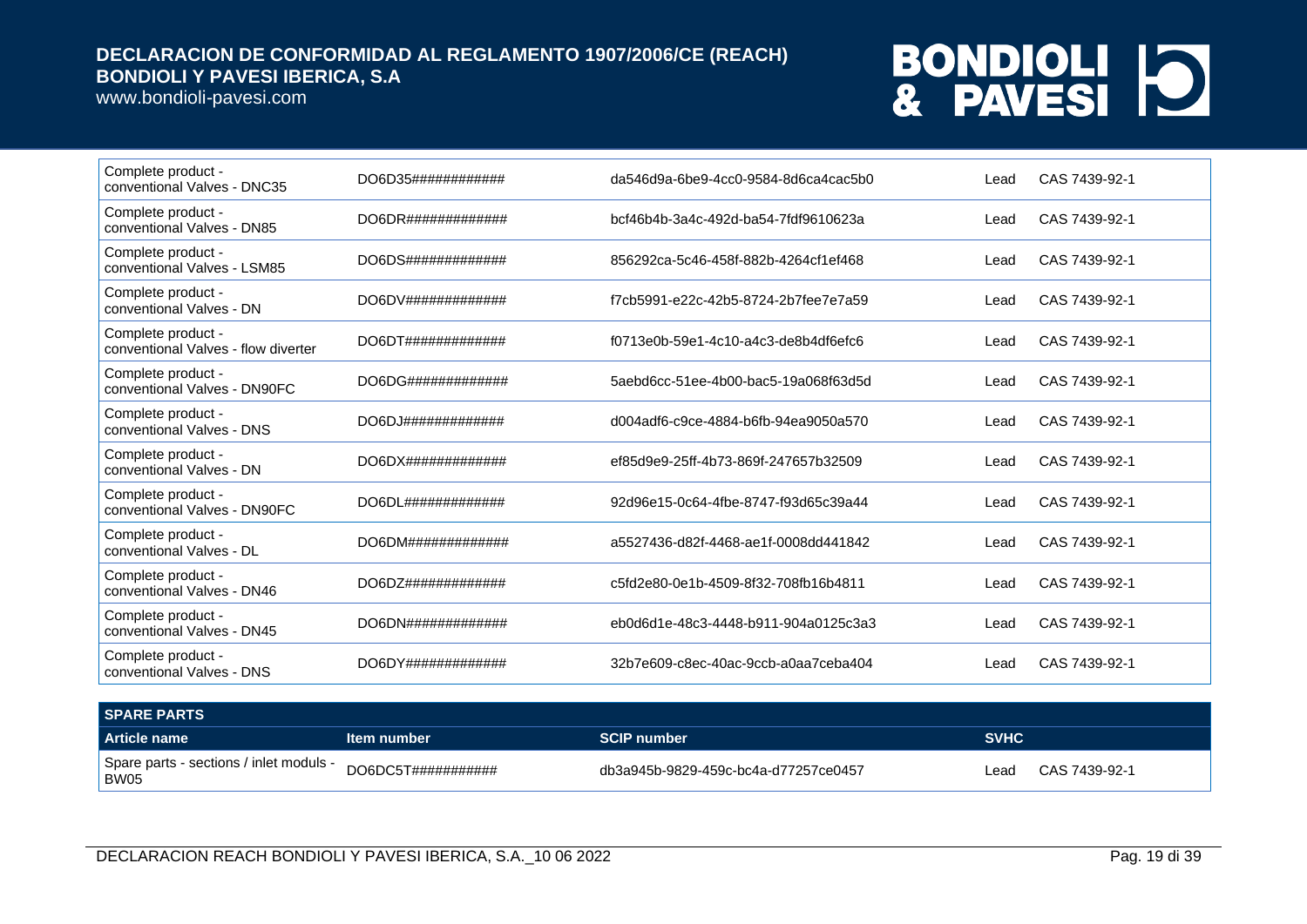| | | | | |
|---|---|---|---|---|
| Complete product - conventional Valves - DNC35 | DO6D35############ | da546d9a-6be9-4cc0-9584-8d6ca4cac5b0 | Lead | CAS 7439-92-1 |
| Complete product - conventional Valves - DN85 | DO6DR############# | bcf46b4b-3a4c-492d-ba54-7fdf9610623a | Lead | CAS 7439-92-1 |
| Complete product - conventional Valves - LSM85 | DO6DS############# | 856292ca-5c46-458f-882b-4264cf1ef468 | Lead | CAS 7439-92-1 |
| Complete product - conventional Valves - DN | DO6DV############# | f7cb5991-e22c-42b5-8724-2b7fee7e7a59 | Lead | CAS 7439-92-1 |
| Complete product - conventional Valves - flow diverter | DO6DT############# | f0713e0b-59e1-4c10-a4c3-de8b4df6efc6 | Lead | CAS 7439-92-1 |
| Complete product - conventional Valves - DN90FC | DO6DG############# | 5aebd6cc-51ee-4b00-bac5-19a068f63d5d | Lead | CAS 7439-92-1 |
| Complete product - conventional Valves - DNS | DO6DJ############# | d004adf6-c9ce-4884-b6fb-94ea9050a570 | Lead | CAS 7439-92-1 |
| Complete product - conventional Valves - DN | DO6DX############# | ef85d9e9-25ff-4b73-869f-247657b32509 | Lead | CAS 7439-92-1 |
| Complete product - conventional Valves - DN90FC | DO6DL############# | 92d96e15-0c64-4fbe-8747-f93d65c39a44 | Lead | CAS 7439-92-1 |
| Complete product - conventional Valves - DL | DO6DM############# | a5527436-d82f-4468-ae1f-0008dd441842 | Lead | CAS 7439-92-1 |
| Complete product - conventional Valves - DN46 | DO6DZ############# | c5fd2e80-0e1b-4509-8f32-708fb16b4811 | Lead | CAS 7439-92-1 |
| Complete product - conventional Valves - DN45 | DO6DN############# | eb0d6d1e-48c3-4448-b911-904a0125c3a3 | Lead | CAS 7439-92-1 |
| Complete product - conventional Valves - DNS | DO6DY############# | 32b7e609-c8ec-40ac-9ccb-a0aa7ceba404 | Lead | CAS 7439-92-1 |

| SPARE PARTS | | | | |
|---|---|---|---|---|
| **Article name** | **Item number** | **SCIP number** | **SVHC** | |
| Spare parts - sections / inlet moduls - BW05 | DO6DC5T########### | db3a945b-9829-459c-bc4a-d77257ce0457 | Lead | CAS 7439-92-1 |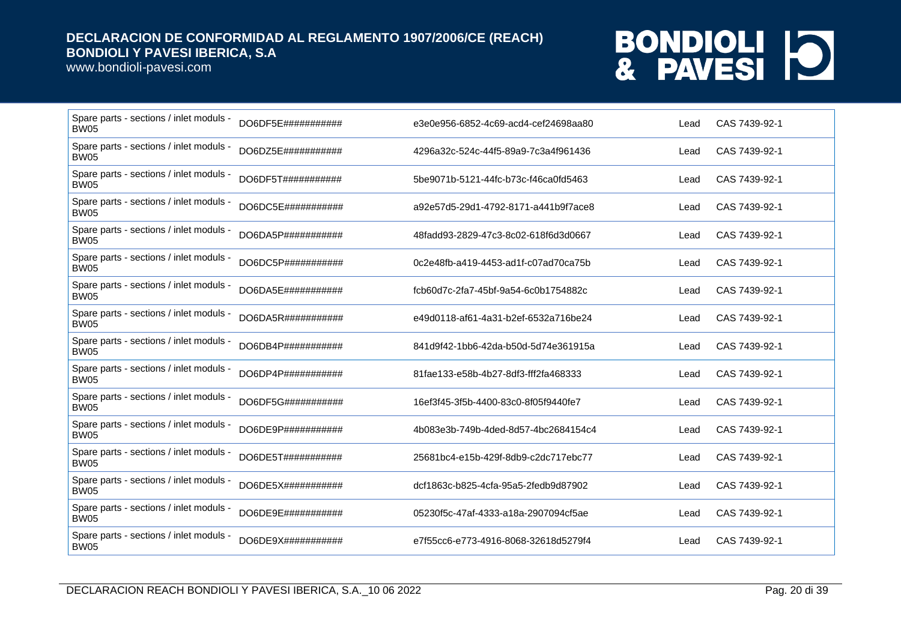| Spare parts - sections / inlet moduls - BW05 | DO6DF5E########### | e3e0e956-6852-4c69-acd4-cef24698aa80 | Lead | CAS 7439-92-1 |
|---|---|---|---|---|
| Spare parts - sections / inlet moduls - BW05 | DO6DZ5E########### | 4296a32c-524c-44f5-89a9-7c3a4f961436 | Lead | CAS 7439-92-1 |
| Spare parts - sections / inlet moduls - BW05 | DO6DF5T########### | 5be9071b-5121-44fc-b73c-f46ca0fd5463 | Lead | CAS 7439-92-1 |
| Spare parts - sections / inlet moduls - BW05 | DO6DC5E########### | a92e57d5-29d1-4792-8171-a441b9f7ace8 | Lead | CAS 7439-92-1 |
| Spare parts - sections / inlet moduls - BW05 | DO6DA5P########### | 48fadd93-2829-47c3-8c02-618f6d3d0667 | Lead | CAS 7439-92-1 |
| Spare parts - sections / inlet moduls - BW05 | DO6DC5P########### | 0c2e48fb-a419-4453-ad1f-c07ad70ca75b | Lead | CAS 7439-92-1 |
| Spare parts - sections / inlet moduls - BW05 | DO6DA5E########### | fcb60d7c-2fa7-45bf-9a54-6c0b1754882c | Lead | CAS 7439-92-1 |
| Spare parts - sections / inlet moduls - BW05 | DO6DA5R########### | e49d0118-af61-4a31-b2ef-6532a716be24 | Lead | CAS 7439-92-1 |
| Spare parts - sections / inlet moduls - BW05 | DO6DB4P########### | 841d9f42-1bb6-42da-b50d-5d74e361915a | Lead | CAS 7439-92-1 |
| Spare parts - sections / inlet moduls - BW05 | DO6DP4P########### | 81fae133-e58b-4b27-8df3-fff2fa468333 | Lead | CAS 7439-92-1 |
| Spare parts - sections / inlet moduls - BW05 | DO6DF5G########### | 16ef3f45-3f5b-4400-83c0-8f05f9440fe7 | Lead | CAS 7439-92-1 |
| Spare parts - sections / inlet moduls - BW05 | DO6DE9P########### | 4b083e3b-749b-4ded-8d57-4bc2684154c4 | Lead | CAS 7439-92-1 |
| Spare parts - sections / inlet moduls - BW05 | DO6DE5T########### | 25681bc4-e15b-429f-8db9-c2dc717ebc77 | Lead | CAS 7439-92-1 |
| Spare parts - sections / inlet moduls - BW05 | DO6DE5X########### | dcf1863c-b825-4cfa-95a5-2fedb9d87902 | Lead | CAS 7439-92-1 |
| Spare parts - sections / inlet moduls - BW05 | DO6DE9E########### | 05230f5c-47af-4333-a18a-2907094cf5ae | Lead | CAS 7439-92-1 |
| Spare parts - sections / inlet moduls - BW05 | DO6DE9X########### | e7f55cc6-e773-4916-8068-32618d5279f4 | Lead | CAS 7439-92-1 |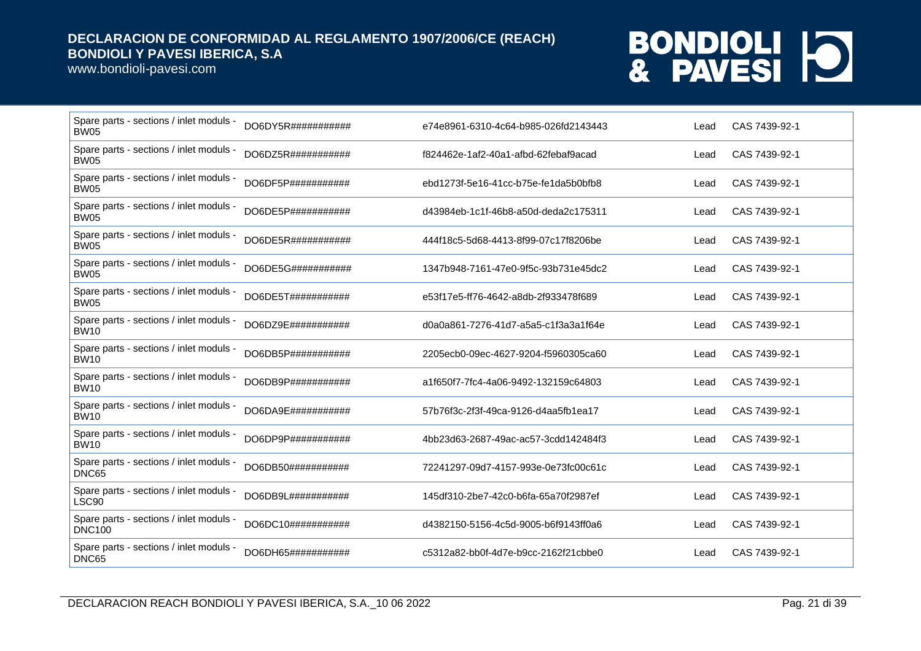| | | | | |
|---|---|---|---|---|
| Spare parts - sections / inlet moduls - BW05 | DO6DY5R########### | e74e8961-6310-4c64-b985-026fd2143443 | Lead | CAS 7439-92-1 |
| Spare parts - sections / inlet moduls - BW05 | DO6DZ5R########### | f824462e-1af2-40a1-afbd-62febaf9acad | Lead | CAS 7439-92-1 |
| Spare parts - sections / inlet moduls - BW05 | DO6DF5P########### | ebd1273f-5e16-41cc-b75e-fe1da5b0bfb8 | Lead | CAS 7439-92-1 |
| Spare parts - sections / inlet moduls - BW05 | DO6DE5P########### | d43984eb-1c1f-46b8-a50d-deda2c175311 | Lead | CAS 7439-92-1 |
| Spare parts - sections / inlet moduls - BW05 | DO6DE5R########### | 444f18c5-5d68-4413-8f99-07c17f8206be | Lead | CAS 7439-92-1 |
| Spare parts - sections / inlet moduls - BW05 | DO6DE5G########### | 1347b948-7161-47e0-9f5c-93b731e45dc2 | Lead | CAS 7439-92-1 |
| Spare parts - sections / inlet moduls - BW05 | DO6DE5T########### | e53f17e5-ff76-4642-a8db-2f933478f689 | Lead | CAS 7439-92-1 |
| Spare parts - sections / inlet moduls - BW10 | DO6DZ9E########### | d0a0a861-7276-41d7-a5a5-c1f3a3a1f64e | Lead | CAS 7439-92-1 |
| Spare parts - sections / inlet moduls - BW10 | DO6DB5P########### | 2205ecb0-09ec-4627-9204-f5960305ca60 | Lead | CAS 7439-92-1 |
| Spare parts - sections / inlet moduls - BW10 | DO6DB9P########### | a1f650f7-7fc4-4a06-9492-132159c64803 | Lead | CAS 7439-92-1 |
| Spare parts - sections / inlet moduls - BW10 | DO6DA9E########### | 57b76f3c-2f3f-49ca-9126-d4aa5fb1ea17 | Lead | CAS 7439-92-1 |
| Spare parts - sections / inlet moduls - BW10 | DO6DP9P########### | 4bb23d63-2687-49ac-ac57-3cdd142484f3 | Lead | CAS 7439-92-1 |
| Spare parts - sections / inlet moduls - DNC65 | DO6DB50########### | 72241297-09d7-4157-993e-0e73fc00c61c | Lead | CAS 7439-92-1 |
| Spare parts - sections / inlet moduls - LSC90 | DO6DB9L########### | 145df310-2be7-42c0-b6fa-65a70f2987ef | Lead | CAS 7439-92-1 |
| Spare parts - sections / inlet moduls - DNC100 | DO6DC10########### | d4382150-5156-4c5d-9005-b6f9143ff0a6 | Lead | CAS 7439-92-1 |
| Spare parts - sections / inlet moduls - DNC65 | DO6DH65########### | c5312a82-bb0f-4d7e-b9cc-2162f21cbbe0 | Lead | CAS 7439-92-1 |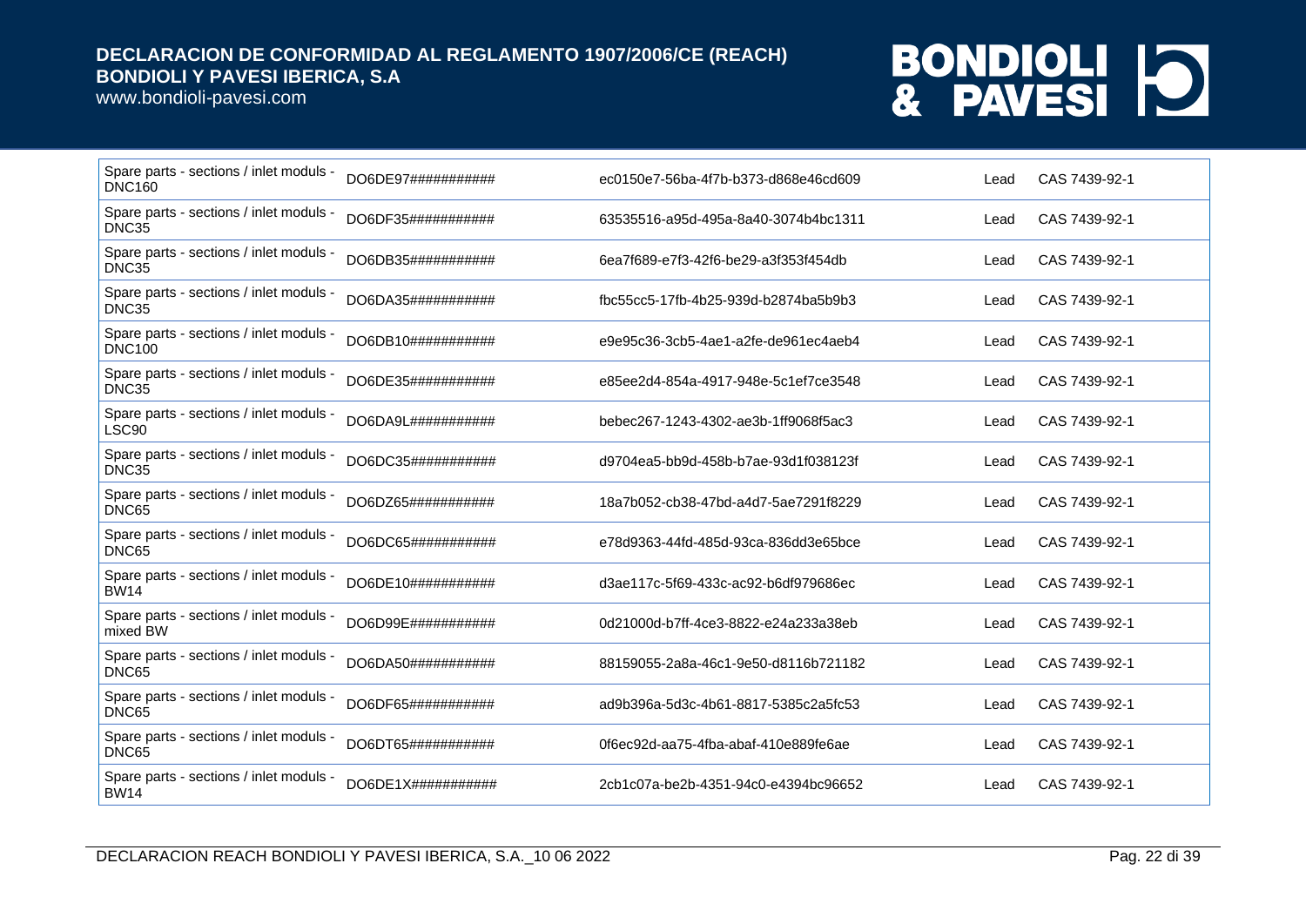| | | | | |
|---|---|---|---|---|
| Spare parts - sections / inlet moduls - DNC160 | DO6DE97########### | ec0150e7-56ba-4f7b-b373-d868e46cd609 | Lead | CAS 7439-92-1 |
| Spare parts - sections / inlet moduls - DNC35 | DO6DF35########### | 63535516-a95d-495a-8a40-3074b4bc1311 | Lead | CAS 7439-92-1 |
| Spare parts - sections / inlet moduls - DNC35 | DO6DB35########### | 6ea7f689-e7f3-42f6-be29-a3f353f454db | Lead | CAS 7439-92-1 |
| Spare parts - sections / inlet moduls - DNC35 | DO6DA35########### | fbc55cc5-17fb-4b25-939d-b2874ba5b9b3 | Lead | CAS 7439-92-1 |
| Spare parts - sections / inlet moduls - DNC100 | DO6DB10########### | e9e95c36-3cb5-4ae1-a2fe-de961ec4aeb4 | Lead | CAS 7439-92-1 |
| Spare parts - sections / inlet moduls - DNC35 | DO6DE35########### | e85ee2d4-854a-4917-948e-5c1ef7ce3548 | Lead | CAS 7439-92-1 |
| Spare parts - sections / inlet moduls - LSC90 | DO6DA9L########### | bebec267-1243-4302-ae3b-1ff9068f5ac3 | Lead | CAS 7439-92-1 |
| Spare parts - sections / inlet moduls - DNC35 | DO6DC35########### | d9704ea5-bb9d-458b-b7ae-93d1f038123f | Lead | CAS 7439-92-1 |
| Spare parts - sections / inlet moduls - DNC65 | DO6DZ65########### | 18a7b052-cb38-47bd-a4d7-5ae7291f8229 | Lead | CAS 7439-92-1 |
| Spare parts - sections / inlet moduls - DNC65 | DO6DC65########### | e78d9363-44fd-485d-93ca-836dd3e65bce | Lead | CAS 7439-92-1 |
| Spare parts - sections / inlet moduls - BW14 | DO6DE10########### | d3ae117c-5f69-433c-ac92-b6df979686ec | Lead | CAS 7439-92-1 |
| Spare parts - sections / inlet moduls - mixed BW | DO6D99E########### | 0d21000d-b7ff-4ce3-8822-e24a233a38eb | Lead | CAS 7439-92-1 |
| Spare parts - sections / inlet moduls - DNC65 | DO6DA50########### | 88159055-2a8a-46c1-9e50-d8116b721182 | Lead | CAS 7439-92-1 |
| Spare parts - sections / inlet moduls - DNC65 | DO6DF65########### | ad9b396a-5d3c-4b61-8817-5385c2a5fc53 | Lead | CAS 7439-92-1 |
| Spare parts - sections / inlet moduls - DNC65 | DO6DT65########### | 0f6ec92d-aa75-4fba-abaf-410e889fe6ae | Lead | CAS 7439-92-1 |
| Spare parts - sections / inlet moduls - BW14 | DO6DE1X########### | 2cb1c07a-be2b-4351-94c0-e4394bc96652 | Lead | CAS 7439-92-1 |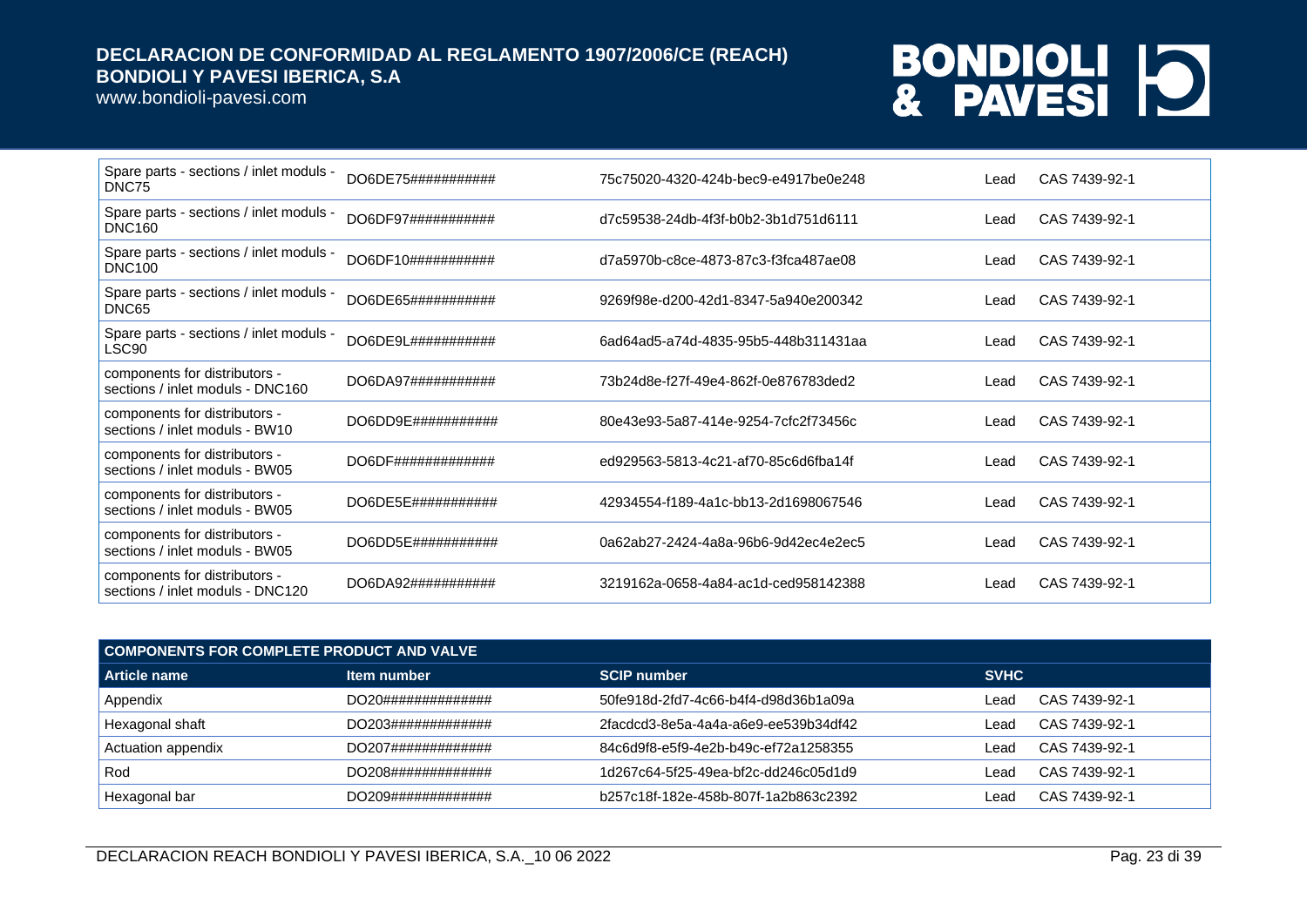| | | | | |
|---|---|---|---|---|
| Spare parts - sections / inlet moduls - DNC75 | DO6DE75########### | 75c75020-4320-424b-bec9-e4917be0e248 | Lead | CAS 7439-92-1 |
| Spare parts - sections / inlet moduls - DNC160 | DO6DF97########### | d7c59538-24db-4f3f-b0b2-3b1d751d6111 | Lead | CAS 7439-92-1 |
| Spare parts - sections / inlet moduls - DNC100 | DO6DF10########### | d7a5970b-c8ce-4873-87c3-f3fca487ae08 | Lead | CAS 7439-92-1 |
| Spare parts - sections / inlet moduls - DNC65 | DO6DE65########### | 9269f98e-d200-42d1-8347-5a940e200342 | Lead | CAS 7439-92-1 |
| Spare parts - sections / inlet moduls - LSC90 | DO6DE9L########### | 6ad64ad5-a74d-4835-95b5-448b311431aa | Lead | CAS 7439-92-1 |
| components for distributors - sections / inlet moduls - DNC160 | DO6DA97########### | 73b24d8e-f27f-49e4-862f-0e876783ded2 | Lead | CAS 7439-92-1 |
| components for distributors - sections / inlet moduls - BW10 | DO6DD9E########### | 80e43e93-5a87-414e-9254-7cfc2f73456c | Lead | CAS 7439-92-1 |
| components for distributors - sections / inlet moduls - BW05 | DO6DF############# | ed929563-5813-4c21-af70-85c6d6fba14f | Lead | CAS 7439-92-1 |
| components for distributors - sections / inlet moduls - BW05 | DO6DE5E########### | 42934554-f189-4a1c-bb13-2d1698067546 | Lead | CAS 7439-92-1 |
| components for distributors - sections / inlet moduls - BW05 | DO6DD5E########### | 0a62ab27-2424-4a8a-96b6-9d42ec4e2ec5 | Lead | CAS 7439-92-1 |
| components for distributors - sections / inlet moduls - DNC120 | DO6DA92########### | 3219162a-0658-4a84-ac1d-ced958142388 | Lead | CAS 7439-92-1 |

| COMPONENTS FOR COMPLETE PRODUCT AND VALVE | | | | |
|---|---|---|---|---|
| **Article name** | **Item number** | **SCIP number** | **SVHC** | |
| Appendix | DO20############## | 50fe918d-2fd7-4c66-b4f4-d98d36b1a09a | Lead | CAS 7439-92-1 |
| Hexagonal shaft | DO203############# | 2facdcd3-8e5a-4a4a-a6e9-ee539b34df42 | Lead | CAS 7439-92-1 |
| Actuation appendix | DO207############# | 84c6d9f8-e5f9-4e2b-b49c-ef72a1258355 | Lead | CAS 7439-92-1 |
| Rod | DO208############# | 1d267c64-5f25-49ea-bf2c-dd246c05d1d9 | Lead | CAS 7439-92-1 |
| Hexagonal bar | DO209############# | b257c18f-182e-458b-807f-1a2b863c2392 | Lead | CAS 7439-92-1 |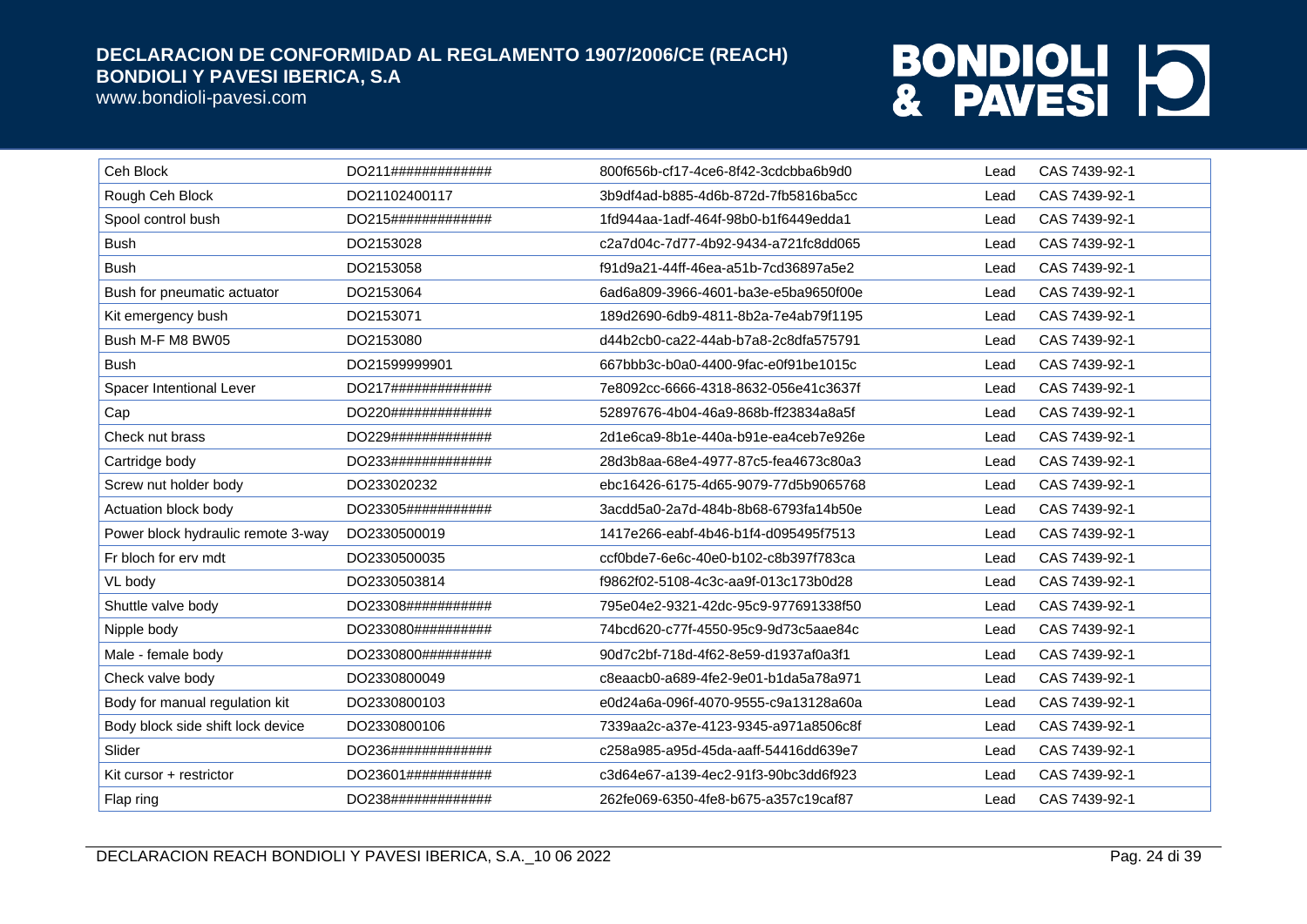| Ceh Block | DO211############# | 800f656b-cf17-4ce6-8f42-3cdcbba6b9d0 | Lead | CAS 7439-92-1 |
|---|---|---|---|---|
| Rough Ceh Block | DO21102400117 | 3b9df4ad-b885-4d6b-872d-7fb5816ba5cc | Lead | CAS 7439-92-1 |
| Spool control bush | DO215############# | 1fd944aa-1adf-464f-98b0-b1f6449edda1 | Lead | CAS 7439-92-1 |
| Bush | DO2153028 | c2a7d04c-7d77-4b92-9434-a721fc8dd065 | Lead | CAS 7439-92-1 |
| Bush | DO2153058 | f91d9a21-44ff-46ea-a51b-7cd36897a5e2 | Lead | CAS 7439-92-1 |
| Bush for pneumatic actuator | DO2153064 | 6ad6a809-3966-4601-ba3e-e5ba9650f00e | Lead | CAS 7439-92-1 |
| Kit emergency bush | DO2153071 | 189d2690-6db9-4811-8b2a-7e4ab79f1195 | Lead | CAS 7439-92-1 |
| Bush M-F M8 BW05 | DO2153080 | d44b2cb0-ca22-44ab-b7a8-2c8dfa575791 | Lead | CAS 7439-92-1 |
| Bush | DO21599999901 | 667bbb3c-b0a0-4400-9fac-e0f91be1015c | Lead | CAS 7439-92-1 |
| Spacer Intentional Lever | DO217############# | 7e8092cc-6666-4318-8632-056e41c3637f | Lead | CAS 7439-92-1 |
| Cap | DO220############# | 52897676-4b04-46a9-868b-ff23834a8a5f | Lead | CAS 7439-92-1 |
| Check nut brass | DO229############# | 2d1e6ca9-8b1e-440a-b91e-ea4ceb7e926e | Lead | CAS 7439-92-1 |
| Cartridge body | DO233############# | 28d3b8aa-68e4-4977-87c5-fea4673c80a3 | Lead | CAS 7439-92-1 |
| Screw nut holder body | DO233020232 | ebc16426-6175-4d65-9079-77d5b9065768 | Lead | CAS 7439-92-1 |
| Actuation block body | DO23305########### | 3acdd5a0-2a7d-484b-8b68-6793fa14b50e | Lead | CAS 7439-92-1 |
| Power block hydraulic remote 3-way | DO2330500019 | 1417e266-eabf-4b46-b1f4-d095495f7513 | Lead | CAS 7439-92-1 |
| Fr bloch for erv mdt | DO2330500035 | ccf0bde7-6e6c-40e0-b102-c8b397f783ca | Lead | CAS 7439-92-1 |
| VL body | DO2330503814 | f9862f02-5108-4c3c-aa9f-013c173b0d28 | Lead | CAS 7439-92-1 |
| Shuttle valve body | DO23308########### | 795e04e2-9321-42dc-95c9-977691338f50 | Lead | CAS 7439-92-1 |
| Nipple body | DO233080########## | 74bcd620-c77f-4550-95c9-9d73c5aae84c | Lead | CAS 7439-92-1 |
| Male - female body | DO2330800######### | 90d7c2bf-718d-4f62-8e59-d1937af0a3f1 | Lead | CAS 7439-92-1 |
| Check valve body | DO2330800049 | c8eaacb0-a689-4fe2-9e01-b1da5a78a971 | Lead | CAS 7439-92-1 |
| Body for manual regulation kit | DO2330800103 | e0d24a6a-096f-4070-9555-c9a13128a60a | Lead | CAS 7439-92-1 |
| Body block side shift lock device | DO2330800106 | 7339aa2c-a37e-4123-9345-a971a8506c8f | Lead | CAS 7439-92-1 |
| Slider | DO236############# | c258a985-a95d-45da-aaff-54416dd639e7 | Lead | CAS 7439-92-1 |
| Kit cursor + restrictor | DO23601########### | c3d64e67-a139-4ec2-91f3-90bc3dd6f923 | Lead | CAS 7439-92-1 |
| Flap ring | DO238############# | 262fe069-6350-4fe8-b675-a357c19caf87 | Lead | CAS 7439-92-1 |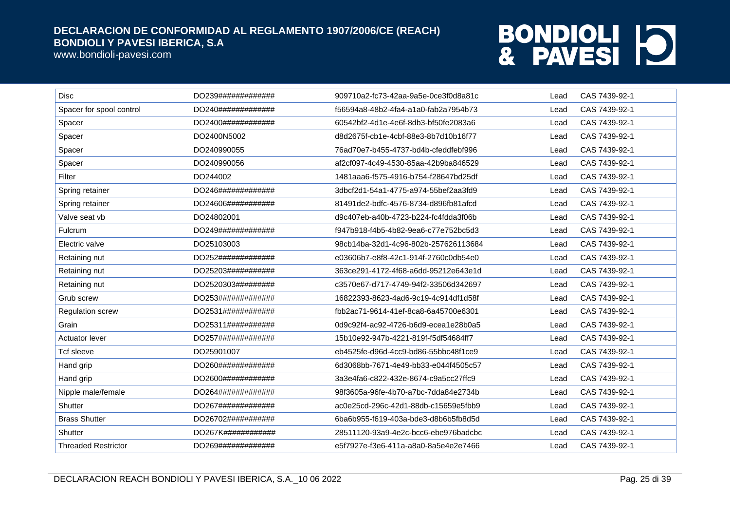| Disc | DO239############# | 909710a2-fc73-42aa-9a5e-0ce3f0d8a81c | Lead | CAS 7439-92-1 |
|---|---|---|---|---|
| Spacer for spool control | DO240############# | f56594a8-48b2-4fa4-a1a0-fab2a7954b73 | Lead | CAS 7439-92-1 |
| Spacer | DO2400############ | 60542bf2-4d1e-4e6f-8db3-bf50fe2083a6 | Lead | CAS 7439-92-1 |
| Spacer | DO2400N5002 | d8d2675f-cb1e-4cbf-88e3-8b7d10b16f77 | Lead | CAS 7439-92-1 |
| Spacer | DO240990055 | 76ad70e7-b455-4737-bd4b-cfeddfebf996 | Lead | CAS 7439-92-1 |
| Spacer | DO240990056 | af2cf097-4c49-4530-85aa-42b9ba846529 | Lead | CAS 7439-92-1 |
| Filter | DO244002 | 1481aaa6-f575-4916-b754-f28647bd25df | Lead | CAS 7439-92-1 |
| Spring retainer | DO246############# | 3dbcf2d1-54a1-4775-a974-55bef2aa3fd9 | Lead | CAS 7439-92-1 |
| Spring retainer | DO24606########### | 81491de2-bdfc-4576-8734-d896fb81afcd | Lead | CAS 7439-92-1 |
| Valve seat vb | DO24802001 | d9c407eb-a40b-4723-b224-fc4fdda3f06b | Lead | CAS 7439-92-1 |
| Fulcrum | DO249############# | f947b918-f4b5-4b82-9ea6-c77e752bc5d3 | Lead | CAS 7439-92-1 |
| Electric valve | DO25103003 | 98cb14ba-32d1-4c96-802b-257626113684 | Lead | CAS 7439-92-1 |
| Retaining nut | DO252############# | e03606b7-e8f8-42c1-914f-2760c0db54e0 | Lead | CAS 7439-92-1 |
| Retaining nut | DO25203########### | 363ce291-4172-4f68-a6dd-95212e643e1d | Lead | CAS 7439-92-1 |
| Retaining nut | DO2520303######### | c3570e67-d717-4749-94f2-33506d342697 | Lead | CAS 7439-92-1 |
| Grub screw | DO253############# | 16822393-8623-4ad6-9c19-4c914df1d58f | Lead | CAS 7439-92-1 |
| Regulation screw | DO2531############ | fbb2ac71-9614-41ef-8ca8-6a45700e6301 | Lead | CAS 7439-92-1 |
| Grain | DO25311########### | 0d9c92f4-ac92-4726-b6d9-ecea1e28b0a5 | Lead | CAS 7439-92-1 |
| Actuator lever | DO257############# | 15b10e92-947b-4221-819f-f5df54684ff7 | Lead | CAS 7439-92-1 |
| Tcf sleeve | DO25901007 | eb4525fe-d96d-4cc9-bd86-55bbc48f1ce9 | Lead | CAS 7439-92-1 |
| Hand grip | DO260############# | 6d3068bb-7671-4e49-bb33-e044f4505c57 | Lead | CAS 7439-92-1 |
| Hand grip | DO2600############ | 3a3e4fa6-c822-432e-8674-c9a5cc27ffc9 | Lead | CAS 7439-92-1 |
| Nipple male/female | DO264############# | 98f3605a-96fe-4b70-a7bc-7dda84e2734b | Lead | CAS 7439-92-1 |
| Shutter | DO267############# | ac0e25cd-296c-42d1-88db-c15659e5fbb9 | Lead | CAS 7439-92-1 |
| Brass Shutter | DO26702########### | 6ba6b955-f619-403a-bde3-d8b6b5fb8d5d | Lead | CAS 7439-92-1 |
| Shutter | DO267K############ | 28511120-93a9-4e2c-bcc6-ebe976badcbc | Lead | CAS 7439-92-1 |
| Threaded Restrictor | DO269############# | e5f7927e-f3e6-411a-a8a0-8a5e4e2e7466 | Lead | CAS 7439-92-1 |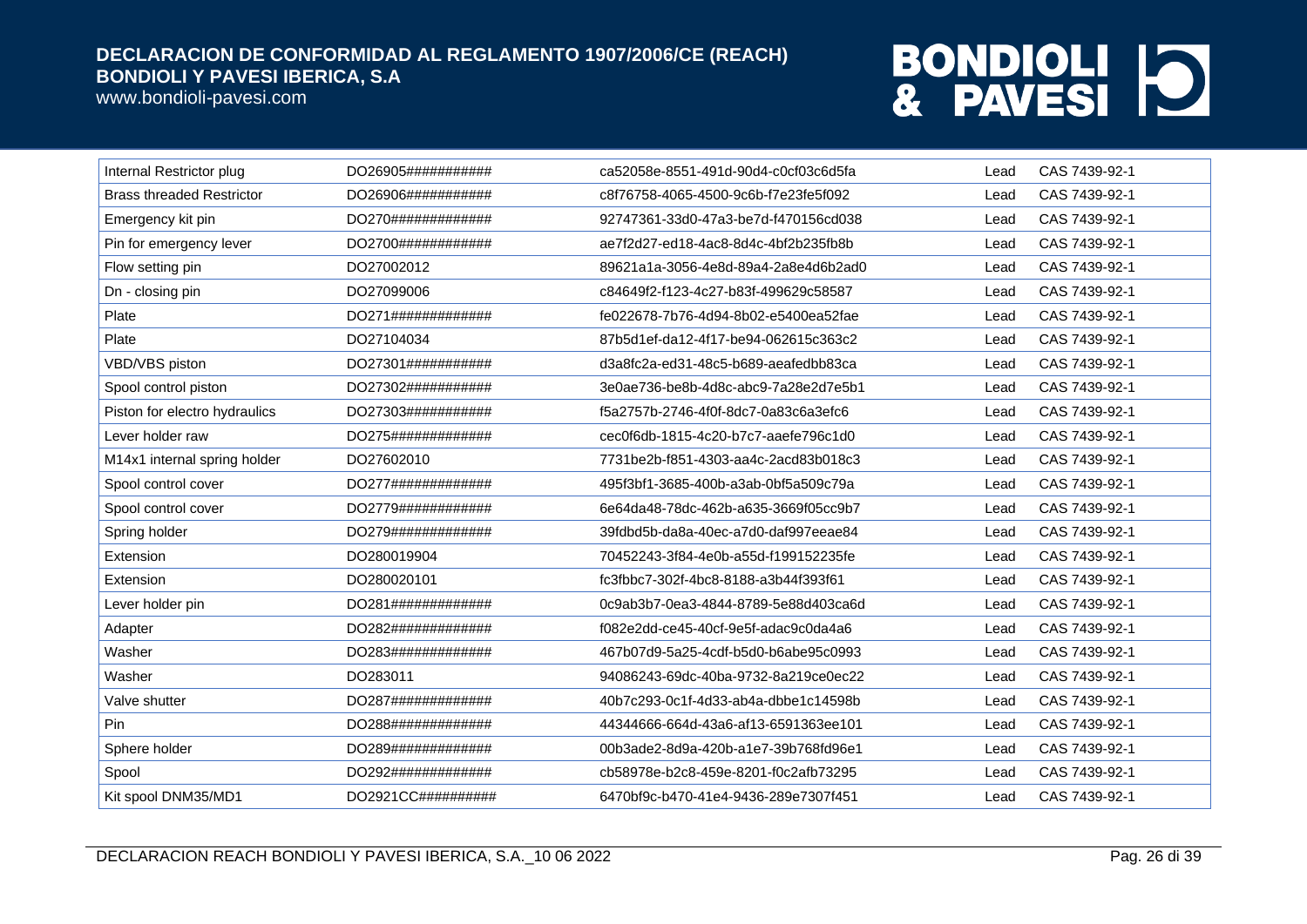| Internal Restrictor plug | DO26905########### | ca52058e-8551-491d-90d4-c0cf03c6d5fa | Lead | CAS 7439-92-1 |
|---|---|---|---|---|
| Brass threaded Restrictor | DO26906########### | c8f76758-4065-4500-9c6b-f7e23fe5f092 | Lead | CAS 7439-92-1 |
| Emergency kit pin | DO270############# | 92747361-33d0-47a3-be7d-f470156cd038 | Lead | CAS 7439-92-1 |
| Pin for emergency lever | DO2700############ | ae7f2d27-ed18-4ac8-8d4c-4bf2b235fb8b | Lead | CAS 7439-92-1 |
| Flow setting pin | DO27002012 | 89621a1a-3056-4e8d-89a4-2a8e4d6b2ad0 | Lead | CAS 7439-92-1 |
| Dn - closing pin | DO27099006 | c84649f2-f123-4c27-b83f-499629c58587 | Lead | CAS 7439-92-1 |
| Plate | DO271############# | fe022678-7b76-4d94-8b02-e5400ea52fae | Lead | CAS 7439-92-1 |
| Plate | DO27104034 | 87b5d1ef-da12-4f17-be94-062615c363c2 | Lead | CAS 7439-92-1 |
| VBD/VBS piston | DO27301########### | d3a8fc2a-ed31-48c5-b689-aeafedbb83ca | Lead | CAS 7439-92-1 |
| Spool control piston | DO27302########### | 3e0ae736-be8b-4d8c-abc9-7a28e2d7e5b1 | Lead | CAS 7439-92-1 |
| Piston for electro hydraulics | DO27303########### | f5a2757b-2746-4f0f-8dc7-0a83c6a3efc6 | Lead | CAS 7439-92-1 |
| Lever holder raw | DO275############# | cec0f6db-1815-4c20-b7c7-aaefe796c1d0 | Lead | CAS 7439-92-1 |
| M14x1 internal spring holder | DO27602010 | 7731be2b-f851-4303-aa4c-2acd83b018c3 | Lead | CAS 7439-92-1 |
| Spool control cover | DO277############# | 495f3bf1-3685-400b-a3ab-0bf5a509c79a | Lead | CAS 7439-92-1 |
| Spool control cover | DO2779############ | 6e64da48-78dc-462b-a635-3669f05cc9b7 | Lead | CAS 7439-92-1 |
| Spring holder | DO279############# | 39fdbd5b-da8a-40ec-a7d0-daf997eeae84 | Lead | CAS 7439-92-1 |
| Extension | DO280019904 | 70452243-3f84-4e0b-a55d-f199152235fe | Lead | CAS 7439-92-1 |
| Extension | DO280020101 | fc3fbbc7-302f-4bc8-8188-a3b44f393f61 | Lead | CAS 7439-92-1 |
| Lever holder pin | DO281############# | 0c9ab3b7-0ea3-4844-8789-5e88d403ca6d | Lead | CAS 7439-92-1 |
| Adapter | DO282############# | f082e2dd-ce45-40cf-9e5f-adac9c0da4a6 | Lead | CAS 7439-92-1 |
| Washer | DO283############# | 467b07d9-5a25-4cdf-b5d0-b6abe95c0993 | Lead | CAS 7439-92-1 |
| Washer | DO283011 | 94086243-69dc-40ba-9732-8a219ce0ec22 | Lead | CAS 7439-92-1 |
| Valve shutter | DO287############# | 40b7c293-0c1f-4d33-ab4a-dbbe1c14598b | Lead | CAS 7439-92-1 |
| Pin | DO288############# | 44344666-664d-43a6-af13-6591363ee101 | Lead | CAS 7439-92-1 |
| Sphere holder | DO289############# | 00b3ade2-8d9a-420b-a1e7-39b768fd96e1 | Lead | CAS 7439-92-1 |
| Spool | DO292############# | cb58978e-b2c8-459e-8201-f0c2afb73295 | Lead | CAS 7439-92-1 |
| Kit spool DNM35/MD1 | DO2921CC########## | 6470bf9c-b470-41e4-9436-289e7307f451 | Lead | CAS 7439-92-1 |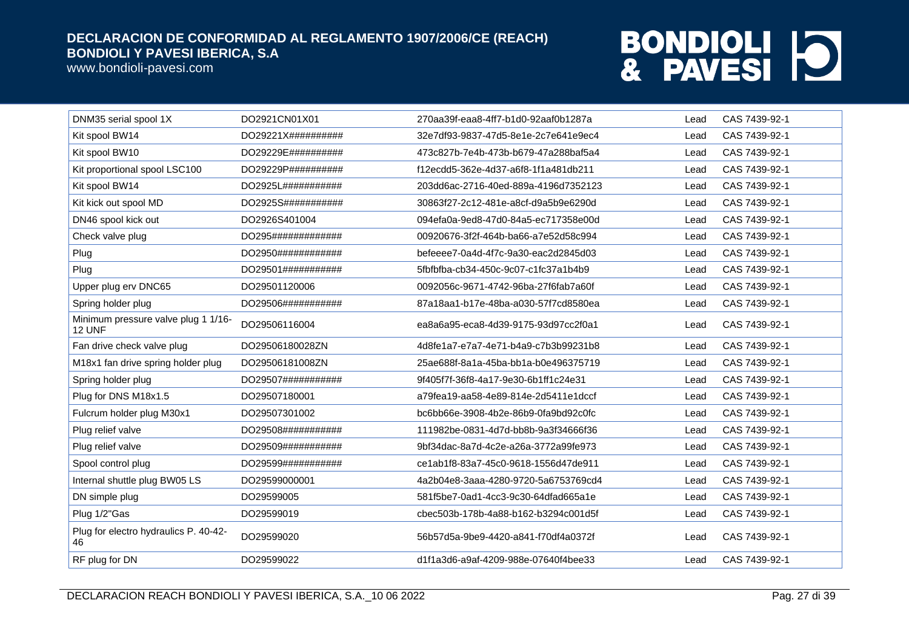| | | | | |
|---|---|---|---|---|
| DNM35 serial spool 1X | DO2921CN01X01 | 270aa39f-eaa8-4ff7-b1d0-92aaf0b1287a | Lead | CAS 7439-92-1 |
| Kit spool BW14 | DO29221X########## | 32e7df93-9837-47d5-8e1e-2c7e641e9ec4 | Lead | CAS 7439-92-1 |
| Kit spool BW10 | DO29229E########## | 473c827b-7e4b-473b-b679-47a288baf5a4 | Lead | CAS 7439-92-1 |
| Kit proportional spool LSC100 | DO29229P########## | f12ecdd5-362e-4d37-a6f8-1f1a481db211 | Lead | CAS 7439-92-1 |
| Kit spool BW14 | DO2925L########### | 203dd6ac-2716-40ed-889a-4196d7352123 | Lead | CAS 7439-92-1 |
| Kit kick out spool MD | DO2925S########### | 30863f27-2c12-481e-a8cf-d9a5b9e6290d | Lead | CAS 7439-92-1 |
| DN46 spool kick out | DO2926S401004 | 094efa0a-9ed8-47d0-84a5-ec717358e00d | Lead | CAS 7439-92-1 |
| Check valve plug | DO295############# | 00920676-3f2f-464b-ba66-a7e52d58c994 | Lead | CAS 7439-92-1 |
| Plug | DO2950############ | befeeee7-0a4d-4f7c-9a30-eac2d2845d03 | Lead | CAS 7439-92-1 |
| Plug | DO29501########### | 5fbfbfba-cb34-450c-9c07-c1fc37a1b4b9 | Lead | CAS 7439-92-1 |
| Upper plug erv DNC65 | DO29501120006 | 0092056c-9671-4742-96ba-27f6fab7a60f | Lead | CAS 7439-92-1 |
| Spring holder plug | DO29506########### | 87a18aa1-b17e-48ba-a030-57f7cd8580ea | Lead | CAS 7439-92-1 |
| Minimum pressure valve plug 1 1/16-12 UNF | DO29506116004 | ea8a6a95-eca8-4d39-9175-93d97cc2f0a1 | Lead | CAS 7439-92-1 |
| Fan drive check valve plug | DO29506180028ZN | 4d8fe1a7-e7a7-4e71-b4a9-c7b3b99231b8 | Lead | CAS 7439-92-1 |
| M18x1 fan drive spring holder plug | DO29506181008ZN | 25ae688f-8a1a-45ba-bb1a-b0e496375719 | Lead | CAS 7439-92-1 |
| Spring holder plug | DO29507########### | 9f405f7f-36f8-4a17-9e30-6b1ff1c24e31 | Lead | CAS 7439-92-1 |
| Plug for DNS M18x1.5 | DO29507180001 | a79fea19-aa58-4e89-814e-2d5411e1dccf | Lead | CAS 7439-92-1 |
| Fulcrum holder plug M30x1 | DO29507301002 | bc6bb66e-3908-4b2e-86b9-0fa9bd92c0fc | Lead | CAS 7439-92-1 |
| Plug relief valve | DO29508########### | 111982be-0831-4d7d-bb8b-9a3f34666f36 | Lead | CAS 7439-92-1 |
| Plug relief valve | DO29509########### | 9bf34dac-8a7d-4c2e-a26a-3772a99fe973 | Lead | CAS 7439-92-1 |
| Spool control plug | DO29599########### | ce1ab1f8-83a7-45c0-9618-1556d47de911 | Lead | CAS 7439-92-1 |
| Internal shuttle plug BW05 LS | DO29599000001 | 4a2b04e8-3aaa-4280-9720-5a6753769cd4 | Lead | CAS 7439-92-1 |
| DN simple plug | DO29599005 | 581f5be7-0ad1-4cc3-9c30-64dfad665a1e | Lead | CAS 7439-92-1 |
| Plug 1/2"Gas | DO29599019 | cbec503b-178b-4a88-b162-b3294c001d5f | Lead | CAS 7439-92-1 |
| Plug for electro hydraulics P. 40-42-46 | DO29599020 | 56b57d5a-9be9-4420-a841-f70df4a0372f | Lead | CAS 7439-92-1 |
| RF plug for DN | DO29599022 | d1f1a3d6-a9af-4209-988e-07640f4bee33 | Lead | CAS 7439-92-1 |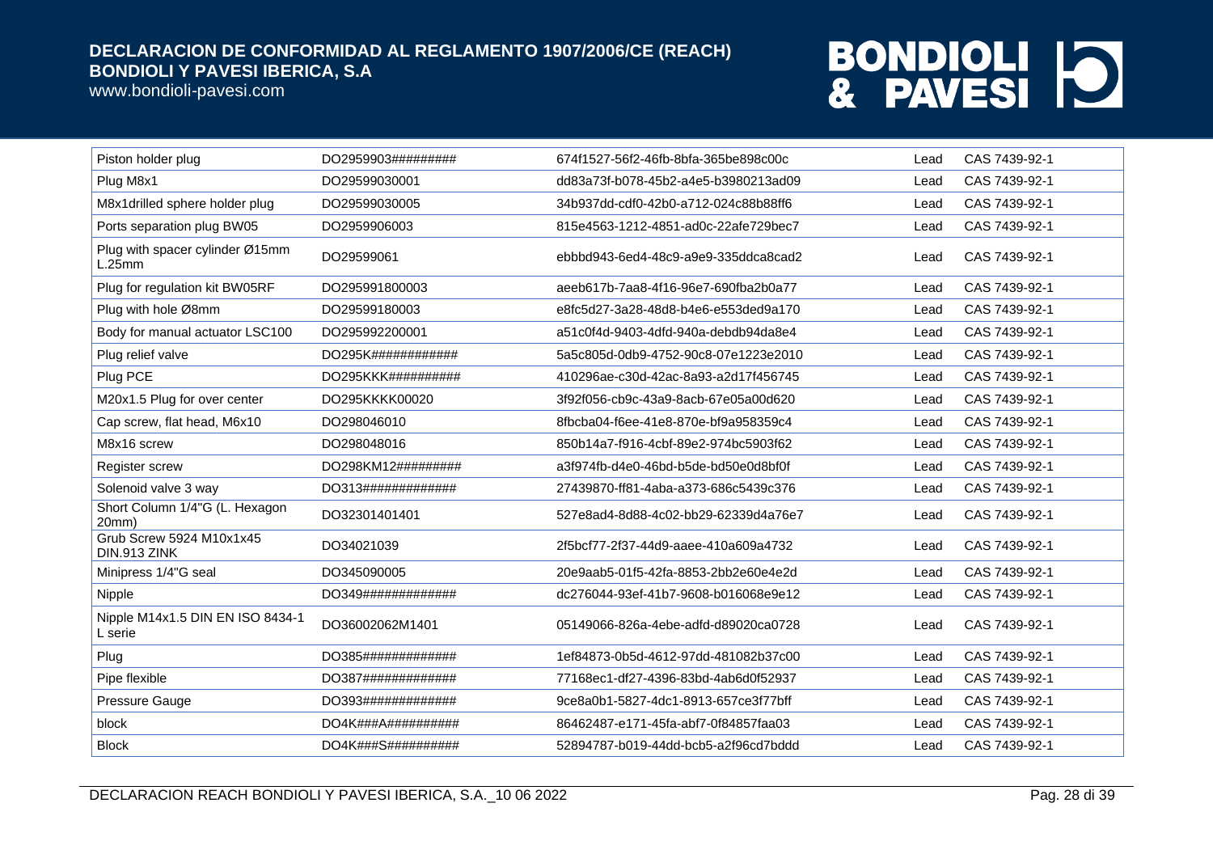| | | | | |
|---|---|---|---|---|
| Piston holder plug | DO2959903######### | 674f1527-56f2-46fb-8bfa-365be898c00c | Lead | CAS 7439-92-1 |
| Plug M8x1 | DO29599030001 | dd83a73f-b078-45b2-a4e5-b3980213ad09 | Lead | CAS 7439-92-1 |
| M8x1drilled sphere holder plug | DO29599030005 | 34b937dd-cdf0-42b0-a712-024c88b88ff6 | Lead | CAS 7439-92-1 |
| Ports separation plug BW05 | DO2959906003 | 815e4563-1212-4851-ad0c-22afe729bec7 | Lead | CAS 7439-92-1 |
| Plug with spacer cylinder Ø15mm L.25mm | DO29599061 | ebbbd943-6ed4-48c9-a9e9-335ddca8cad2 | Lead | CAS 7439-92-1 |
| Plug for regulation kit BW05RF | DO295991800003 | aeeb617b-7aa8-4f16-96e7-690fba2b0a77 | Lead | CAS 7439-92-1 |
| Plug with hole Ø8mm | DO29599180003 | e8fc5d27-3a28-48d8-b4e6-e553ded9a170 | Lead | CAS 7439-92-1 |
| Body for manual actuator LSC100 | DO295992200001 | a51c0f4d-9403-4dfd-940a-debdb94da8e4 | Lead | CAS 7439-92-1 |
| Plug relief valve | DO295K############ | 5a5c805d-0db9-4752-90c8-07e1223e2010 | Lead | CAS 7439-92-1 |
| Plug PCE | DO295KKK########## | 410296ae-c30d-42ac-8a93-a2d17f456745 | Lead | CAS 7439-92-1 |
| M20x1.5 Plug for over center | DO295KKKK00020 | 3f92f056-cb9c-43a9-8acb-67e05a00d620 | Lead | CAS 7439-92-1 |
| Cap screw, flat head, M6x10 | DO298046010 | 8fbcba04-f6ee-41e8-870e-bf9a958359c4 | Lead | CAS 7439-92-1 |
| M8x16 screw | DO298048016 | 850b14a7-f916-4cbf-89e2-974bc5903f62 | Lead | CAS 7439-92-1 |
| Register screw | DO298KM12######### | a3f974fb-d4e0-46bd-b5de-bd50e0d8bf0f | Lead | CAS 7439-92-1 |
| Solenoid valve 3 way | DO313############# | 27439870-ff81-4aba-a373-686c5439c376 | Lead | CAS 7439-92-1 |
| Short Column 1/4"G (L. Hexagon 20mm) | DO32301401401 | 527e8ad4-8d88-4c02-bb29-62339d4a76e7 | Lead | CAS 7439-92-1 |
| Grub Screw 5924 M10x1x45 DIN.913 ZINK | DO34021039 | 2f5bcf77-2f37-44d9-aaee-410a609a4732 | Lead | CAS 7439-92-1 |
| Minipress 1/4"G seal | DO345090005 | 20e9aab5-01f5-42fa-8853-2bb2e60e4e2d | Lead | CAS 7439-92-1 |
| Nipple | DO349############# | dc276044-93ef-41b7-9608-b016068e9e12 | Lead | CAS 7439-92-1 |
| Nipple M14x1.5 DIN EN ISO 8434-1 L serie | DO36002062M1401 | 05149066-826a-4ebe-adfd-d89020ca0728 | Lead | CAS 7439-92-1 |
| Plug | DO385############# | 1ef84873-0b5d-4612-97dd-481082b37c00 | Lead | CAS 7439-92-1 |
| Pipe flexible | DO387############# | 77168ec1-df27-4396-83bd-4ab6d0f52937 | Lead | CAS 7439-92-1 |
| Pressure Gauge | DO393############# | 9ce8a0b1-5827-4dc1-8913-657ce3f77bff | Lead | CAS 7439-92-1 |
| block | DO4K###A########## | 86462487-e171-45fa-abf7-0f84857faa03 | Lead | CAS 7439-92-1 |
| Block | DO4K###S########## | 52894787-b019-44dd-bcb5-a2f96cd7bddd | Lead | CAS 7439-92-1 |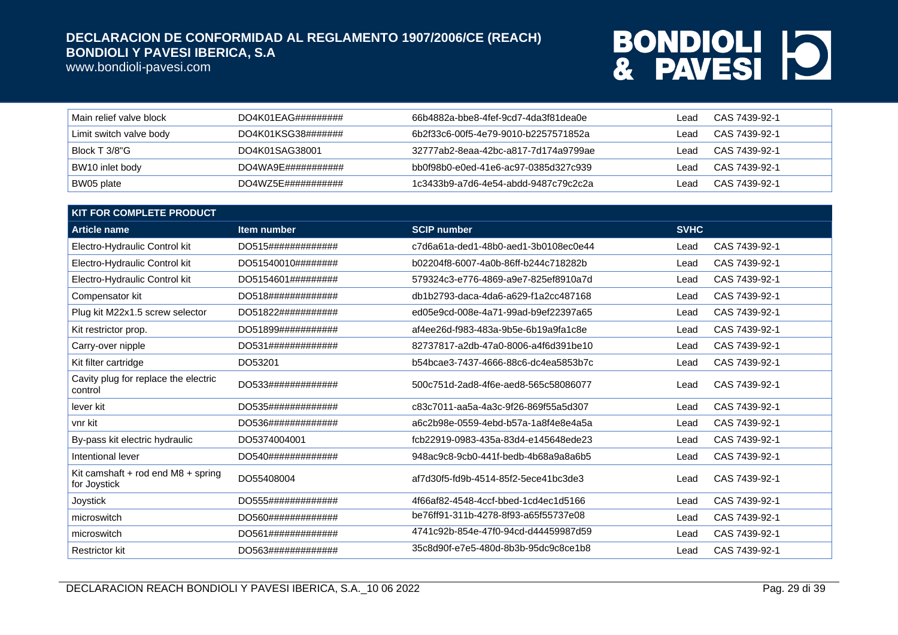| | | | | |
|---|---|---|---|---|
| Main relief valve block | DO4K01EAG######### | 66b4882a-bbe8-4fef-9cd7-4da3f81dea0e | Lead | CAS 7439-92-1 |
| Limit switch valve body | DO4K01KSG38####### | 6b2f33c6-00f5-4e79-9010-b2257571852a | Lead | CAS 7439-92-1 |
| Block T 3/8"G | DO4K01SAG38001 | 32777ab2-8eaa-42bc-a817-7d174a9799ae | Lead | CAS 7439-92-1 |
| BW10 inlet body | DO4WA9E########### | bb0f98b0-e0ed-41e6-ac97-0385d327c939 | Lead | CAS 7439-92-1 |
| BW05 plate | DO4WZ5E########### | 1c3433b9-a7d6-4e54-abdd-9487c79c2c2a | Lead | CAS 7439-92-1 |

| KIT FOR COMPLETE PRODUCT | | | | |
|---|---|---|---|---|
| **Article name** | **Item number** | **SCIP number** | **SVHC** | |
| Electro-Hydraulic Control kit | DO515############# | c7d6a61a-ded1-48b0-aed1-3b0108ec0e44 | Lead | CAS 7439-92-1 |
| Electro-Hydraulic Control kit | DO51540010######## | b02204f8-6007-4a0b-86ff-b244c718282b | Lead | CAS 7439-92-1 |
| Electro-Hydraulic Control kit | DO5154601######### | 579324c3-e776-4869-a9e7-825ef8910a7d | Lead | CAS 7439-92-1 |
| Compensator kit | DO518############# | db1b2793-daca-4da6-a629-f1a2cc487168 | Lead | CAS 7439-92-1 |
| Plug kit M22x1.5 screw selector | DO51822########### | ed05e9cd-008e-4a71-99ad-b9ef22397a65 | Lead | CAS 7439-92-1 |
| Kit restrictor prop. | DO51899########### | af4ee26d-f983-483a-9b5e-6b19a9fa1c8e | Lead | CAS 7439-92-1 |
| Carry-over nipple | DO531############# | 82737817-a2db-47a0-8006-a4f6d391be10 | Lead | CAS 7439-92-1 |
| Kit filter cartridge | DO53201 | b54bcae3-7437-4666-88c6-dc4ea5853b7c | Lead | CAS 7439-92-1 |
| Cavity plug for replace the electric control | DO533############# | 500c751d-2ad8-4f6e-aed8-565c58086077 | Lead | CAS 7439-92-1 |
| lever kit | DO535############# | c83c7011-aa5a-4a3c-9f26-869f55a5d307 | Lead | CAS 7439-92-1 |
| vnr kit | DO536############# | a6c2b98e-0559-4ebd-b57a-1a8f4e8e4a5a | Lead | CAS 7439-92-1 |
| By-pass kit electric hydraulic | DO5374004001 | fcb22919-0983-435a-83d4-e145648ede23 | Lead | CAS 7439-92-1 |
| Intentional lever | DO540############# | 948ac9c8-9cb0-441f-bedb-4b68a9a8a6b5 | Lead | CAS 7439-92-1 |
| Kit camshaft + rod end M8 + spring for Joystick | DO55408004 | af7d30f5-fd9b-4514-85f2-5ece41bc3de3 | Lead | CAS 7439-92-1 |
| Joystick | DO555############# | 4f66af82-4548-4ccf-bbed-1cd4ec1d5166 | Lead | CAS 7439-92-1 |
| microswitch | DO560############# | be76ff91-311b-4278-8f93-a65f55737e08 | Lead | CAS 7439-92-1 |
| microswitch | DO561############# | 4741c92b-854e-47f0-94cd-d44459987d59 | Lead | CAS 7439-92-1 |
| Restrictor kit | DO563############# | 35c8d90f-e7e5-480d-8b3b-95dc9c8ce1b8 | Lead | CAS 7439-92-1 |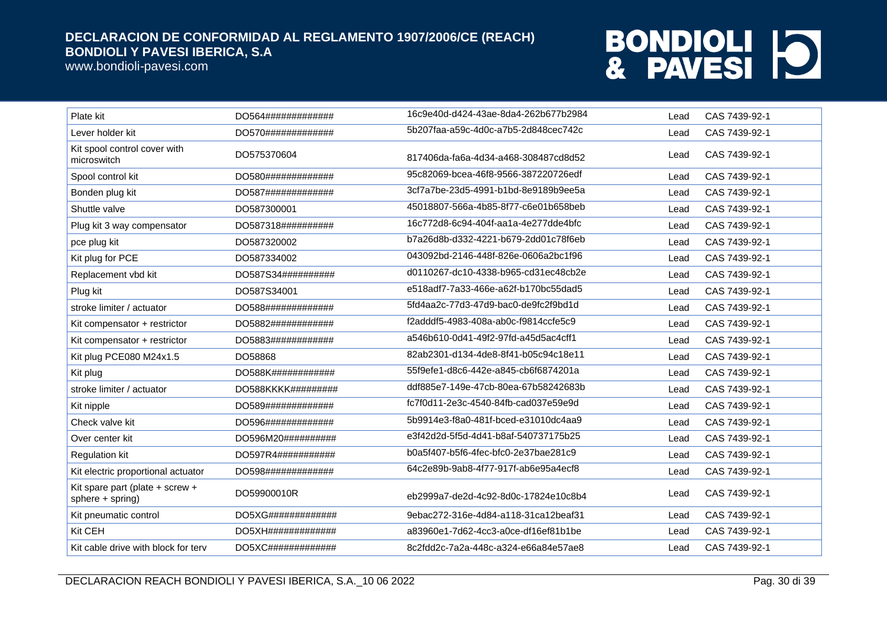| Plate kit | DO564############# | 16c9e40d-d424-43ae-8da4-262b677b2984 | Lead | CAS 7439-92-1 |
|---|---|---|---|---|
| Lever holder kit | DO570############# | 5b207faa-a59c-4d0c-a7b5-2d848cec742c | Lead | CAS 7439-92-1 |
| Kit spool control cover with microswitch | DO575370604 | 817406da-fa6a-4d34-a468-308487cd8d52 | Lead | CAS 7439-92-1 |
| Spool control kit | DO580############# | 95c82069-bcea-46f8-9566-387220726edf | Lead | CAS 7439-92-1 |
| Bonden plug kit | DO587############# | 3cf7a7be-23d5-4991-b1bd-8e9189b9ee5a | Lead | CAS 7439-92-1 |
| Shuttle valve | DO587300001 | 45018807-566a-4b85-8f77-c6e01b658beb | Lead | CAS 7439-92-1 |
| Plug kit 3 way compensator | DO587318########## | 16c772d8-6c94-404f-aa1a-4e277dde4bfc | Lead | CAS 7439-92-1 |
| pce plug kit | DO587320002 | b7a26d8b-d332-4221-b679-2dd01c78f6eb | Lead | CAS 7439-92-1 |
| Kit plug for PCE | DO587334002 | 043092bd-2146-448f-826e-0606a2bc1f96 | Lead | CAS 7439-92-1 |
| Replacement vbd kit | DO587S34########## | d0110267-dc10-4338-b965-cd31ec48cb2e | Lead | CAS 7439-92-1 |
| Plug kit | DO587S34001 | e518adf7-7a33-466e-a62f-b170bc55dad5 | Lead | CAS 7439-92-1 |
| stroke limiter / actuator | DO588############# | 5fd4aa2c-77d3-47d9-bac0-de9fc2f9bd1d | Lead | CAS 7439-92-1 |
| Kit compensator + restrictor | DO5882############ | f2adddf5-4983-408a-ab0c-f9814ccfe5c9 | Lead | CAS 7439-92-1 |
| Kit compensator + restrictor | DO5883############ | a546b610-0d41-49f2-97fd-a45d5ac4cff1 | Lead | CAS 7439-92-1 |
| Kit plug PCE080 M24x1.5 | DO58868 | 82ab2301-d134-4de8-8f41-b05c94c18e11 | Lead | CAS 7439-92-1 |
| Kit plug | DO588K############ | 55f9efe1-d8c6-442e-a845-cb6f6874201a | Lead | CAS 7439-92-1 |
| stroke limiter / actuator | DO588KKKK######### | ddf885e7-149e-47cb-80ea-67b58242683b | Lead | CAS 7439-92-1 |
| Kit nipple | DO589############# | fc7f0d11-2e3c-4540-84fb-cad037e59e9d | Lead | CAS 7439-92-1 |
| Check valve kit | DO596############# | 5b9914e3-f8a0-481f-bced-e31010dc4aa9 | Lead | CAS 7439-92-1 |
| Over center kit | DO596M20########## | e3f42d2d-5f5d-4d41-b8af-540737175b25 | Lead | CAS 7439-92-1 |
| Regulation kit | DO597R4########### | b0a5f407-b5f6-4fec-bfc0-2e37bae281c9 | Lead | CAS 7439-92-1 |
| Kit electric proportional actuator | DO598############# | 64c2e89b-9ab8-4f77-917f-ab6e95a4ecf8 | Lead | CAS 7439-92-1 |
| Kit spare part (plate + screw + sphere + spring) | DO59900010R | eb2999a7-de2d-4c92-8d0c-17824e10c8b4 | Lead | CAS 7439-92-1 |
| Kit pneumatic control | DO5XG############# | 9ebac272-316e-4d84-a118-31ca12beaf31 | Lead | CAS 7439-92-1 |
| Kit CEH | DO5XH############# | a83960e1-7d62-4cc3-a0ce-df16ef81b1be | Lead | CAS 7439-92-1 |
| Kit cable drive with block for terv | DO5XC############# | 8c2fdd2c-7a2a-448c-a324-e66a84e57ae8 | Lead | CAS 7439-92-1 |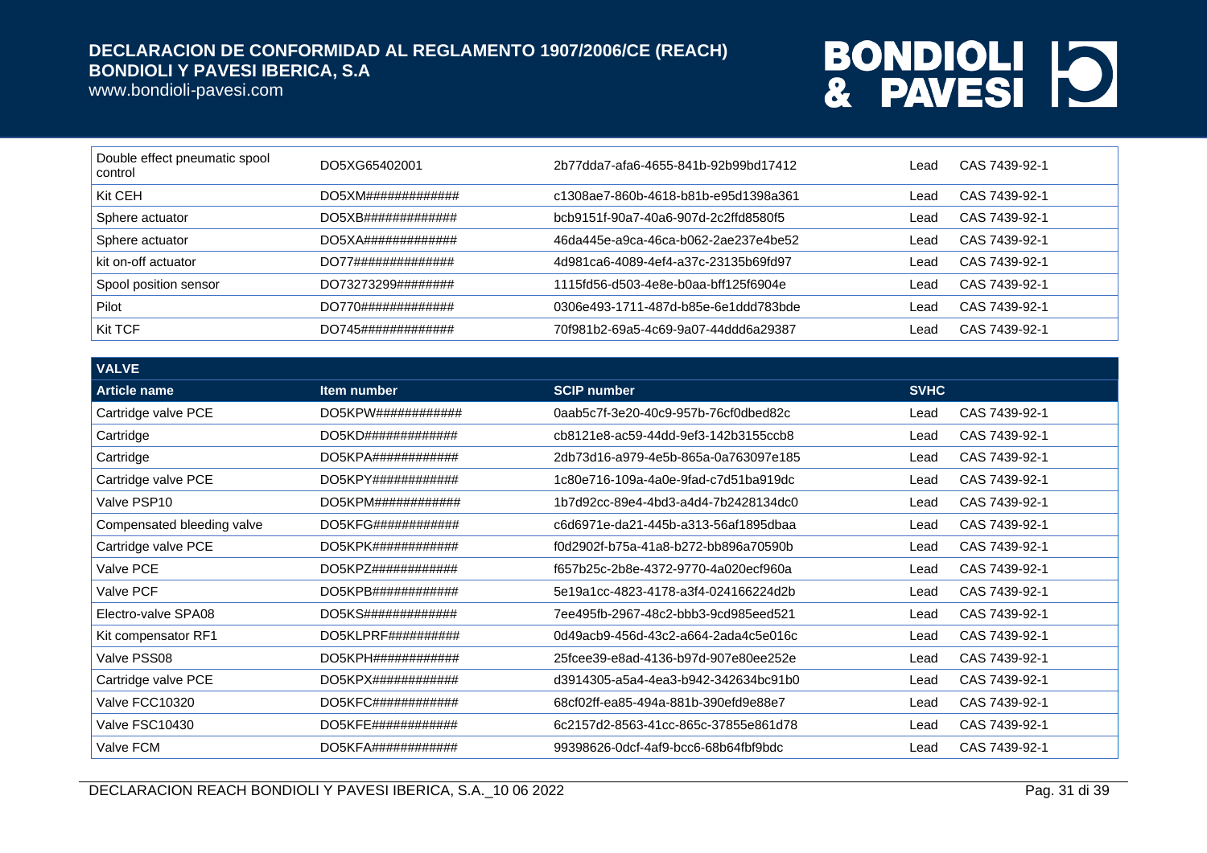| | | | | |
|---|---|---|---|---|
| Double effect pneumatic spool control | DO5XG65402001 | 2b77dda7-afa6-4655-841b-92b99bd17412 | Lead | CAS 7439-92-1 |
| Kit CEH | DO5XM############# | c1308ae7-860b-4618-b81b-e95d1398a361 | Lead | CAS 7439-92-1 |
| Sphere actuator | DO5XB############# | bcb9151f-90a7-40a6-907d-2c2ffd8580f5 | Lead | CAS 7439-92-1 |
| Sphere actuator | DO5XA############# | 46da445e-a9ca-46ca-b062-2ae237e4be52 | Lead | CAS 7439-92-1 |
| kit on-off actuator | DO77############## | 4d981ca6-4089-4ef4-a37c-23135b69fd97 | Lead | CAS 7439-92-1 |
| Spool position sensor | DO73273299######## | 1115fd56-d503-4e8e-b0aa-bff125f6904e | Lead | CAS 7439-92-1 |
| Pilot | DO770############# | 0306e493-1711-487d-b85e-6e1ddd783bde | Lead | CAS 7439-92-1 |
| Kit TCF | DO745############# | 70f981b2-69a5-4c69-9a07-44ddd6a29387 | Lead | CAS 7439-92-1 |

**VALVE**

| Article name | Item number | SCIP number | SVHC | |
|---|---|---|---|---|
| Cartridge valve PCE | DO5KPW############ | 0aab5c7f-3e20-40c9-957b-76cf0dbed82c | Lead | CAS 7439-92-1 |
| Cartridge | DO5KD############# | cb8121e8-ac59-44dd-9ef3-142b3155ccb8 | Lead | CAS 7439-92-1 |
| Cartridge | DO5KPA############ | 2db73d16-a979-4e5b-865a-0a763097e185 | Lead | CAS 7439-92-1 |
| Cartridge valve PCE | DO5KPY############ | 1c80e716-109a-4a0e-9fad-c7d51ba919dc | Lead | CAS 7439-92-1 |
| Valve PSP10 | DO5KPM############ | 1b7d92cc-89e4-4bd3-a4d4-7b2428134dc0 | Lead | CAS 7439-92-1 |
| Compensated bleeding valve | DO5KFG############ | c6d6971e-da21-445b-a313-56af1895dbaa | Lead | CAS 7439-92-1 |
| Cartridge valve PCE | DO5KPK############ | f0d2902f-b75a-41a8-b272-bb896a70590b | Lead | CAS 7439-92-1 |
| Valve PCE | DO5KPZ############ | f657b25c-2b8e-4372-9770-4a020ecf960a | Lead | CAS 7439-92-1 |
| Valve PCF | DO5KPB############ | 5e19a1cc-4823-4178-a3f4-024166224d2b | Lead | CAS 7439-92-1 |
| Electro-valve SPA08 | DO5KS############# | 7ee495fb-2967-48c2-bbb3-9cd985eed521 | Lead | CAS 7439-92-1 |
| Kit compensator RF1 | DO5KLPRF########## | 0d49acb9-456d-43c2-a664-2ada4c5e016c | Lead | CAS 7439-92-1 |
| Valve PSS08 | DO5KPH############ | 25fcee39-e8ad-4136-b97d-907e80ee252e | Lead | CAS 7439-92-1 |
| Cartridge valve PCE | DO5KPX############ | d3914305-a5a4-4ea3-b942-342634bc91b0 | Lead | CAS 7439-92-1 |
| Valve FCC10320 | DO5KFC############ | 68cf02ff-ea85-494a-881b-390efd9e88e7 | Lead | CAS 7439-92-1 |
| Valve FSC10430 | DO5KFE############ | 6c2157d2-8563-41cc-865c-37855e861d78 | Lead | CAS 7439-92-1 |
| Valve FCM | DO5KFA############ | 99398626-0dcf-4af9-bcc6-68b64fbf9bdc | Lead | CAS 7439-92-1 |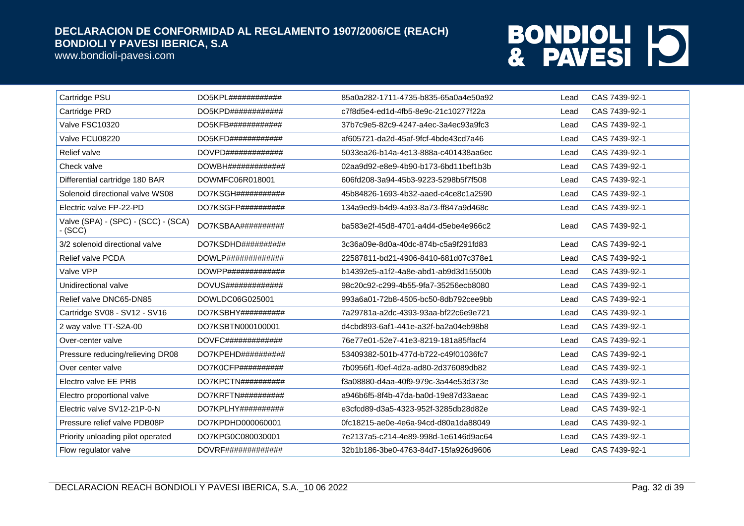| Cartridge PSU | DO5KPL############ | 85a0a282-1711-4735-b835-65a0a4e50a92 | Lead | CAS 7439-92-1 |
|---|---|---|---|---|
| Cartridge PRD | DO5KPD############ | c7f8d5e4-ed1d-4fb5-8e9c-21c10277f22a | Lead | CAS 7439-92-1 |
| Valve FSC10320 | DO5KFB############ | 37b7c9e5-82c9-4247-a4ec-3a4ec93a9fc3 | Lead | CAS 7439-92-1 |
| Valve FCU08220 | DO5KFD############ | af605721-da2d-45af-9fcf-4bde43cd7a46 | Lead | CAS 7439-92-1 |
| Relief valve | DOVPD############# | 5033ea26-b14a-4e13-888a-c401438aa6ec | Lead | CAS 7439-92-1 |
| Check valve | DOWBH############# | 02aa9d92-e8e9-4b90-b173-6bd11bef1b3b | Lead | CAS 7439-92-1 |
| Differential cartridge 180 BAR | DOWMFC06R018001 | 606fd208-3a94-45b3-9223-5298b5f7f508 | Lead | CAS 7439-92-1 |
| Solenoid directional valve WS08 | DO7KSGH########### | 45b84826-1693-4b32-aaed-c4ce8c1a2590 | Lead | CAS 7439-92-1 |
| Electric valve FP-22-PD | DO7KSGFP########## | 134a9ed9-b4d9-4a93-8a73-ff847a9d468c | Lead | CAS 7439-92-1 |
| Valve (SPA) - (SPC) - (SCC) - (SCA) - (SCC) | DO7KSBAA########## | ba583e2f-45d8-4701-a4d4-d5ebe4e966c2 | Lead | CAS 7439-92-1 |
| 3/2 solenoid directional valve | DO7KSDHD########## | 3c36a09e-8d0a-40dc-874b-c5a9f291fd83 | Lead | CAS 7439-92-1 |
| Relief valve PCDA | DOWLP############# | 22587811-bd21-4906-8410-681d07c378e1 | Lead | CAS 7439-92-1 |
| Valve VPP | DOWPP############# | b14392e5-a1f2-4a8e-abd1-ab9d3d15500b | Lead | CAS 7439-92-1 |
| Unidirectional valve | DOVUS############# | 98c20c92-c299-4b55-9fa7-35256ecb8080 | Lead | CAS 7439-92-1 |
| Relief valve DNC65-DN85 | DOWLDC06G025001 | 993a6a01-72b8-4505-bc50-8db792cee9bb | Lead | CAS 7439-92-1 |
| Cartridge SV08 - SV12 - SV16 | DO7KSBHY########## | 7a29781a-a2dc-4393-93aa-bf22c6e9e721 | Lead | CAS 7439-92-1 |
| 2 way valve TT-S2A-00 | DO7KSBTN000100001 | d4cbd893-6af1-441e-a32f-ba2a04eb98b8 | Lead | CAS 7439-92-1 |
| Over-center valve | DOVFC############# | 76e77e01-52e7-41e3-8219-181a85ffacf4 | Lead | CAS 7439-92-1 |
| Pressure reducing/relieving DR08 | DO7KPEHD########## | 53409382-501b-477d-b722-c49f01036fc7 | Lead | CAS 7439-92-1 |
| Over center valve | DO7K0CFP########## | 7b0956f1-f0ef-4d2a-ad80-2d376089db82 | Lead | CAS 7439-92-1 |
| Electro valve EE PRB | DO7KPCTN########## | f3a08880-d4aa-40f9-979c-3a44e53d373e | Lead | CAS 7439-92-1 |
| Electro proportional valve | DO7KRFTN########## | a946b6f5-8f4b-47da-ba0d-19e87d33aeac | Lead | CAS 7439-92-1 |
| Electric valve SV12-21P-0-N | DO7KPLHY########## | e3cfcd89-d3a5-4323-952f-3285db28d82e | Lead | CAS 7439-92-1 |
| Pressure relief valve PDB08P | DO7KPDHD000060001 | 0fc18215-ae0e-4e6a-94cd-d80a1da88049 | Lead | CAS 7439-92-1 |
| Priority unloading pilot operated | DO7KPG0C080030001 | 7e2137a5-c214-4e89-998d-1e6146d9ac64 | Lead | CAS 7439-92-1 |
| Flow regulator valve | DOVRF############# | 32b1b186-3be0-4763-84d7-15fa926d9606 | Lead | CAS 7439-92-1 |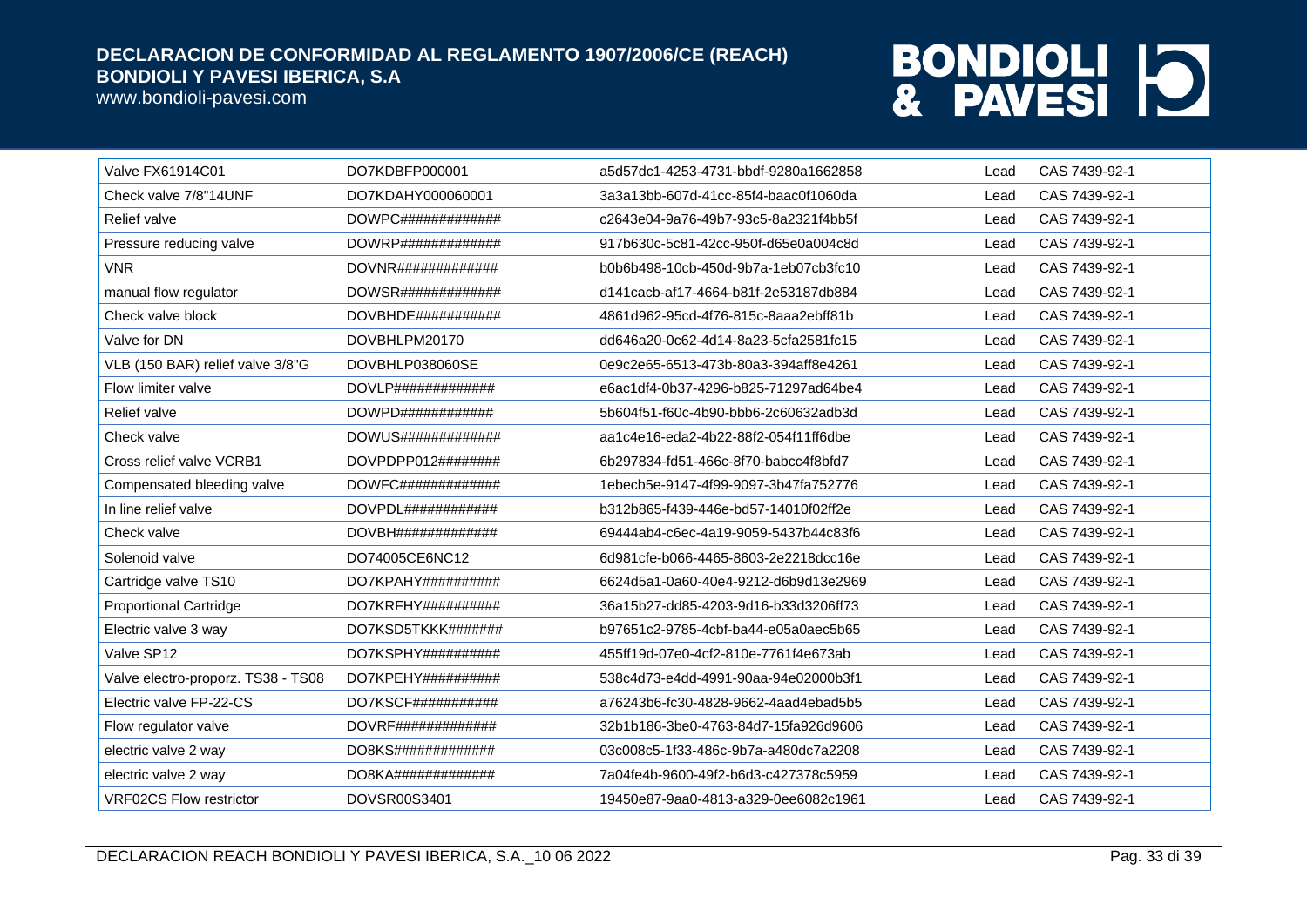| Valve FX61914C01 | DO7KDBFP000001 | a5d57dc1-4253-4731-bbdf-9280a1662858 | Lead | CAS 7439-92-1 |
|---|---|---|---|---|
| Check valve 7/8"14UNF | DO7KDAHY000060001 | 3a3a13bb-607d-41cc-85f4-baac0f1060da | Lead | CAS 7439-92-1 |
| Relief valve | DOWPC############# | c2643e04-9a76-49b7-93c5-8a2321f4bb5f | Lead | CAS 7439-92-1 |
| Pressure reducing valve | DOWRP############# | 917b630c-5c81-42cc-950f-d65e0a004c8d | Lead | CAS 7439-92-1 |
| VNR | DOVNR############# | b0b6b498-10cb-450d-9b7a-1eb07cb3fc10 | Lead | CAS 7439-92-1 |
| manual flow regulator | DOWSR############# | d141cacb-af17-4664-b81f-2e53187db884 | Lead | CAS 7439-92-1 |
| Check valve block | DOVBHDE########### | 4861d962-95cd-4f76-815c-8aaa2ebff81b | Lead | CAS 7439-92-1 |
| Valve for DN | DOVBHLPM20170 | dd646a20-0c62-4d14-8a23-5cfa2581fc15 | Lead | CAS 7439-92-1 |
| VLB (150 BAR) relief valve 3/8"G | DOVBHLP038060SE | 0e9c2e65-6513-473b-80a3-394aff8e4261 | Lead | CAS 7439-92-1 |
| Flow limiter valve | DOVLP############# | e6ac1df4-0b37-4296-b825-71297ad64be4 | Lead | CAS 7439-92-1 |
| Relief valve | DOWPD############ | 5b604f51-f60c-4b90-bbb6-2c60632adb3d | Lead | CAS 7439-92-1 |
| Check valve | DOWUS############# | aa1c4e16-eda2-4b22-88f2-054f11ff6dbe | Lead | CAS 7439-92-1 |
| Cross relief valve VCRB1 | DOVPDPP012######## | 6b297834-fd51-466c-8f70-babcc4f8bfd7 | Lead | CAS 7439-92-1 |
| Compensated bleeding valve | DOWFC############# | 1ebecb5e-9147-4f99-9097-3b47fa752776 | Lead | CAS 7439-92-1 |
| In line relief valve | DOVPDL############ | b312b865-f439-446e-bd57-14010f02ff2e | Lead | CAS 7439-92-1 |
| Check valve | DOVBH############# | 69444ab4-c6ec-4a19-9059-5437b44c83f6 | Lead | CAS 7439-92-1 |
| Solenoid valve | DO74005CE6NC12 | 6d981cfe-b066-4465-8603-2e2218dcc16e | Lead | CAS 7439-92-1 |
| Cartridge valve TS10 | DO7KPAHY########## | 6624d5a1-0a60-40e4-9212-d6b9d13e2969 | Lead | CAS 7439-92-1 |
| Proportional Cartridge | DO7KRFHY########## | 36a15b27-dd85-4203-9d16-b33d3206ff73 | Lead | CAS 7439-92-1 |
| Electric valve 3 way | DO7KSD5TKKK####### | b97651c2-9785-4cbf-ba44-e05a0aec5b65 | Lead | CAS 7439-92-1 |
| Valve SP12 | DO7KSPHY########## | 455ff19d-07e0-4cf2-810e-7761f4e673ab | Lead | CAS 7439-92-1 |
| Valve electro-proporz. TS38 - TS08 | DO7KPEHY########## | 538c4d73-e4dd-4991-90aa-94e02000b3f1 | Lead | CAS 7439-92-1 |
| Electric valve FP-22-CS | DO7KSCF########### | a76243b6-fc30-4828-9662-4aad4ebad5b5 | Lead | CAS 7439-92-1 |
| Flow regulator valve | DOVRF############# | 32b1b186-3be0-4763-84d7-15fa926d9606 | Lead | CAS 7439-92-1 |
| electric valve 2 way | DO8KS############# | 03c008c5-1f33-486c-9b7a-a480dc7a2208 | Lead | CAS 7439-92-1 |
| electric valve 2 way | DO8KA############# | 7a04fe4b-9600-49f2-b6d3-c427378c5959 | Lead | CAS 7439-92-1 |
| VRF02CS Flow restrictor | DOVSR00S3401 | 19450e87-9aa0-4813-a329-0ee6082c1961 | Lead | CAS 7439-92-1 |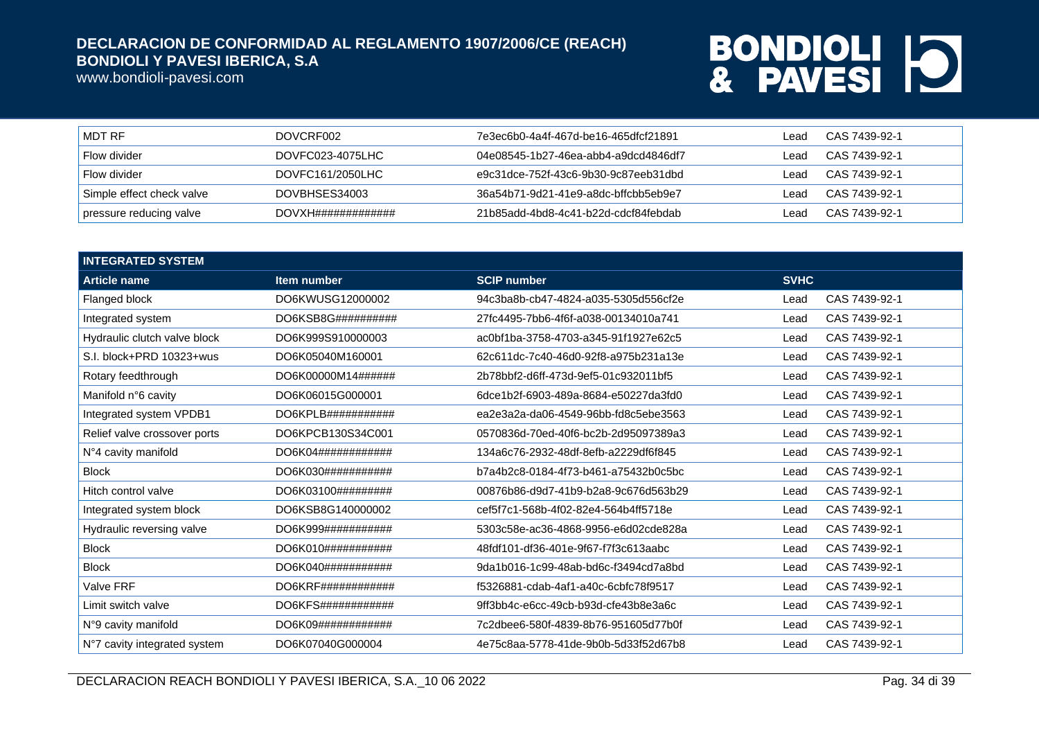| MDT RF | DOVCRF002 | 7e3ec6b0-4a4f-467d-be16-465dfcf21891 | Lead | CAS 7439-92-1 |
|---|---|---|---|---|
| Flow divider | DOVFC023-4075LHC | 04e08545-1b27-46ea-abb4-a9dcd4846df7 | Lead | CAS 7439-92-1 |
| Flow divider | DOVFC161/2050LHC | e9c31dce-752f-43c6-9b30-9c87eeb31dbd | Lead | CAS 7439-92-1 |
| Simple effect check valve | DOVBHSES34003 | 36a54b71-9d21-41e9-a8dc-bffcbb5eb9e7 | Lead | CAS 7439-92-1 |
| pressure reducing valve | DOVXH############# | 21b85add-4bd8-4c41-b22d-cdcf84febdab | Lead | CAS 7439-92-1 |

| INTEGRATED SYSTEM | | | | |
|---|---|---|---|---|
| **Article name** | **Item number** | **SCIP number** | **SVHC** | |
| Flanged block | DO6KWUSG12000002 | 94c3ba8b-cb47-4824-a035-5305d556cf2e | Lead | CAS 7439-92-1 |
| Integrated system | DO6KSB8G########## | 27fc4495-7bb6-4f6f-a038-00134010a741 | Lead | CAS 7439-92-1 |
| Hydraulic clutch valve block | DO6K999S910000003 | ac0bf1ba-3758-4703-a345-91f1927e62c5 | Lead | CAS 7439-92-1 |
| S.I. block+PRD 10323+wus | DO6K05040M160001 | 62c611dc-7c40-46d0-92f8-a975b231a13e | Lead | CAS 7439-92-1 |
| Rotary feedthrough | DO6K00000M14###### | 2b78bbf2-d6ff-473d-9ef5-01c932011bf5 | Lead | CAS 7439-92-1 |
| Manifold n°6 cavity | DO6K06015G000001 | 6dce1b2f-6903-489a-8684-e50227da3fd0 | Lead | CAS 7439-92-1 |
| Integrated system VPDB1 | DO6KPLB########### | ea2e3a2a-da06-4549-96bb-fd8c5ebe3563 | Lead | CAS 7439-92-1 |
| Relief valve crossover ports | DO6KPCB130S34C001 | 0570836d-70ed-40f6-bc2b-2d95097389a3 | Lead | CAS 7439-92-1 |
| N°4 cavity manifold | DO6K04############ | 134a6c76-2932-48df-8efb-a2229df6f845 | Lead | CAS 7439-92-1 |
| Block | DO6K030########### | b7a4b2c8-0184-4f73-b461-a75432b0c5bc | Lead | CAS 7439-92-1 |
| Hitch control valve | DO6K03100######### | 00876b86-d9d7-41b9-b2a8-9c676d563b29 | Lead | CAS 7439-92-1 |
| Integrated system block | DO6KSB8G140000002 | cef5f7c1-568b-4f02-82e4-564b4ff5718e | Lead | CAS 7439-92-1 |
| Hydraulic reversing valve | DO6K999########### | 5303c58e-ac36-4868-9956-e6d02cde828a | Lead | CAS 7439-92-1 |
| Block | DO6K010########### | 48fdf101-df36-401e-9f67-f7f3c613aabc | Lead | CAS 7439-92-1 |
| Block | DO6K040########### | 9da1b016-1c99-48ab-bd6c-f3494cd7a8bd | Lead | CAS 7439-92-1 |
| Valve FRF | DO6KRF############ | f5326881-cdab-4af1-a40c-6cbfc78f9517 | Lead | CAS 7439-92-1 |
| Limit switch valve | DO6KFS############ | 9ff3bb4c-e6cc-49cb-b93d-cfe43b8e3a6c | Lead | CAS 7439-92-1 |
| N°9 cavity manifold | DO6K09############ | 7c2dbee6-580f-4839-8b76-951605d77b0f | Lead | CAS 7439-92-1 |
| N°7 cavity integrated system | DO6K07040G000004 | 4e75c8aa-5778-41de-9b0b-5d33f52d67b8 | Lead | CAS 7439-92-1 |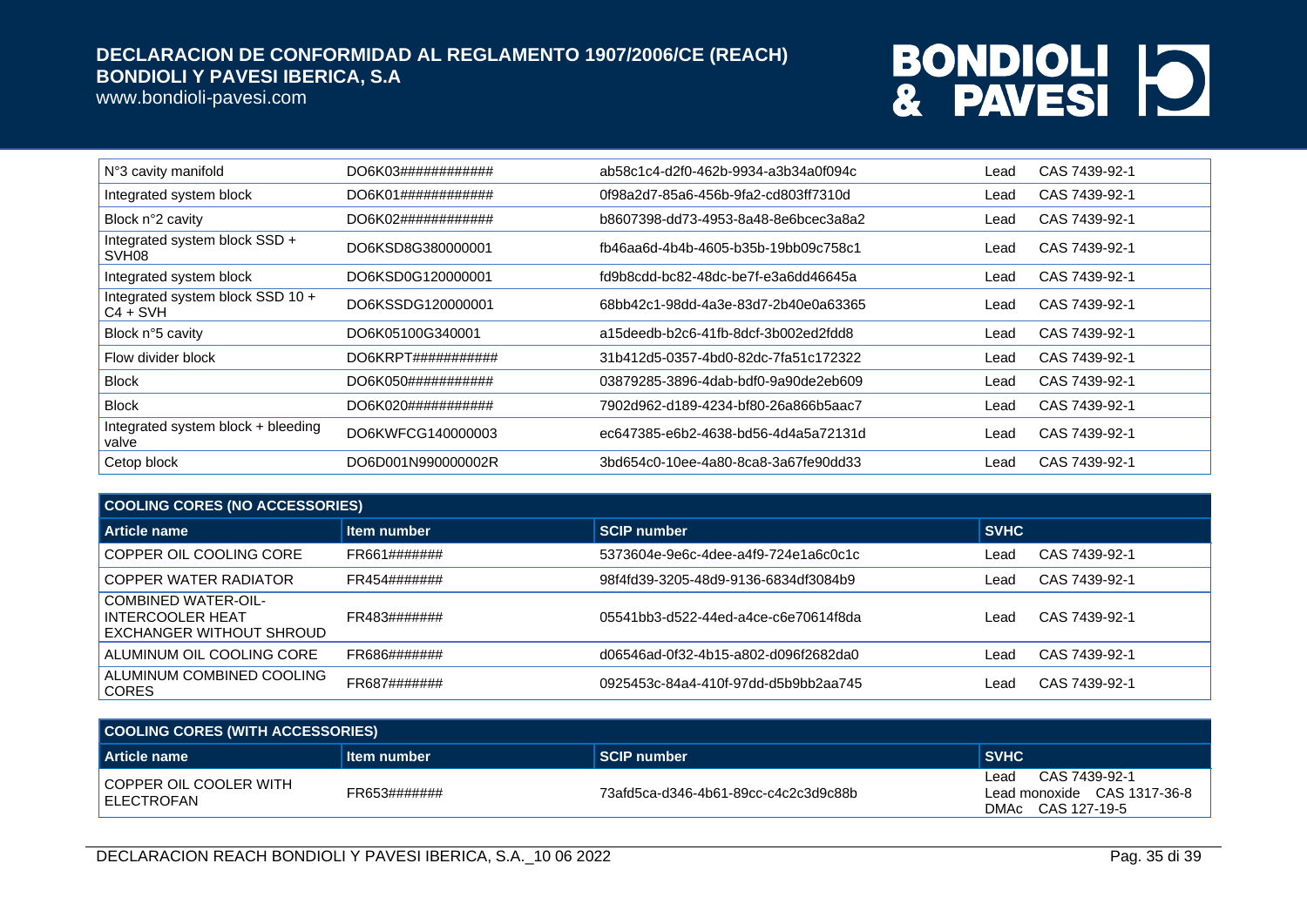| | | | |
|---|---|---|---|
| N°3 cavity manifold | DO6K03############ | ab58c1c4-d2f0-462b-9934-a3b34a0f094c | Lead CAS 7439-92-1 |
| Integrated system block | DO6K01############ | 0f98a2d7-85a6-456b-9fa2-cd803ff7310d | Lead CAS 7439-92-1 |
| Block n°2 cavity | DO6K02############ | b8607398-dd73-4953-8a48-8e6bcec3a8a2 | Lead CAS 7439-92-1 |
| Integrated system block SSD + SVH08 | DO6KSD8G380000001 | fb46aa6d-4b4b-4605-b35b-19bb09c758c1 | Lead CAS 7439-92-1 |
| Integrated system block | DO6KSD0G120000001 | fd9b8cdd-bc82-48dc-be7f-e3a6dd46645a | Lead CAS 7439-92-1 |
| Integrated system block SSD 10 + C4 + SVH | DO6KSSDG120000001 | 68bb42c1-98dd-4a3e-83d7-2b40e0a63365 | Lead CAS 7439-92-1 |
| Block n°5 cavity | DO6K05100G340001 | a15deedb-b2c6-41fb-8dcf-3b002ed2fdd8 | Lead CAS 7439-92-1 |
| Flow divider block | DO6KRPT########### | 31b412d5-0357-4bd0-82dc-7fa51c172322 | Lead CAS 7439-92-1 |
| Block | DO6K050########### | 03879285-3896-4dab-bdf0-9a90de2eb609 | Lead CAS 7439-92-1 |
| Block | DO6K020########### | 7902d962-d189-4234-bf80-26a866b5aac7 | Lead CAS 7439-92-1 |
| Integrated system block + bleeding valve | DO6KWFCG140000003 | ec647385-e6b2-4638-bd56-4d4a5a72131d | Lead CAS 7439-92-1 |
| Cetop block | DO6D001N990000002R | 3bd654c0-10ee-4a80-8ca8-3a67fe90dd33 | Lead CAS 7439-92-1 |

| COOLING CORES (NO ACCESSORIES) | | | |
|---|---|---|---|
| **Article name** | **Item number** | **SCIP number** | **SVHC** |
| COPPER OIL COOLING CORE | FR661####### | 5373604e-9e6c-4dee-a4f9-724e1a6c0c1c | Lead CAS 7439-92-1 |
| COPPER WATER RADIATOR | FR454####### | 98f4fd39-3205-48d9-9136-6834df3084b9 | Lead CAS 7439-92-1 |
| COMBINED WATER-OIL-INTERCOOLER HEAT EXCHANGER WITHOUT SHROUD | FR483####### | 05541bb3-d522-44ed-a4ce-c6e70614f8da | Lead CAS 7439-92-1 |
| ALUMINUM OIL COOLING CORE | FR686####### | d06546ad-0f32-4b15-a802-d096f2682da0 | Lead CAS 7439-92-1 |
| ALUMINUM COMBINED COOLING CORES | FR687####### | 0925453c-84a4-410f-97dd-d5b9bb2aa745 | Lead CAS 7439-92-1 |

| COOLING CORES (WITH ACCESSORIES) | | | |
|---|---|---|---|
| **Article name** | **Item number** | **SCIP number** | **SVHC** |
| COPPER OIL COOLER WITH ELECTROFAN | FR653####### | 73afd5ca-d346-4b61-89cc-c4c2c3d9c88b | Lead CAS 7439-92-1<br>Lead monoxide CAS 1317-36-8<br>DMAc CAS 127-19-5 |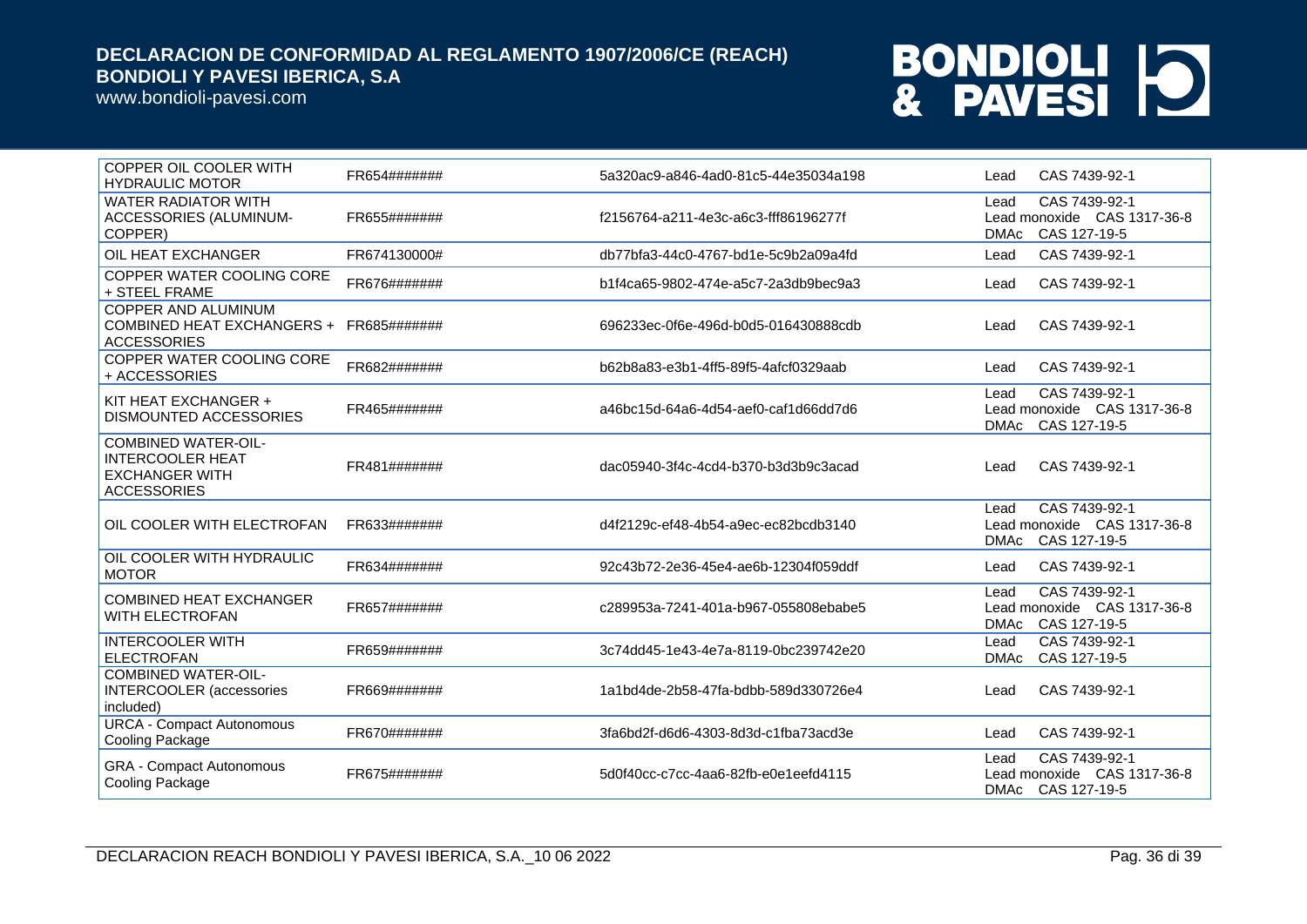| | | | |
|---|---|---|---|
| COPPER OIL COOLER WITH HYDRAULIC MOTOR | FR654####### | 5a320ac9-a846-4ad0-81c5-44e35034a198 | Lead CAS 7439-92-1 |
| WATER RADIATOR WITH ACCESSORIES (ALUMINUM-COPPER) | FR655####### | f2156764-a211-4e3c-a6c3-fff86196277f | Lead CAS 7439-92-1<br>Lead monoxide CAS 1317-36-8<br>DMAc CAS 127-19-5 |
| OIL HEAT EXCHANGER | FR674130000# | db77bfa3-44c0-4767-bd1e-5c9b2a09a4fd | Lead CAS 7439-92-1 |
| COPPER WATER COOLING CORE + STEEL FRAME | FR676####### | b1f4ca65-9802-474e-a5c7-2a3db9bec9a3 | Lead CAS 7439-92-1 |
| COPPER AND ALUMINUM COMBINED HEAT EXCHANGERS + ACCESSORIES | FR685####### | 696233ec-0f6e-496d-b0d5-016430888cdb | Lead CAS 7439-92-1 |
| COPPER WATER COOLING CORE + ACCESSORIES | FR682####### | b62b8a83-e3b1-4ff5-89f5-4afcf0329aab | Lead CAS 7439-92-1 |
| KIT HEAT EXCHANGER + DISMOUNTED ACCESSORIES | FR465####### | a46bc15d-64a6-4d54-aef0-caf1d66dd7d6 | Lead CAS 7439-92-1<br>Lead monoxide CAS 1317-36-8<br>DMAc CAS 127-19-5 |
| COMBINED WATER-OIL-INTERCOOLER HEAT EXCHANGER WITH ACCESSORIES | FR481####### | dac05940-3f4c-4cd4-b370-b3d3b9c3acad | Lead CAS 7439-92-1 |
| OIL COOLER WITH ELECTROFAN | FR633####### | d4f2129c-ef48-4b54-a9ec-ec82bcdb3140 | Lead CAS 7439-92-1<br>Lead monoxide CAS 1317-36-8<br>DMAc CAS 127-19-5 |
| OIL COOLER WITH HYDRAULIC MOTOR | FR634####### | 92c43b72-2e36-45e4-ae6b-12304f059ddf | Lead CAS 7439-92-1 |
| COMBINED HEAT EXCHANGER WITH ELECTROFAN | FR657####### | c289953a-7241-401a-b967-055808ebabe5 | Lead CAS 7439-92-1<br>Lead monoxide CAS 1317-36-8<br>DMAc CAS 127-19-5 |
| INTERCOOLER WITH ELECTROFAN | FR659####### | 3c74dd45-1e43-4e7a-8119-0bc239742e20 | Lead CAS 7439-92-1<br>DMAc CAS 127-19-5 |
| COMBINED WATER-OIL-INTERCOOLER (accessories included) | FR669####### | 1a1bd4de-2b58-47fa-bdbb-589d330726e4 | Lead CAS 7439-92-1 |
| URCA - Compact Autonomous Cooling Package | FR670####### | 3fa6bd2f-d6d6-4303-8d3d-c1fba73acd3e | Lead CAS 7439-92-1 |
| GRA - Compact Autonomous Cooling Package | FR675####### | 5d0f40cc-c7cc-4aa6-82fb-e0e1eefd4115 | Lead CAS 7439-92-1<br>Lead monoxide CAS 1317-36-8<br>DMAc CAS 127-19-5 |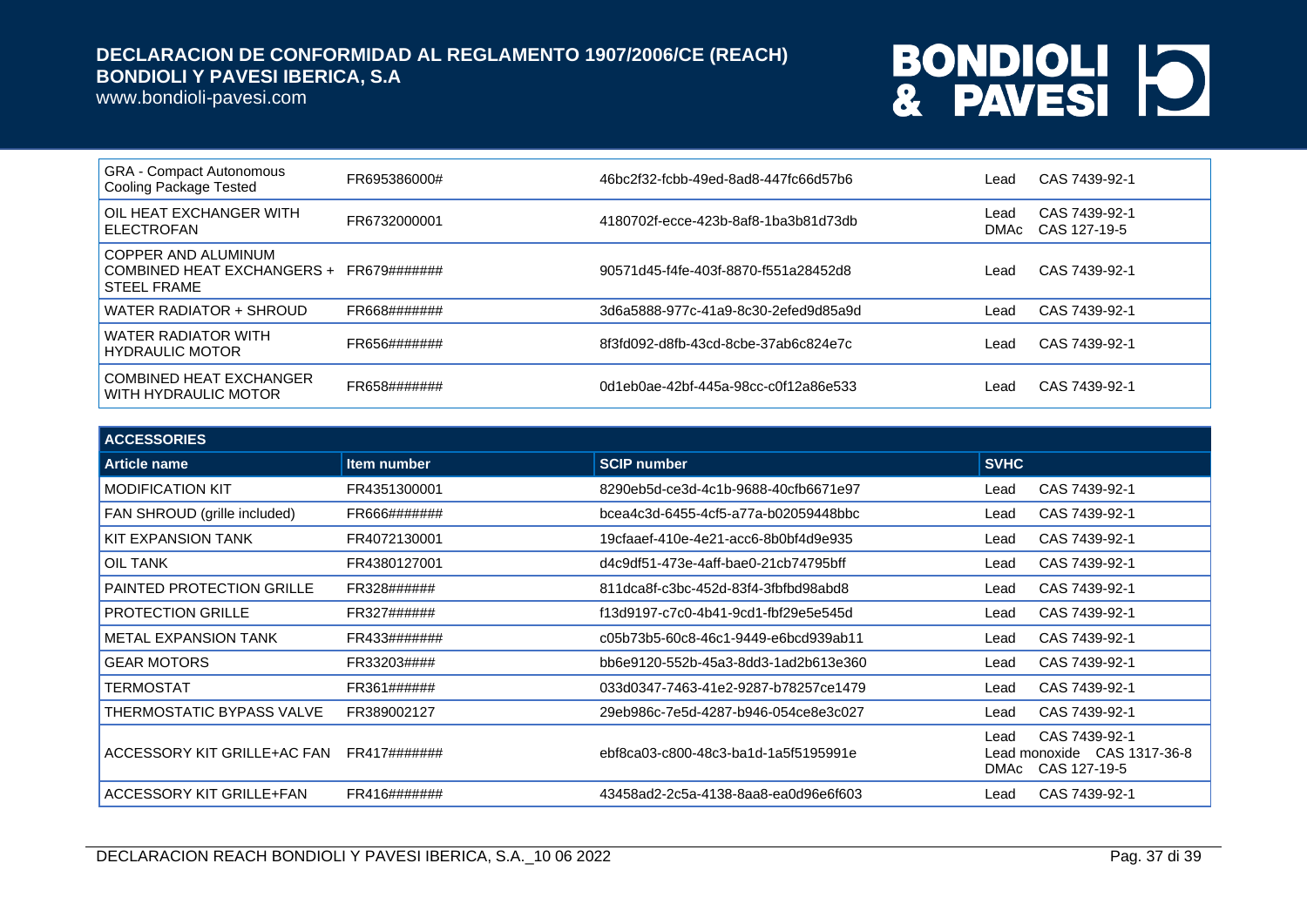| | | | |
|---|---|---|---|
| GRA - Compact Autonomous Cooling Package Tested | FR695386000# | 46bc2f32-fcbb-49ed-8ad8-447fc66d57b6 | Lead CAS 7439-92-1 |
| OIL HEAT EXCHANGER WITH ELECTROFAN | FR6732000001 | 4180702f-ecce-423b-8af8-1ba3b81d73db | Lead CAS 7439-92-1<br>DMAc CAS 127-19-5 |
| COPPER AND ALUMINUM COMBINED HEAT EXCHANGERS + STEEL FRAME | FR679####### | 90571d45-f4fe-403f-8870-f551a28452d8 | Lead CAS 7439-92-1 |
| WATER RADIATOR + SHROUD | FR668####### | 3d6a5888-977c-41a9-8c30-2efed9d85a9d | Lead CAS 7439-92-1 |
| WATER RADIATOR WITH HYDRAULIC MOTOR | FR656####### | 8f3fd092-d8fb-43cd-8cbe-37ab6c824e7c | Lead CAS 7439-92-1 |
| COMBINED HEAT EXCHANGER WITH HYDRAULIC MOTOR | FR658####### | 0d1eb0ae-42bf-445a-98cc-c0f12a86e533 | Lead CAS 7439-92-1 |

**ACCESSORIES**

| Article name | Item number | SCIP number | SVHC |
|---|---|---|---|
| MODIFICATION KIT | FR4351300001 | 8290eb5d-ce3d-4c1b-9688-40cfb6671e97 | Lead CAS 7439-92-1 |
| FAN SHROUD (grille included) | FR666####### | bcea4c3d-6455-4cf5-a77a-b02059448bbc | Lead CAS 7439-92-1 |
| KIT EXPANSION TANK | FR4072130001 | 19cfaaef-410e-4e21-acc6-8b0bf4d9e935 | Lead CAS 7439-92-1 |
| OIL TANK | FR4380127001 | d4c9df51-473e-4aff-bae0-21cb74795bff | Lead CAS 7439-92-1 |
| PAINTED PROTECTION GRILLE | FR328###### | 811dca8f-c3bc-452d-83f4-3fbfbd98abd8 | Lead CAS 7439-92-1 |
| PROTECTION GRILLE | FR327###### | f13d9197-c7c0-4b41-9cd1-fbf29e5e545d | Lead CAS 7439-92-1 |
| METAL EXPANSION TANK | FR433####### | c05b73b5-60c8-46c1-9449-e6bcd939ab11 | Lead CAS 7439-92-1 |
| GEAR MOTORS | FR33203#### | bb6e9120-552b-45a3-8dd3-1ad2b613e360 | Lead CAS 7439-92-1 |
| TERMOSTAT | FR361###### | 033d0347-7463-41e2-9287-b78257ce1479 | Lead CAS 7439-92-1 |
| THERMOSTATIC BYPASS VALVE | FR389002127 | 29eb986c-7e5d-4287-b946-054ce8e3c027 | Lead CAS 7439-92-1 |
| ACCESSORY KIT GRILLE+AC FAN | FR417####### | ebf8ca03-c800-48c3-ba1d-1a5f5195991e | Lead CAS 7439-92-1<br>Lead monoxide CAS 1317-36-8<br>DMAc CAS 127-19-5 |
| ACCESSORY KIT GRILLE+FAN | FR416####### | 43458ad2-2c5a-4138-8aa8-ea0d96e6f603 | Lead CAS 7439-92-1 |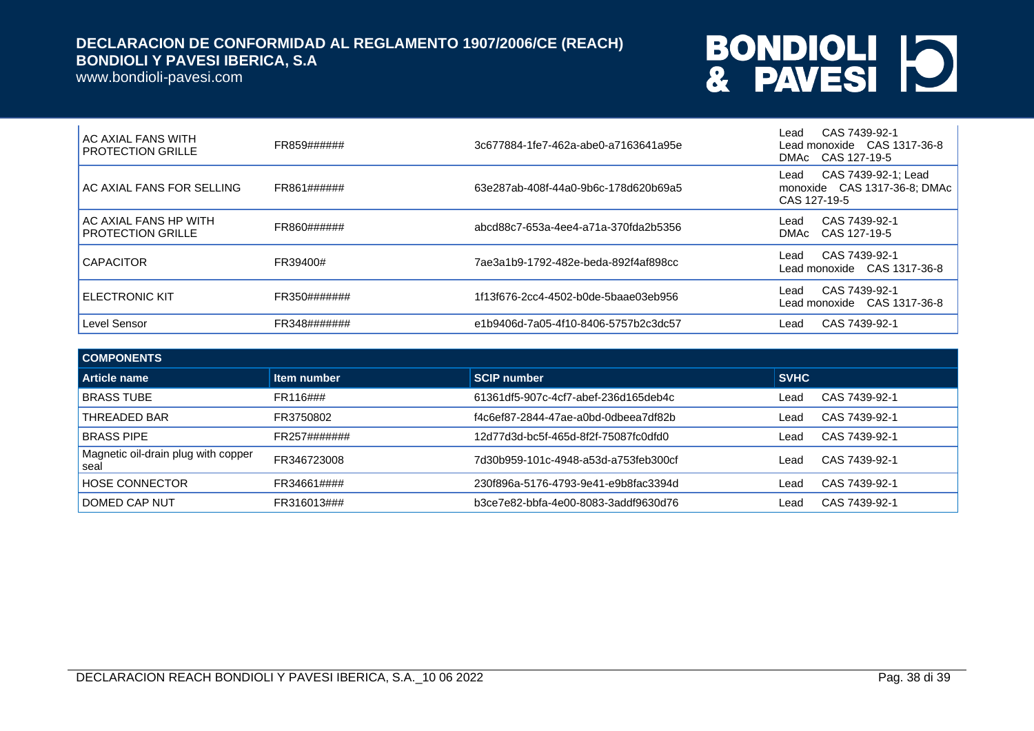| | | | |
|---|---|---|---|
| AC AXIAL FANS WITH PROTECTION GRILLE | FR859###### | 3c677884-1fe7-462a-abe0-a7163641a95e | Lead CAS 7439-92-1<br>Lead monoxide CAS 1317-36-8<br>DMAc CAS 127-19-5 |
| AC AXIAL FANS FOR SELLING | FR861###### | 63e287ab-408f-44a0-9b6c-178d620b69a5 | Lead CAS 7439-92-1; Lead monoxide CAS 1317-36-8; DMAc CAS 127-19-5 |
| AC AXIAL FANS HP WITH PROTECTION GRILLE | FR860###### | abcd88c7-653a-4ee4-a71a-370fda2b5356 | Lead CAS 7439-92-1<br>DMAc CAS 127-19-5 |
| CAPACITOR | FR39400# | 7ae3a1b9-1792-482e-beda-892f4af898cc | Lead CAS 7439-92-1<br>Lead monoxide CAS 1317-36-8 |
| ELECTRONIC KIT | FR350####### | 1f13f676-2cc4-4502-b0de-5baae03eb956 | Lead CAS 7439-92-1<br>Lead monoxide CAS 1317-36-8 |
| Level Sensor | FR348####### | e1b9406d-7a05-4f10-8406-5757b2c3dc57 | Lead CAS 7439-92-1 |

**COMPONENTS**

| Article name | Item number | SCIP number | SVHC |
|---|---|---|---|
| BRASS TUBE | FR116### | 61361df5-907c-4cf7-abef-236d165deb4c | Lead CAS 7439-92-1 |
| THREADED BAR | FR3750802 | f4c6ef87-2844-47ae-a0bd-0dbeea7df82b | Lead CAS 7439-92-1 |
| BRASS PIPE | FR257####### | 12d77d3d-bc5f-465d-8f2f-75087fc0dfd0 | Lead CAS 7439-92-1 |
| Magnetic oil-drain plug with copper seal | FR346723008 | 7d30b959-101c-4948-a53d-a753feb300cf | Lead CAS 7439-92-1 |
| HOSE CONNECTOR | FR34661#### | 230f896a-5176-4793-9e41-e9b8fac3394d | Lead CAS 7439-92-1 |
| DOMED CAP NUT | FR316013### | b3ce7e82-bbfa-4e00-8083-3addf9630d76 | Lead CAS 7439-92-1 |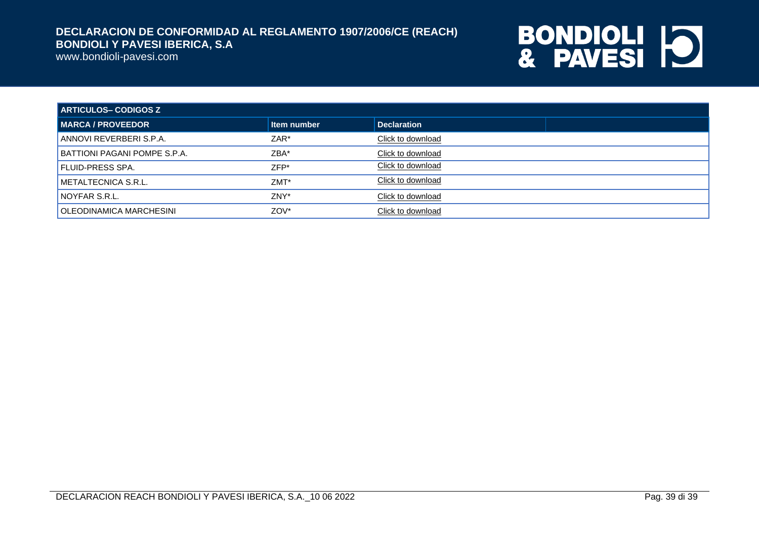| ARTICULOS– CODIGOS Z | | | |
|---|---|---|---|
| **MARCA / PROVEEDOR** | **Item number** | **Declaration** | |
| ANNOVI REVERBERI S.P.A. | ZAR* | Click to download | |
| BATTIONI PAGANI POMPE S.P.A. | ZBA* | Click to download | |
| FLUID-PRESS SPA. | ZFP* | Click to download | |
| METALTECNICA S.R.L. | ZMT* | Click to download | |
| NOYFAR S.R.L. | ZNY* | Click to download | |
| OLEODINAMICA MARCHESINI | ZOV* | Click to download | |